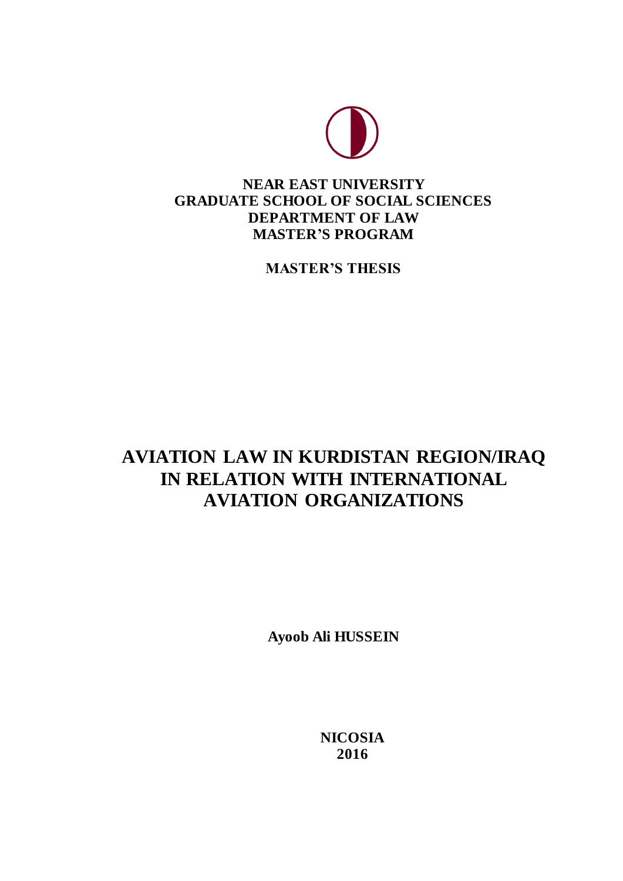**NEAR EAST UNIVERSITY**
**GRADUATE SCHOOL OF SOCIAL SCIENCES**
**DEPARTMENT OF LAW**
**MASTER'S PROGRAM**

**MASTER'S THESIS**

# AVIATION LAW IN KURDISTAN REGION/IRAQ IN RELATION WITH INTERNATIONAL AVIATION ORGANIZATIONS

**Ayoob Ali HUSSEIN**

**NICOSIA**
**2016**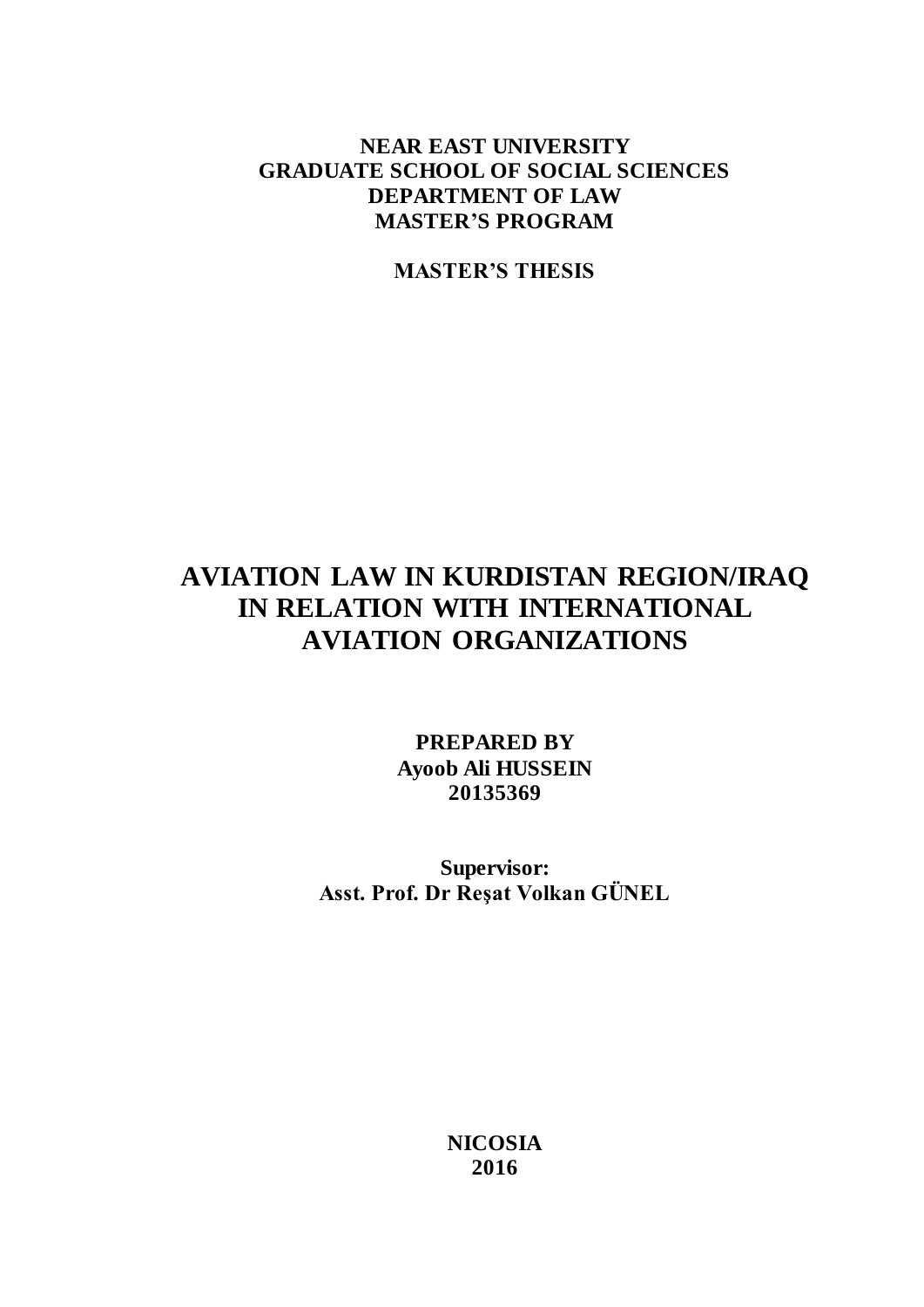**NEAR EAST UNIVERSITY**
**GRADUATE SCHOOL OF SOCIAL SCIENCES**
**DEPARTMENT OF LAW**
**MASTER'S PROGRAM**

**MASTER'S THESIS**

# AVIATION LAW IN KURDISTAN REGION/IRAQ IN RELATION WITH INTERNATIONAL AVIATION ORGANIZATIONS

**PREPARED BY**
**Ayoob Ali HUSSEIN**
**20135369**

**Supervisor:**
**Asst. Prof. Dr Reşat Volkan GÜNEL**

**NICOSIA**
**2016**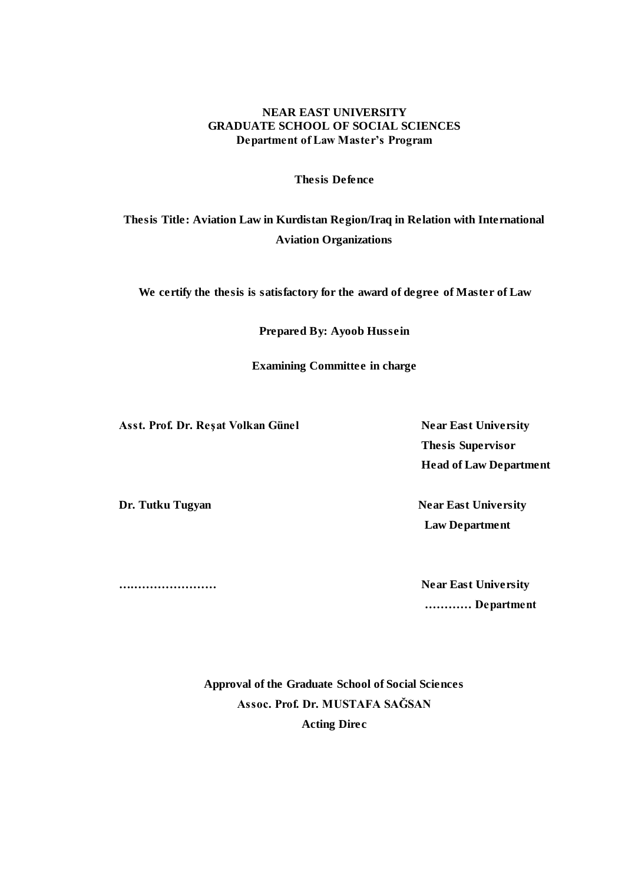**NEAR EAST UNIVERSITY**
**GRADUATE SCHOOL OF SOCIAL SCIENCES**
**Department of Law Master's Program**

**Thesis Defence**

**Thesis Title: Aviation Law in Kurdistan Region/Iraq in Relation with International Aviation Organizations**

**We certify the thesis is satisfactory for the award of degree of Master of Law**

**Prepared By: Ayoob Hussein**

**Examining Committee in charge**

**Asst. Prof. Dr. Reşat Volkan Günel** — **Near East University**
**Thesis Supervisor**
**Head of Law Department**

**Dr. Tutku Tugyan** — **Near East University**
**Law Department**

**……………………** — **Near East University**
**………… Department**

**Approval of the Graduate School of Social Sciences**
**Assoc. Prof. Dr. MUSTAFA SAĞSAN**
**Acting Direc**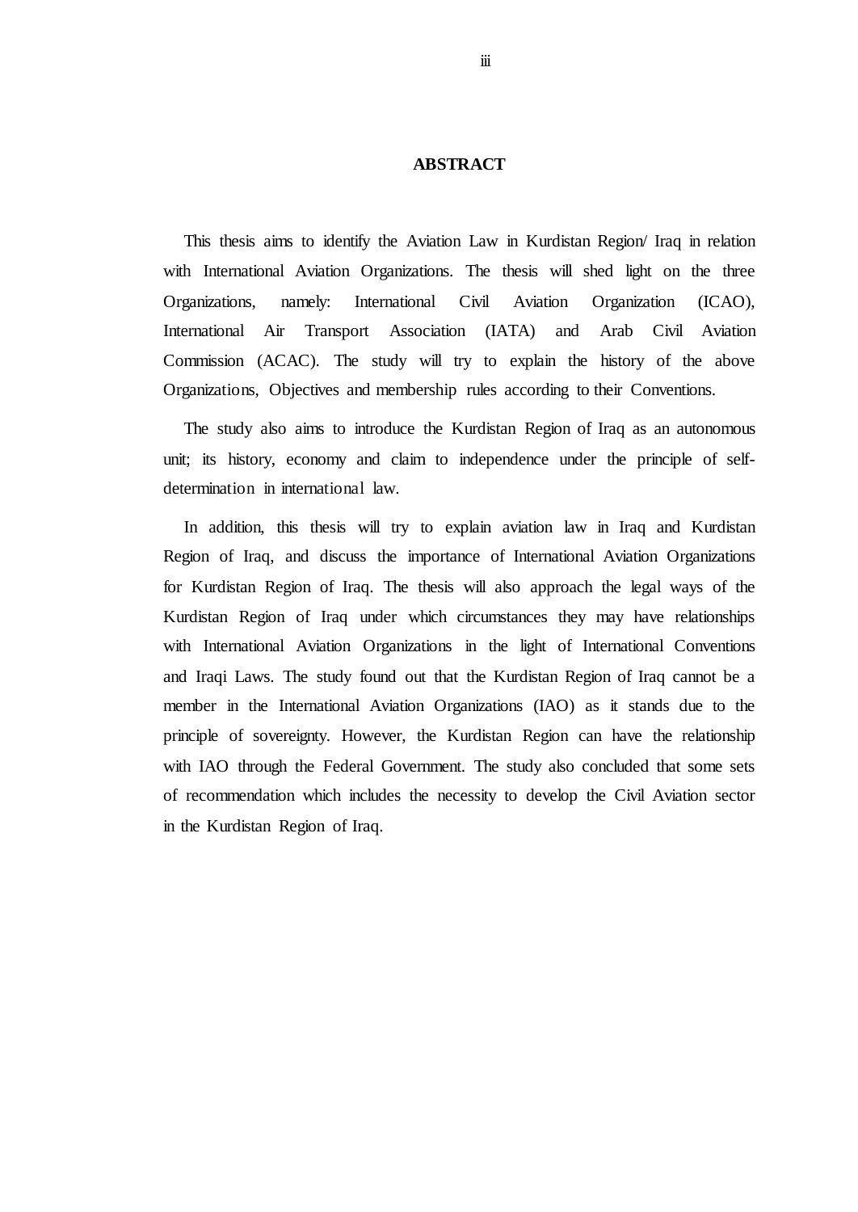# ABSTRACT

This thesis aims to identify the Aviation Law in Kurdistan Region/ Iraq in relation with International Aviation Organizations. The thesis will shed light on the three Organizations, namely: International Civil Aviation Organization (ICAO), International Air Transport Association (IATA) and Arab Civil Aviation Commission (ACAC). The study will try to explain the history of the above Organizations, Objectives and membership rules according to their Conventions.

The study also aims to introduce the Kurdistan Region of Iraq as an autonomous unit; its history, economy and claim to independence under the principle of self-determination in international law.

In addition, this thesis will try to explain aviation law in Iraq and Kurdistan Region of Iraq, and discuss the importance of International Aviation Organizations for Kurdistan Region of Iraq. The thesis will also approach the legal ways of the Kurdistan Region of Iraq under which circumstances they may have relationships with International Aviation Organizations in the light of International Conventions and Iraqi Laws. The study found out that the Kurdistan Region of Iraq cannot be a member in the International Aviation Organizations (IAO) as it stands due to the principle of sovereignty. However, the Kurdistan Region can have the relationship with IAO through the Federal Government. The study also concluded that some sets of recommendation which includes the necessity to develop the Civil Aviation sector in the Kurdistan Region of Iraq.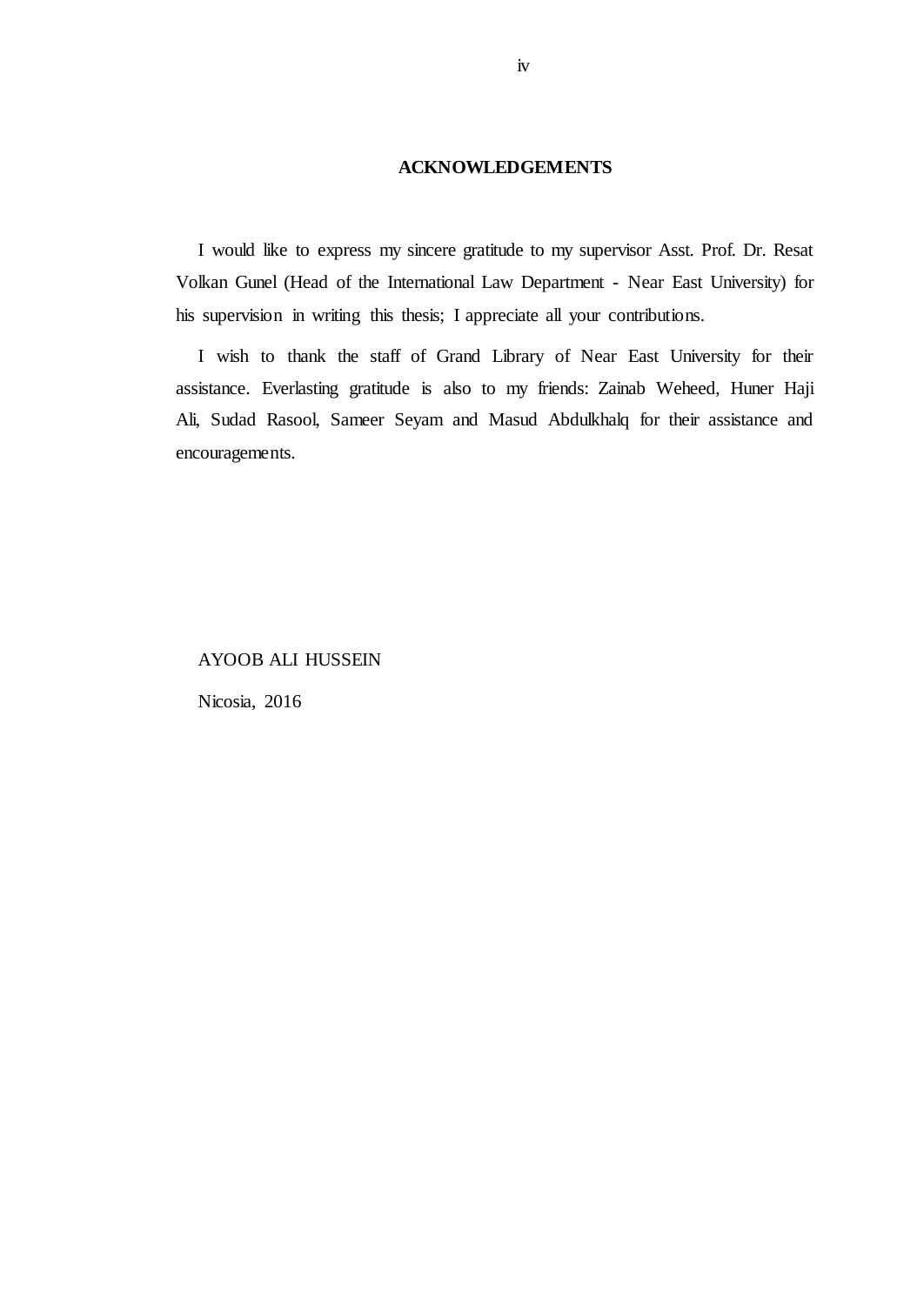## ACKNOWLEDGEMENTS

I would like to express my sincere gratitude to my supervisor Asst. Prof. Dr. Resat Volkan Gunel (Head of the International Law Department - Near East University) for his supervision in writing this thesis; I appreciate all your contributions.

I wish to thank the staff of Grand Library of Near East University for their assistance. Everlasting gratitude is also to my friends: Zainab Weheed, Huner Haji Ali, Sudad Rasool, Sameer Seyam and Masud Abdulkhalq for their assistance and encouragements.

AYOOB ALI HUSSEIN

Nicosia, 2016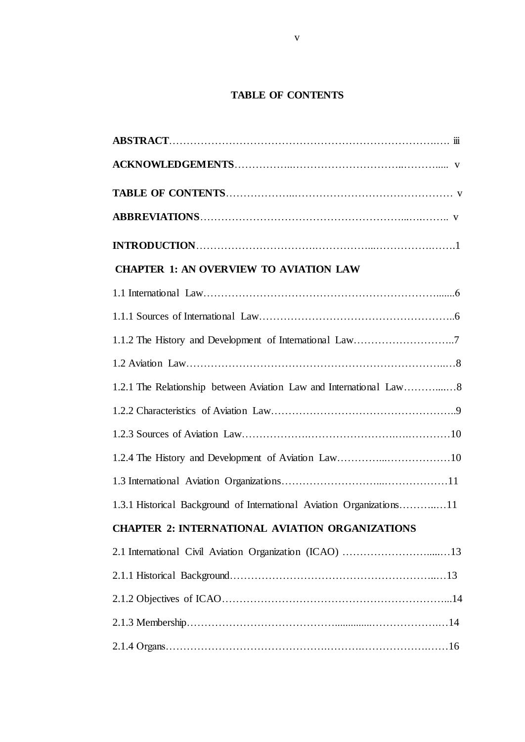## TABLE OF CONTENTS

**ABSTRACT**………………………………………………………………….…. iii

**ACKNOWLEDGEMENTS**……………..…………………………..………..... v

**TABLE OF CONTENTS**………………..……………………………………… v

**ABBREVIATIONS**…………………………………………………...….…….. v

**INTRODUCTION**……………………………….……………...……………….…….1

**CHAPTER 1: AN OVERVIEW TO AVIATION LAW**

1.1 International Law…………………………………………………………......6

1.1.1 Sources of International Law……………………………………………..6

1.1.2 The History and Development of International Law……………………..7

1.2 Aviation Law……………………………………………………………..…8

1.2.1 The Relationship between Aviation Law and International Law………...…8

1.2.2 Characteristics of Aviation Law……………………………………………..9

1.2.3 Sources of Aviation Law……………….……………………….….…………10

1.2.4 The History and Development of Aviation Law…………...………………10

1.3 International Aviation Organizations………………………...………………11

1.3.1 Historical Background of International Aviation Organizations………..…11

**CHAPTER 2: INTERNATIONAL AVIATION ORGANIZATIONS**

2.1 International Civil Aviation Organization (ICAO) ……………………......…13

2.1.1 Historical Background…………………………………………………..…13

2.1.2 Objectives of ICAO………………….……………………………………...14

2.1.3 Membership…………………………………….............…………………..…14

2.1.4 Organs……………………………………….……….…………………….……16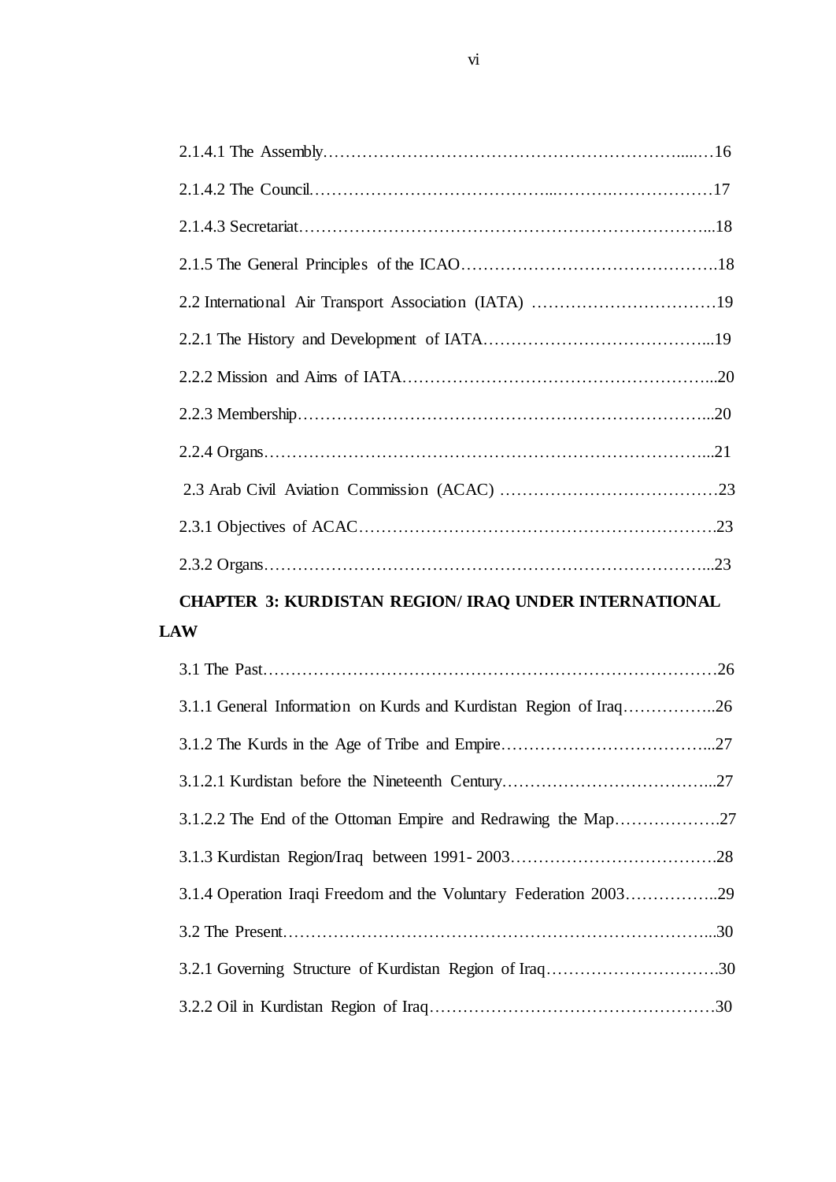2.1.4.1 The Assembly……………………………………………………….....…16

2.1.4.2 The Council…………………………………...……….………………17

2.1.4.3 Secretariat……………………………………………………………...18

2.1.5 The General Principles of the ICAO……………………………………….18

2.2 International Air Transport Association (IATA) ……………………………19

2.2.1 The History and Development of IATA…………………………………...19

2.2.2 Mission and Aims of IATA………………………………………………...20

2.2.3 Membership………………………………………………………………...20

2.2.4 Organs……………………………………………………………………...21

2.3 Arab Civil Aviation Commission (ACAC) …………………………………23

2.3.1 Objectives of ACAC……………………………………………………….23

2.3.2 Organs……………………………………………………………………...23

**CHAPTER 3: KURDISTAN REGION/ IRAQ UNDER INTERNATIONAL LAW**

3.1 The Past………………………………………………………………………26

3.1.1 General Information on Kurds and Kurdistan Region of Iraq……………..26

3.1.2 The Kurds in the Age of Tribe and Empire………………………………...27

3.1.2.1 Kurdistan before the Nineteenth Century………………………………...27

3.1.2.2 The End of the Ottoman Empire and Redrawing the Map……………….27

3.1.3 Kurdistan Region/Iraq between 1991- 2003……………………………….28

3.1.4 Operation Iraqi Freedom and the Voluntary Federation 2003……………..29

3.2 The Present…………………………………………………………………...30

3.2.1 Governing Structure of Kurdistan Region of Iraq………………………….30

3.2.2 Oil in Kurdistan Region of Iraq…………………………………………….30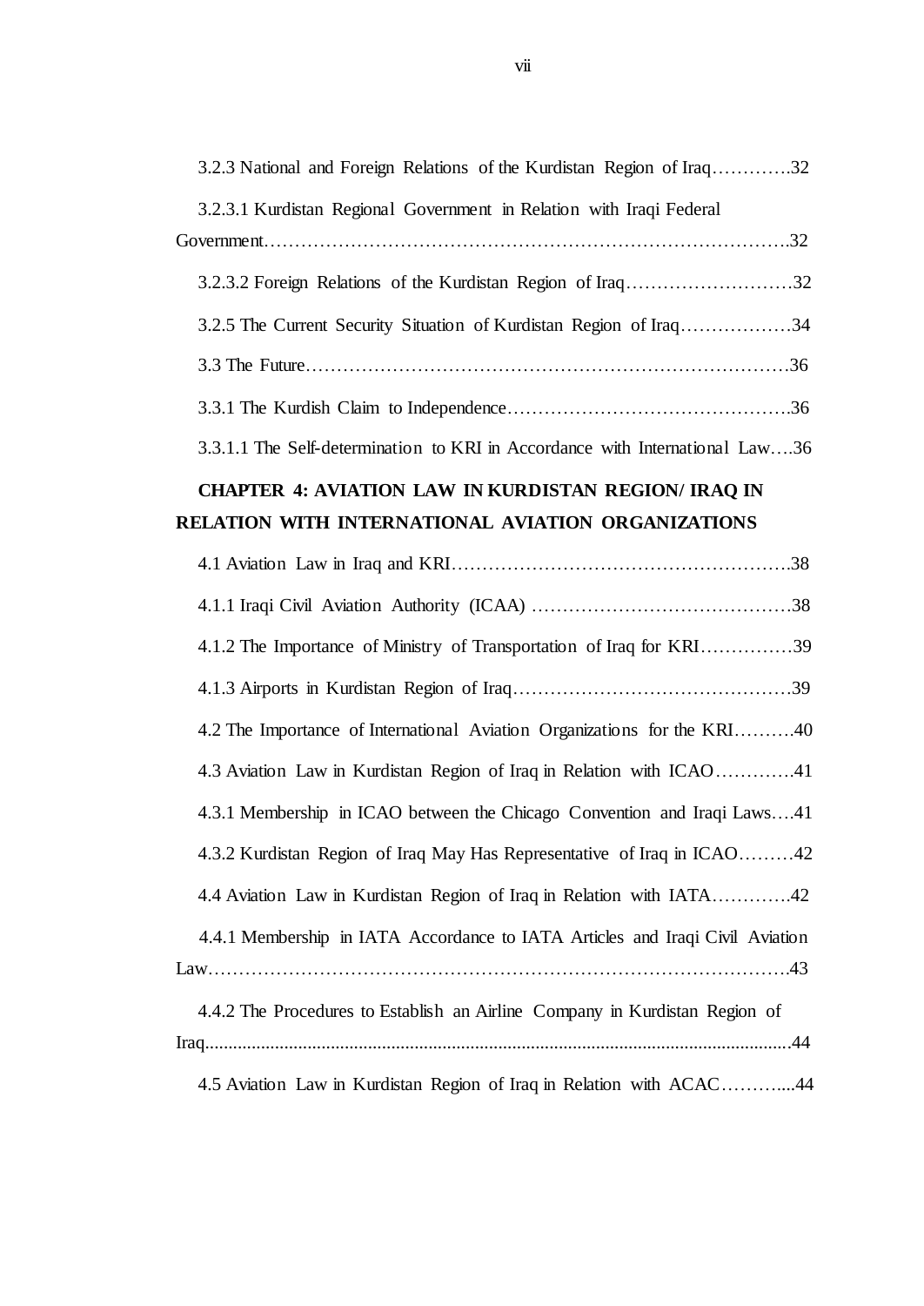3.2.3 National and Foreign Relations of the Kurdistan Region of Iraq………….32

3.2.3.1 Kurdistan Regional Government in Relation with Iraqi Federal Government……………………………………………………………………….32

3.2.3.2 Foreign Relations of the Kurdistan Region of Iraq………………………32

3.2.5 The Current Security Situation of Kurdistan Region of Iraq………………34

3.3 The Future…………………………………………………………………….36

3.3.1 The Kurdish Claim to Independence……………………………………….36

3.3.1.1 The Self-determination to KRI in Accordance with International Law….36

**CHAPTER 4: AVIATION LAW IN KURDISTAN REGION/ IRAQ IN RELATION WITH INTERNATIONAL AVIATION ORGANIZATIONS**

4.1 Aviation Law in Iraq and KRI……………………………………………….38

4.1.1 Iraqi Civil Aviation Authority (ICAA) ……………………………………38

4.1.2 The Importance of Ministry of Transportation of Iraq for KRI……………39

4.1.3 Airports in Kurdistan Region of Iraq………………………………………39

4.2 The Importance of International Aviation Organizations for the KRI……….40

4.3 Aviation Law in Kurdistan Region of Iraq in Relation with ICAO………….41

4.3.1 Membership in ICAO between the Chicago Convention and Iraqi Laws….41

4.3.2 Kurdistan Region of Iraq May Has Representative of Iraq in ICAO………42

4.4 Aviation Law in Kurdistan Region of Iraq in Relation with IATA………….42

4.4.1 Membership in IATA Accordance to IATA Articles and Iraqi Civil Aviation Law……………………………………………………………………………….43

4.4.2 The Procedures to Establish an Airline Company in Kurdistan Region of Iraq.............................................................................................................................44

4.5 Aviation Law in Kurdistan Region of Iraq in Relation with ACAC………....44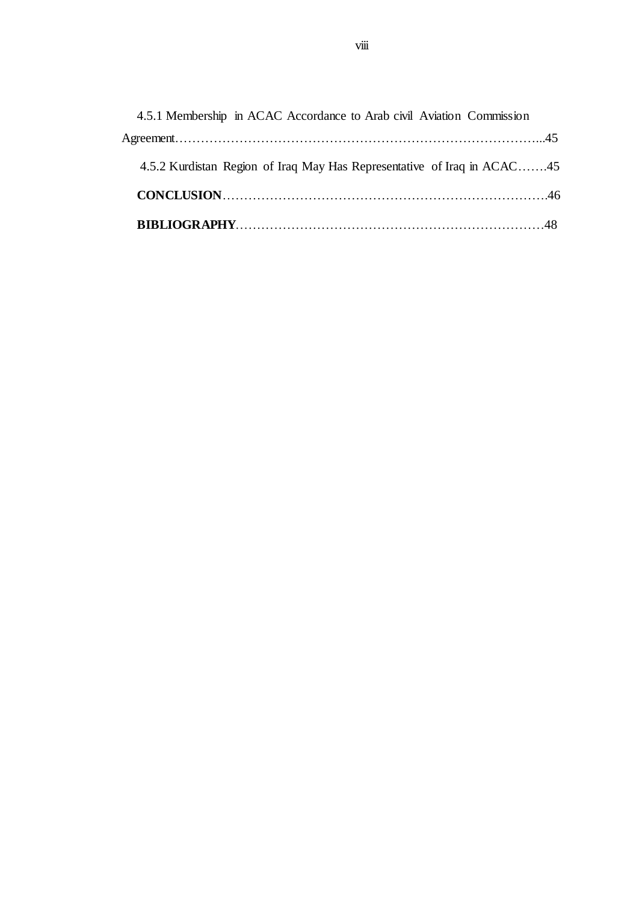4.5.1 Membership in ACAC Accordance to Arab civil Aviation Commission Agreement.................................................................................45

4.5.2 Kurdistan Region of Iraq May Has Representative of Iraq in ACAC.......45

**CONCLUSION**...........................................................................46

**BIBLIOGRAPHY**.......................................................................48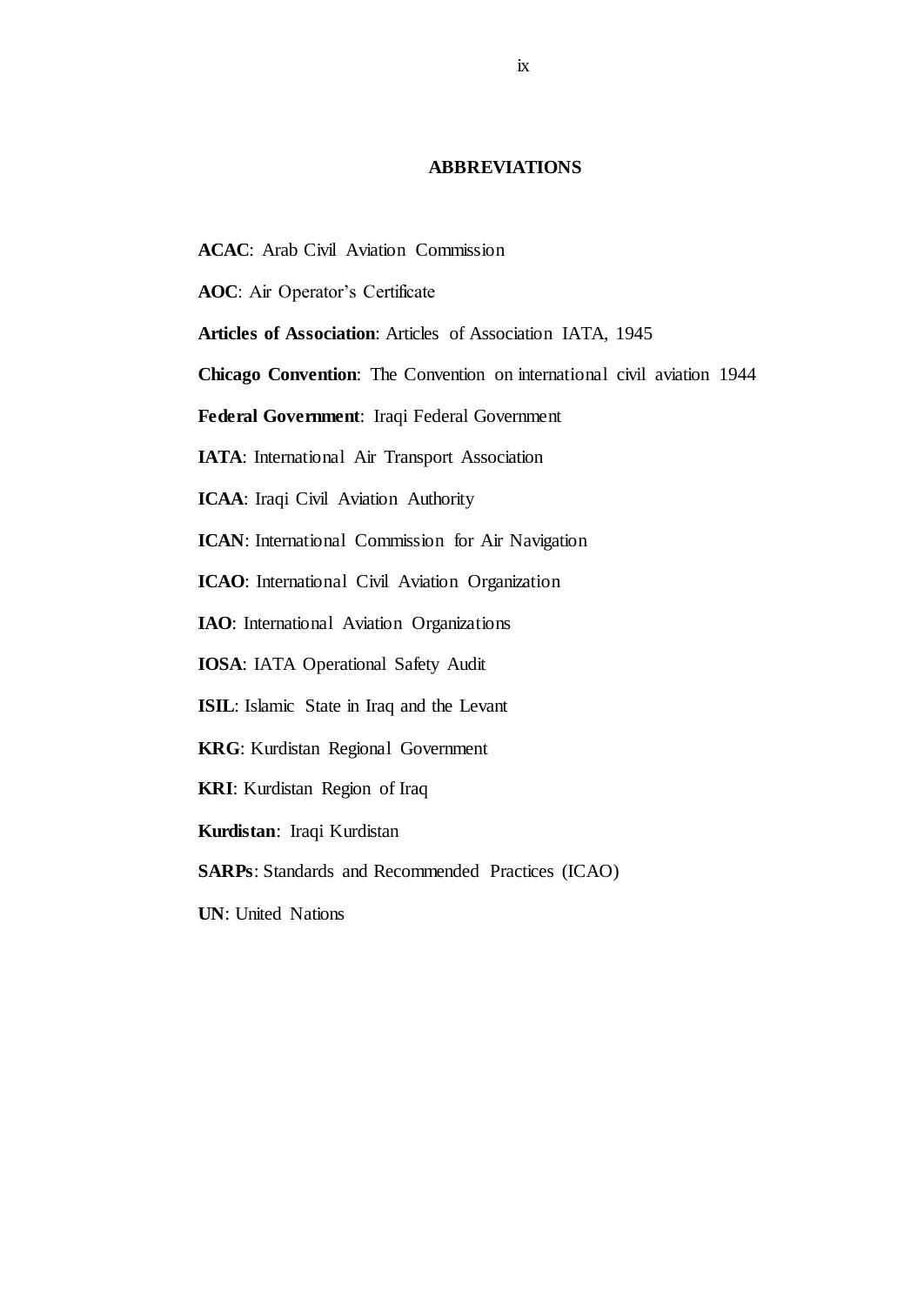## ABBREVIATIONS

**ACAC**: Arab Civil Aviation Commission

**AOC**: Air Operator's Certificate

**Articles of Association**: Articles of Association IATA, 1945

**Chicago Convention**: The Convention on international civil aviation 1944

**Federal Government**: Iraqi Federal Government

**IATA**: International Air Transport Association

**ICAA**: Iraqi Civil Aviation Authority

**ICAN**: International Commission for Air Navigation

**ICAO**: International Civil Aviation Organization

**IAO**: International Aviation Organizations

**IOSA**: IATA Operational Safety Audit

**ISIL**: Islamic State in Iraq and the Levant

**KRG**: Kurdistan Regional Government

**KRI**: Kurdistan Region of Iraq

**Kurdistan**: Iraqi Kurdistan

**SARPs**: Standards and Recommended Practices (ICAO)

**UN**: United Nations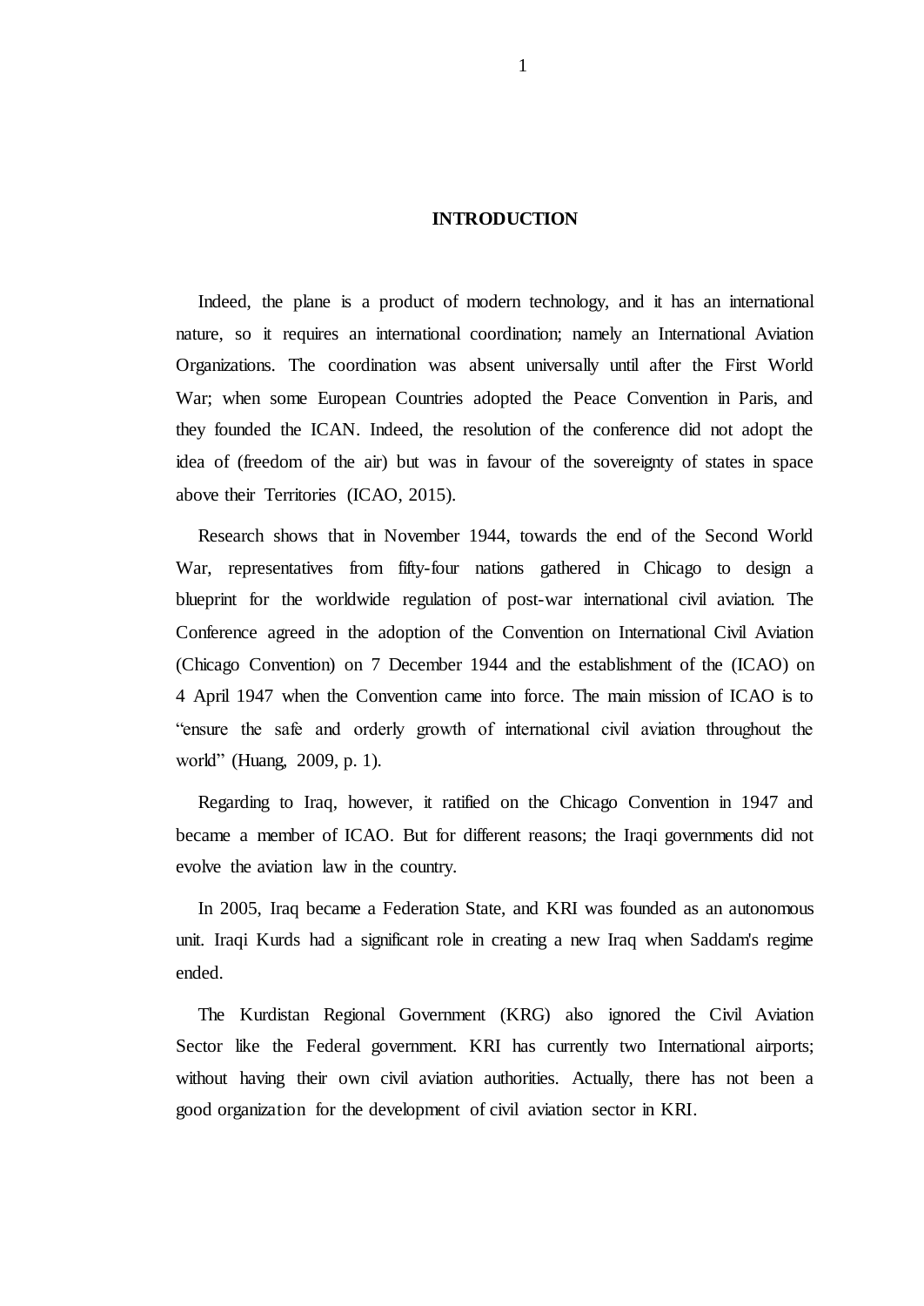# INTRODUCTION

Indeed, the plane is a product of modern technology, and it has an international nature, so it requires an international coordination; namely an International Aviation Organizations. The coordination was absent universally until after the First World War; when some European Countries adopted the Peace Convention in Paris, and they founded the ICAN. Indeed, the resolution of the conference did not adopt the idea of (freedom of the air) but was in favour of the sovereignty of states in space above their Territories (ICAO, 2015).

Research shows that in November 1944, towards the end of the Second World War, representatives from fifty-four nations gathered in Chicago to design a blueprint for the worldwide regulation of post-war international civil aviation. The Conference agreed in the adoption of the Convention on International Civil Aviation (Chicago Convention) on 7 December 1944 and the establishment of the (ICAO) on 4 April 1947 when the Convention came into force. The main mission of ICAO is to “ensure the safe and orderly growth of international civil aviation throughout the world” (Huang, 2009, p. 1).

Regarding to Iraq, however, it ratified on the Chicago Convention in 1947 and became a member of ICAO. But for different reasons; the Iraqi governments did not evolve the aviation law in the country.

In 2005, Iraq became a Federation State, and KRI was founded as an autonomous unit. Iraqi Kurds had a significant role in creating a new Iraq when Saddam's regime ended.

The Kurdistan Regional Government (KRG) also ignored the Civil Aviation Sector like the Federal government. KRI has currently two International airports; without having their own civil aviation authorities. Actually, there has not been a good organization for the development of civil aviation sector in KRI.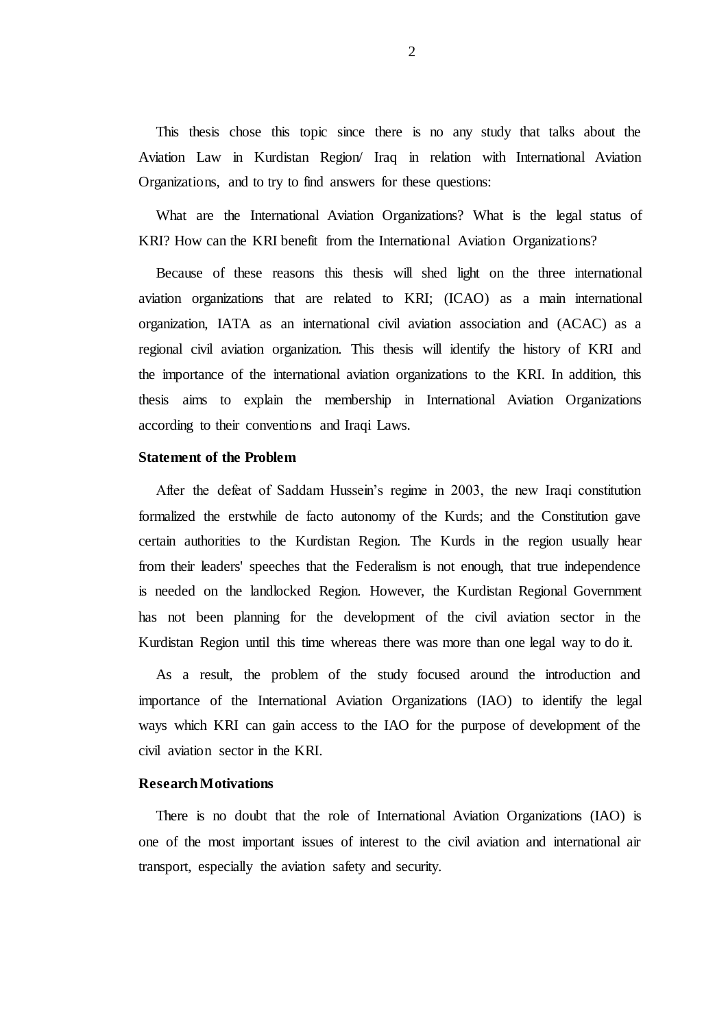This thesis chose this topic since there is no any study that talks about the Aviation Law in Kurdistan Region/ Iraq in relation with International Aviation Organizations, and to try to find answers for these questions:

What are the International Aviation Organizations? What is the legal status of KRI? How can the KRI benefit from the International Aviation Organizations?

Because of these reasons this thesis will shed light on the three international aviation organizations that are related to KRI; (ICAO) as a main international organization, IATA as an international civil aviation association and (ACAC) as a regional civil aviation organization. This thesis will identify the history of KRI and the importance of the international aviation organizations to the KRI. In addition, this thesis aims to explain the membership in International Aviation Organizations according to their conventions and Iraqi Laws.

**Statement of the Problem**

After the defeat of Saddam Hussein's regime in 2003, the new Iraqi constitution formalized the erstwhile de facto autonomy of the Kurds; and the Constitution gave certain authorities to the Kurdistan Region. The Kurds in the region usually hear from their leaders' speeches that the Federalism is not enough, that true independence is needed on the landlocked Region. However, the Kurdistan Regional Government has not been planning for the development of the civil aviation sector in the Kurdistan Region until this time whereas there was more than one legal way to do it.

As a result, the problem of the study focused around the introduction and importance of the International Aviation Organizations (IAO) to identify the legal ways which KRI can gain access to the IAO for the purpose of development of the civil aviation sector in the KRI.

**Research Motivations**

There is no doubt that the role of International Aviation Organizations (IAO) is one of the most important issues of interest to the civil aviation and international air transport, especially the aviation safety and security.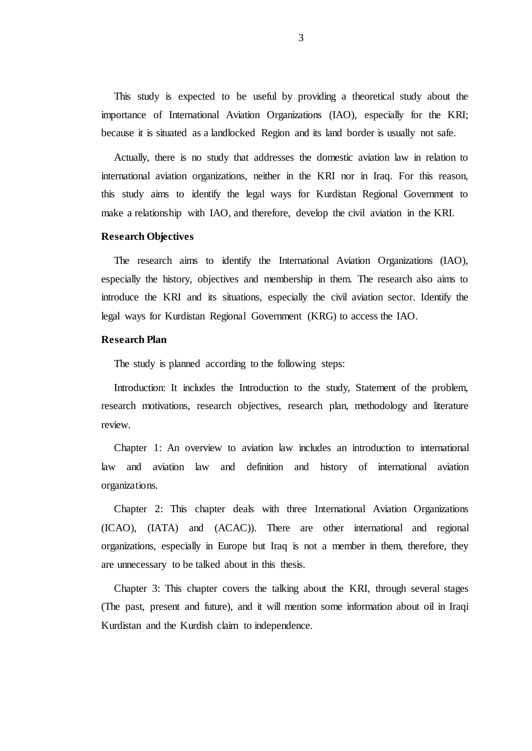This study is expected to be useful by providing a theoretical study about the importance of International Aviation Organizations (IAO), especially for the KRI; because it is situated as a landlocked Region and its land border is usually not safe.

Actually, there is no study that addresses the domestic aviation law in relation to international aviation organizations, neither in the KRI nor in Iraq. For this reason, this study aims to identify the legal ways for Kurdistan Regional Government to make a relationship with IAO, and therefore, develop the civil aviation in the KRI.

**Research Objectives**

The research aims to identify the International Aviation Organizations (IAO), especially the history, objectives and membership in them. The research also aims to introduce the KRI and its situations, especially the civil aviation sector. Identify the legal ways for Kurdistan Regional Government (KRG) to access the IAO.

**Research Plan**

The study is planned according to the following steps:

Introduction: It includes the Introduction to the study, Statement of the problem, research motivations, research objectives, research plan, methodology and literature review.

Chapter 1: An overview to aviation law includes an introduction to international law and aviation law and definition and history of international aviation organizations.

Chapter 2: This chapter deals with three International Aviation Organizations (ICAO), (IATA) and (ACAC)). There are other international and regional organizations, especially in Europe but Iraq is not a member in them, therefore, they are unnecessary to be talked about in this thesis.

Chapter 3: This chapter covers the talking about the KRI, through several stages (The past, present and future), and it will mention some information about oil in Iraqi Kurdistan and the Kurdish claim to independence.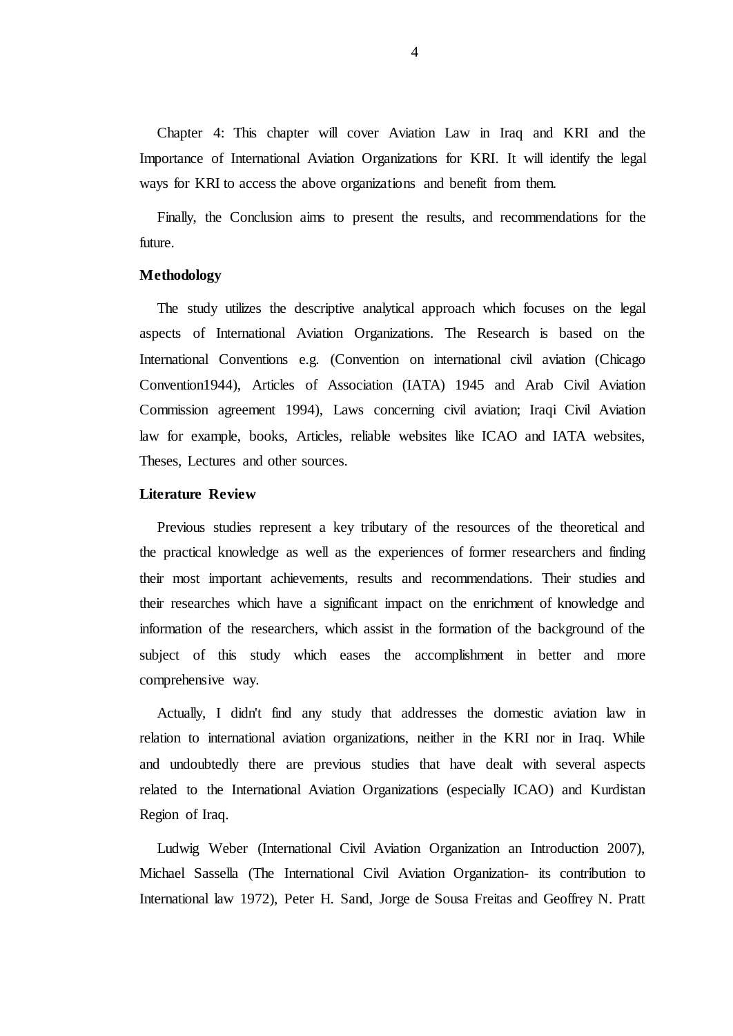Chapter 4: This chapter will cover Aviation Law in Iraq and KRI and the Importance of International Aviation Organizations for KRI. It will identify the legal ways for KRI to access the above organizations and benefit from them.

Finally, the Conclusion aims to present the results, and recommendations for the future.

### Methodology

The study utilizes the descriptive analytical approach which focuses on the legal aspects of International Aviation Organizations. The Research is based on the International Conventions e.g. (Convention on international civil aviation (Chicago Convention1944), Articles of Association (IATA) 1945 and Arab Civil Aviation Commission agreement 1994), Laws concerning civil aviation; Iraqi Civil Aviation law for example, books, Articles, reliable websites like ICAO and IATA websites, Theses, Lectures and other sources.

### Literature Review

Previous studies represent a key tributary of the resources of the theoretical and the practical knowledge as well as the experiences of former researchers and finding their most important achievements, results and recommendations. Their studies and their researches which have a significant impact on the enrichment of knowledge and information of the researchers, which assist in the formation of the background of the subject of this study which eases the accomplishment in better and more comprehensive way.

Actually, I didn't find any study that addresses the domestic aviation law in relation to international aviation organizations, neither in the KRI nor in Iraq. While and undoubtedly there are previous studies that have dealt with several aspects related to the International Aviation Organizations (especially ICAO) and Kurdistan Region of Iraq.

Ludwig Weber (International Civil Aviation Organization an Introduction 2007), Michael Sassella (The International Civil Aviation Organization- its contribution to International law 1972), Peter H. Sand, Jorge de Sousa Freitas and Geoffrey N. Pratt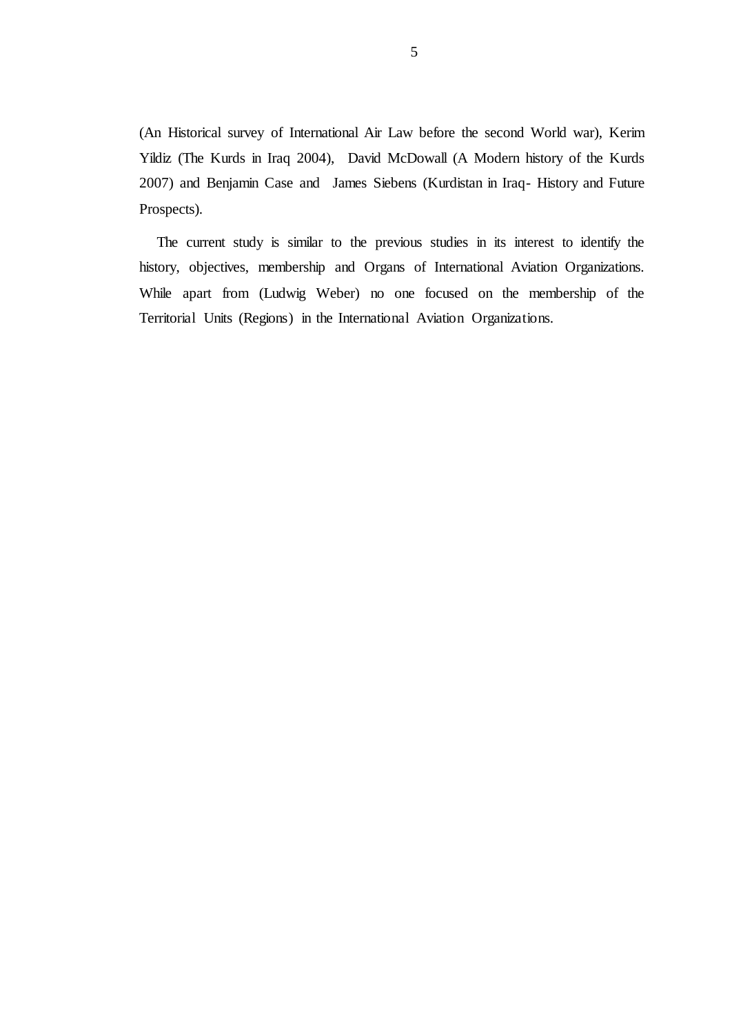(An Historical survey of International Air Law before the second World war), Kerim Yildiz (The Kurds in Iraq 2004), David McDowall (A Modern history of the Kurds 2007) and Benjamin Case and James Siebens (Kurdistan in Iraq- History and Future Prospects).

The current study is similar to the previous studies in its interest to identify the history, objectives, membership and Organs of International Aviation Organizations. While apart from (Ludwig Weber) no one focused on the membership of the Territorial Units (Regions) in the International Aviation Organizations.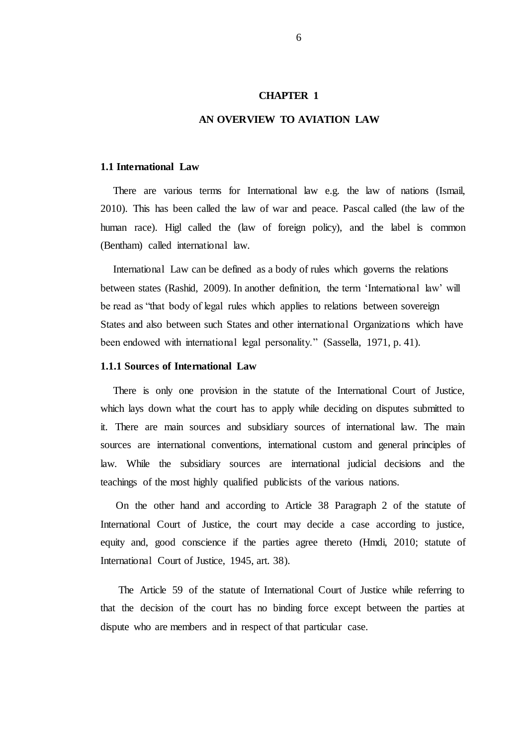# CHAPTER 1

# AN OVERVIEW TO AVIATION LAW

## 1.1 International Law

There are various terms for International law e.g. the law of nations (Ismail, 2010). This has been called the law of war and peace. Pascal called (the law of the human race). Higl called the (law of foreign policy), and the label is common (Bentham) called international law.

International Law can be defined as a body of rules which governs the relations between states (Rashid, 2009). In another definition, the term 'International law' will be read as "that body of legal rules which applies to relations between sovereign States and also between such States and other international Organizations which have been endowed with international legal personality." (Sassella, 1971, p. 41).

### 1.1.1 Sources of International Law

There is only one provision in the statute of the International Court of Justice, which lays down what the court has to apply while deciding on disputes submitted to it. There are main sources and subsidiary sources of international law. The main sources are international conventions, international custom and general principles of law. While the subsidiary sources are international judicial decisions and the teachings of the most highly qualified publicists of the various nations.

On the other hand and according to Article 38 Paragraph 2 of the statute of International Court of Justice, the court may decide a case according to justice, equity and, good conscience if the parties agree thereto (Hmdi, 2010; statute of International Court of Justice, 1945, art. 38).

The Article 59 of the statute of International Court of Justice while referring to that the decision of the court has no binding force except between the parties at dispute who are members and in respect of that particular case.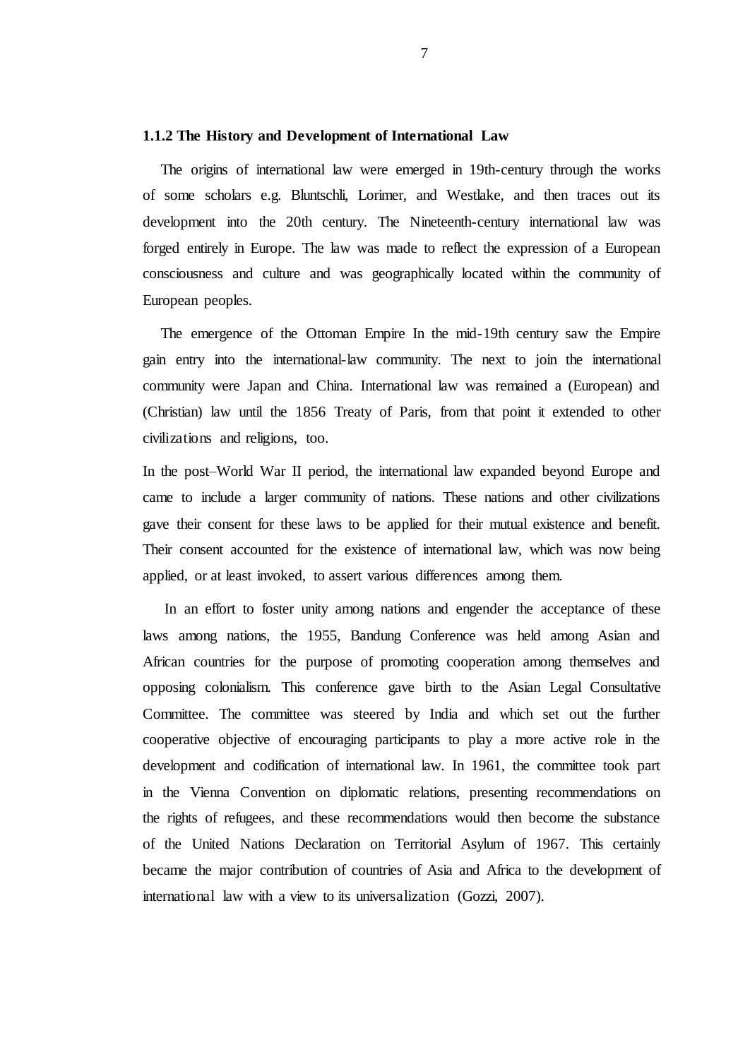### 1.1.2 The History and Development of International Law

The origins of international law were emerged in 19th-century through the works of some scholars e.g. Bluntschli, Lorimer, and Westlake, and then traces out its development into the 20th century. The Nineteenth-century international law was forged entirely in Europe. The law was made to reflect the expression of a European consciousness and culture and was geographically located within the community of European peoples.

The emergence of the Ottoman Empire In the mid-19th century saw the Empire gain entry into the international-law community. The next to join the international community were Japan and China. International law was remained a (European) and (Christian) law until the 1856 Treaty of Paris, from that point it extended to other civilizations and religions, too.

In the post–World War II period, the international law expanded beyond Europe and came to include a larger community of nations. These nations and other civilizations gave their consent for these laws to be applied for their mutual existence and benefit. Their consent accounted for the existence of international law, which was now being applied, or at least invoked, to assert various differences among them.

In an effort to foster unity among nations and engender the acceptance of these laws among nations, the 1955, Bandung Conference was held among Asian and African countries for the purpose of promoting cooperation among themselves and opposing colonialism. This conference gave birth to the Asian Legal Consultative Committee. The committee was steered by India and which set out the further cooperative objective of encouraging participants to play a more active role in the development and codification of international law. In 1961, the committee took part in the Vienna Convention on diplomatic relations, presenting recommendations on the rights of refugees, and these recommendations would then become the substance of the United Nations Declaration on Territorial Asylum of 1967. This certainly became the major contribution of countries of Asia and Africa to the development of international law with a view to its universalization (Gozzi, 2007).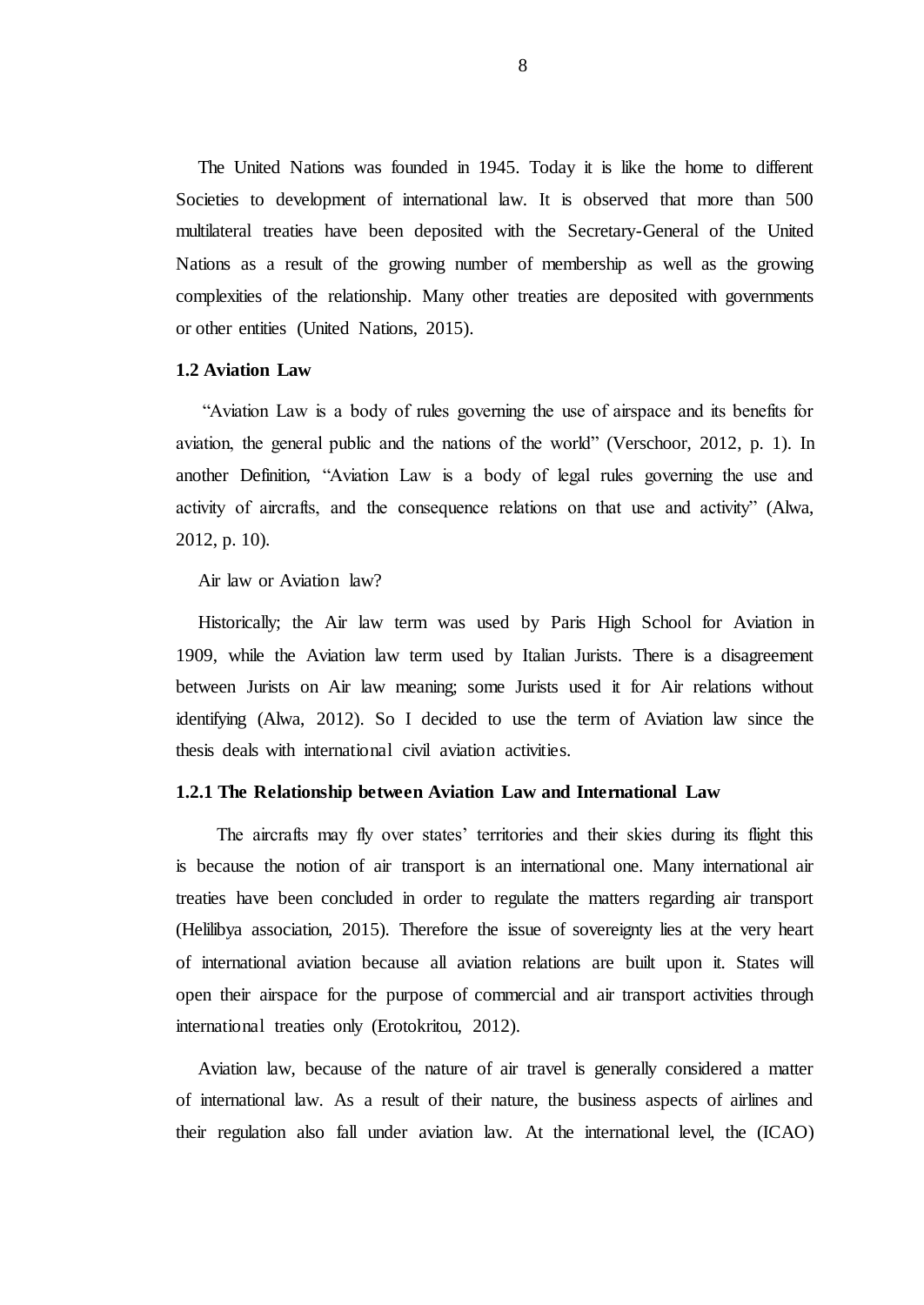The United Nations was founded in 1945. Today it is like the home to different Societies to development of international law. It is observed that more than 500 multilateral treaties have been deposited with the Secretary-General of the United Nations as a result of the growing number of membership as well as the growing complexities of the relationship. Many other treaties are deposited with governments or other entities (United Nations, 2015).

### 1.2 Aviation Law

"Aviation Law is a body of rules governing the use of airspace and its benefits for aviation, the general public and the nations of the world" (Verschoor, 2012, p. 1). In another Definition, "Aviation Law is a body of legal rules governing the use and activity of aircrafts, and the consequence relations on that use and activity" (Alwa, 2012, p. 10).

Air law or Aviation law?

Historically; the Air law term was used by Paris High School for Aviation in 1909, while the Aviation law term used by Italian Jurists. There is a disagreement between Jurists on Air law meaning; some Jurists used it for Air relations without identifying (Alwa, 2012). So I decided to use the term of Aviation law since the thesis deals with international civil aviation activities.

#### 1.2.1 The Relationship between Aviation Law and International Law

The aircrafts may fly over states' territories and their skies during its flight this is because the notion of air transport is an international one. Many international air treaties have been concluded in order to regulate the matters regarding air transport (Helilibya association, 2015). Therefore the issue of sovereignty lies at the very heart of international aviation because all aviation relations are built upon it. States will open their airspace for the purpose of commercial and air transport activities through international treaties only (Erotokritou, 2012).

Aviation law, because of the nature of air travel is generally considered a matter of international law. As a result of their nature, the business aspects of airlines and their regulation also fall under aviation law. At the international level, the (ICAO)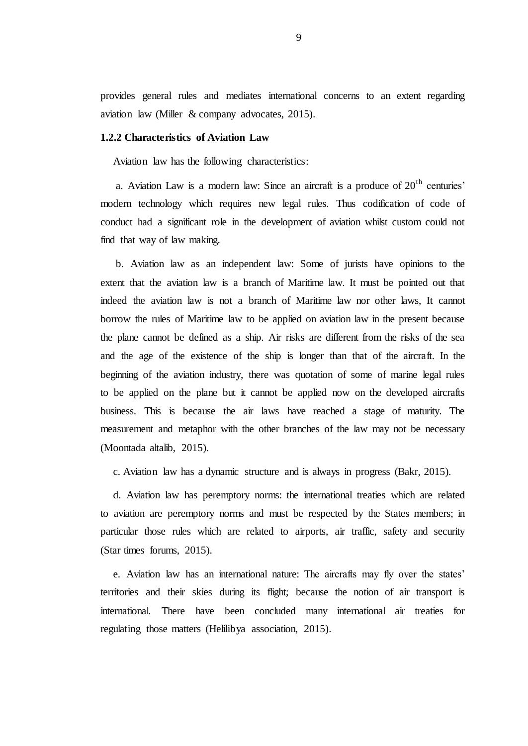provides general rules and mediates international concerns to an extent regarding aviation law (Miller & company advocates, 2015).

### 1.2.2 Characteristics of Aviation Law

Aviation law has the following characteristics:

a. Aviation Law is a modern law: Since an aircraft is a produce of 20th centuries' modern technology which requires new legal rules. Thus codification of code of conduct had a significant role in the development of aviation whilst custom could not find that way of law making.

b. Aviation law as an independent law: Some of jurists have opinions to the extent that the aviation law is a branch of Maritime law. It must be pointed out that indeed the aviation law is not a branch of Maritime law nor other laws, It cannot borrow the rules of Maritime law to be applied on aviation law in the present because the plane cannot be defined as a ship. Air risks are different from the risks of the sea and the age of the existence of the ship is longer than that of the aircraft. In the beginning of the aviation industry, there was quotation of some of marine legal rules to be applied on the plane but it cannot be applied now on the developed aircrafts business. This is because the air laws have reached a stage of maturity. The measurement and metaphor with the other branches of the law may not be necessary (Moontada altalib, 2015).

c. Aviation law has a dynamic structure and is always in progress (Bakr, 2015).

d. Aviation law has peremptory norms: the international treaties which are related to aviation are peremptory norms and must be respected by the States members; in particular those rules which are related to airports, air traffic, safety and security (Star times forums, 2015).

e. Aviation law has an international nature: The aircrafts may fly over the states' territories and their skies during its flight; because the notion of air transport is international. There have been concluded many international air treaties for regulating those matters (Helilibya association, 2015).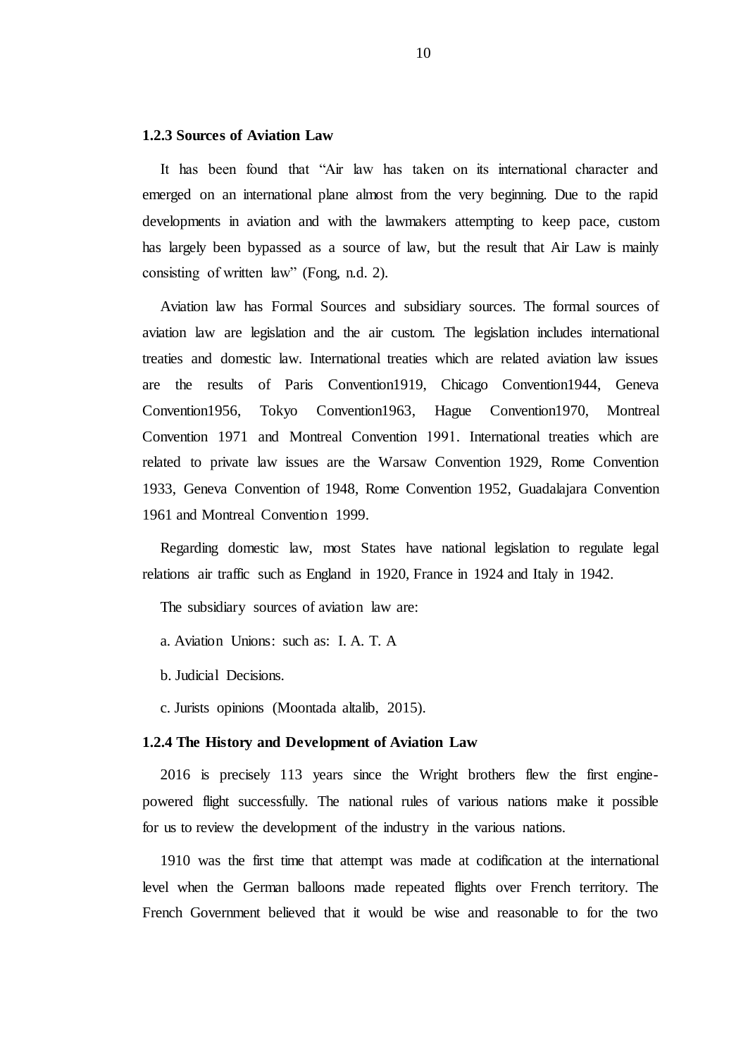### 1.2.3 Sources of Aviation Law

It has been found that "Air law has taken on its international character and emerged on an international plane almost from the very beginning. Due to the rapid developments in aviation and with the lawmakers attempting to keep pace, custom has largely been bypassed as a source of law, but the result that Air Law is mainly consisting of written law" (Fong, n.d. 2).

Aviation law has Formal Sources and subsidiary sources. The formal sources of aviation law are legislation and the air custom. The legislation includes international treaties and domestic law. International treaties which are related aviation law issues are the results of Paris Convention1919, Chicago Convention1944, Geneva Convention1956, Tokyo Convention1963, Hague Convention1970, Montreal Convention 1971 and Montreal Convention 1991. International treaties which are related to private law issues are the Warsaw Convention 1929, Rome Convention 1933, Geneva Convention of 1948, Rome Convention 1952, Guadalajara Convention 1961 and Montreal Convention 1999.

Regarding domestic law, most States have national legislation to regulate legal relations air traffic such as England in 1920, France in 1924 and Italy in 1942.

The subsidiary sources of aviation law are:

a. Aviation Unions: such as: I. A. T. A

b. Judicial Decisions.

c. Jurists opinions (Moontada altalib, 2015).

### 1.2.4 The History and Development of Aviation Law

2016 is precisely 113 years since the Wright brothers flew the first engine-powered flight successfully. The national rules of various nations make it possible for us to review the development of the industry in the various nations.

1910 was the first time that attempt was made at codification at the international level when the German balloons made repeated flights over French territory. The French Government believed that it would be wise and reasonable to for the two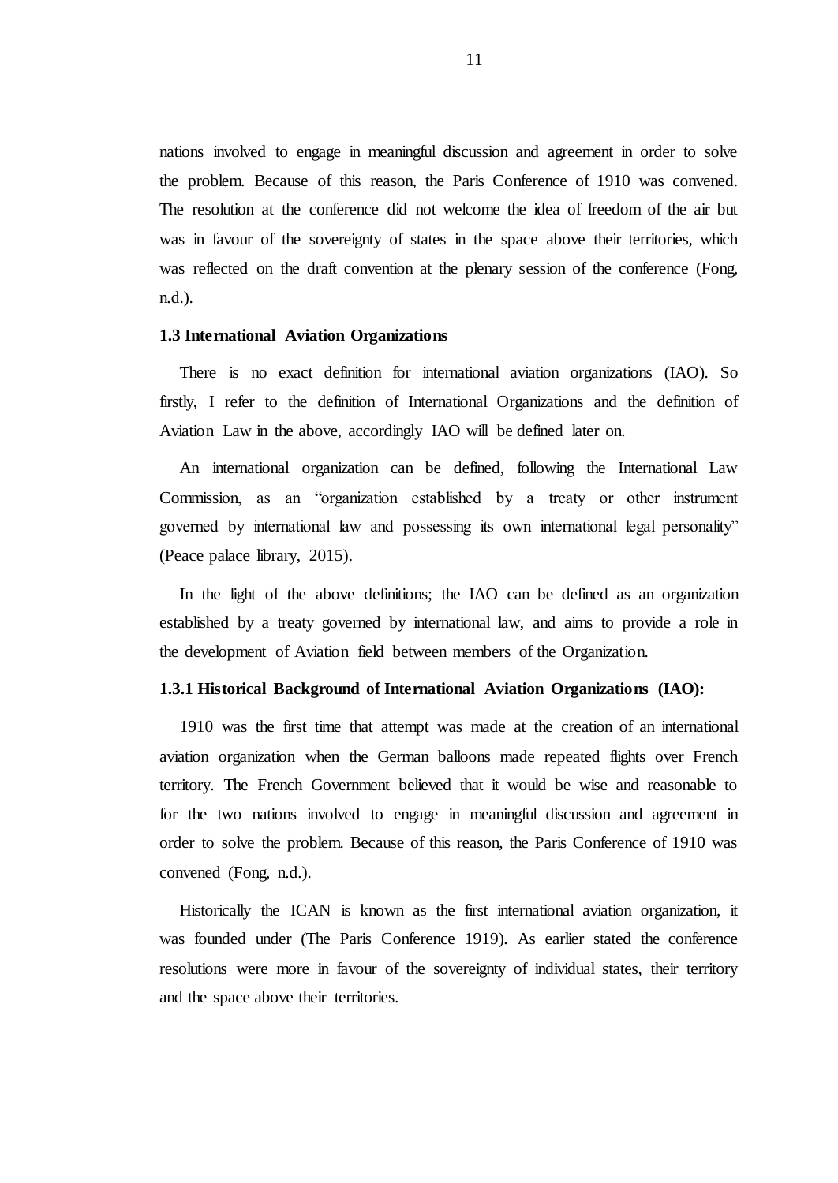nations involved to engage in meaningful discussion and agreement in order to solve the problem. Because of this reason, the Paris Conference of 1910 was convened. The resolution at the conference did not welcome the idea of freedom of the air but was in favour of the sovereignty of states in the space above their territories, which was reflected on the draft convention at the plenary session of the conference (Fong, n.d.).

### 1.3 International Aviation Organizations

There is no exact definition for international aviation organizations (IAO). So firstly, I refer to the definition of International Organizations and the definition of Aviation Law in the above, accordingly IAO will be defined later on.

An international organization can be defined, following the International Law Commission, as an "organization established by a treaty or other instrument governed by international law and possessing its own international legal personality" (Peace palace library, 2015).

In the light of the above definitions; the IAO can be defined as an organization established by a treaty governed by international law, and aims to provide a role in the development of Aviation field between members of the Organization.

#### 1.3.1 Historical Background of International Aviation Organizations (IAO):

1910 was the first time that attempt was made at the creation of an international aviation organization when the German balloons made repeated flights over French territory. The French Government believed that it would be wise and reasonable to for the two nations involved to engage in meaningful discussion and agreement in order to solve the problem. Because of this reason, the Paris Conference of 1910 was convened (Fong, n.d.).

Historically the ICAN is known as the first international aviation organization, it was founded under (The Paris Conference 1919). As earlier stated the conference resolutions were more in favour of the sovereignty of individual states, their territory and the space above their territories.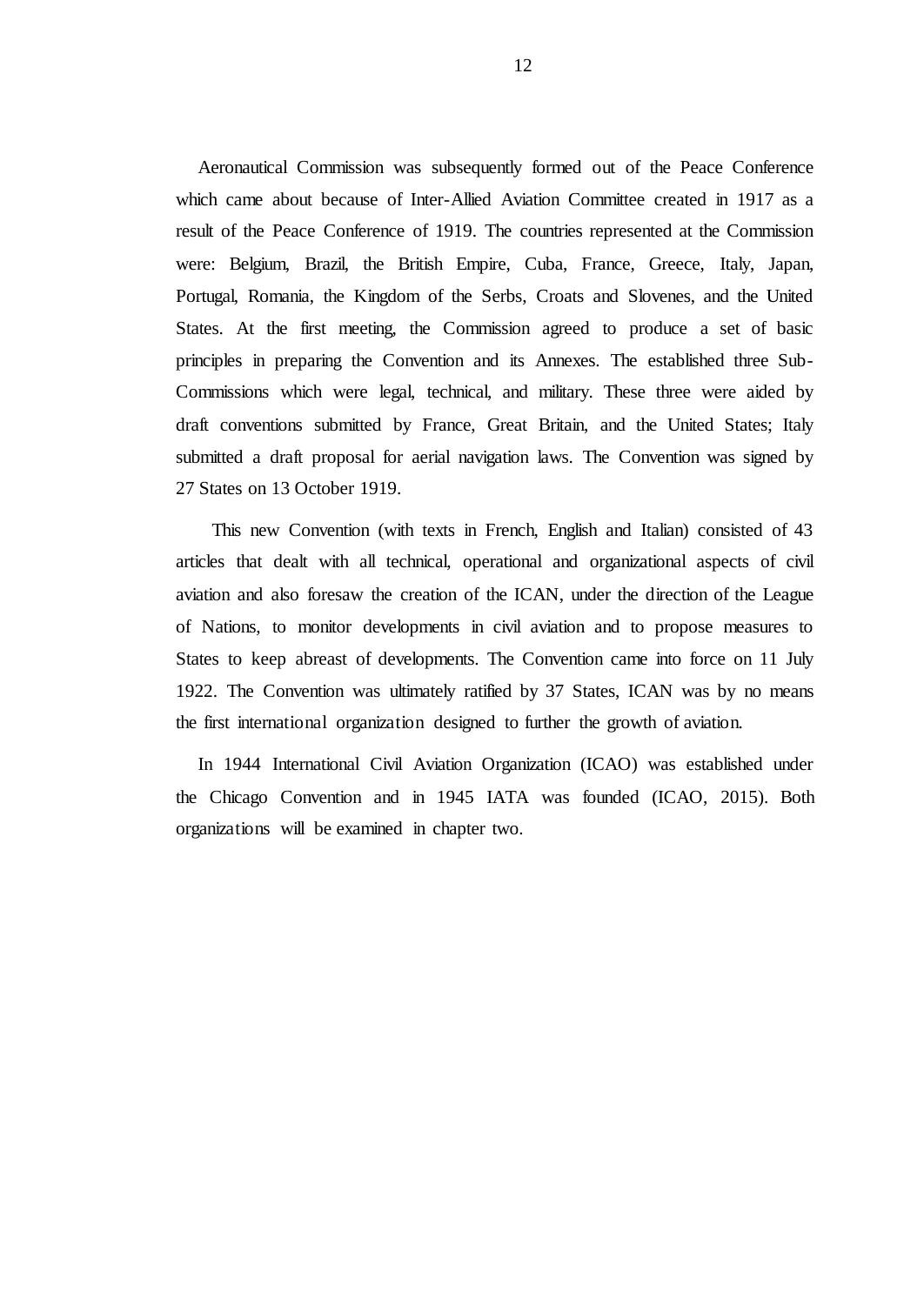Aeronautical Commission was subsequently formed out of the Peace Conference which came about because of Inter-Allied Aviation Committee created in 1917 as a result of the Peace Conference of 1919. The countries represented at the Commission were: Belgium, Brazil, the British Empire, Cuba, France, Greece, Italy, Japan, Portugal, Romania, the Kingdom of the Serbs, Croats and Slovenes, and the United States. At the first meeting, the Commission agreed to produce a set of basic principles in preparing the Convention and its Annexes. The established three Sub-Commissions which were legal, technical, and military. These three were aided by draft conventions submitted by France, Great Britain, and the United States; Italy submitted a draft proposal for aerial navigation laws. The Convention was signed by 27 States on 13 October 1919.

This new Convention (with texts in French, English and Italian) consisted of 43 articles that dealt with all technical, operational and organizational aspects of civil aviation and also foresaw the creation of the ICAN, under the direction of the League of Nations, to monitor developments in civil aviation and to propose measures to States to keep abreast of developments. The Convention came into force on 11 July 1922. The Convention was ultimately ratified by 37 States, ICAN was by no means the first international organization designed to further the growth of aviation.

In 1944 International Civil Aviation Organization (ICAO) was established under the Chicago Convention and in 1945 IATA was founded (ICAO, 2015). Both organizations will be examined in chapter two.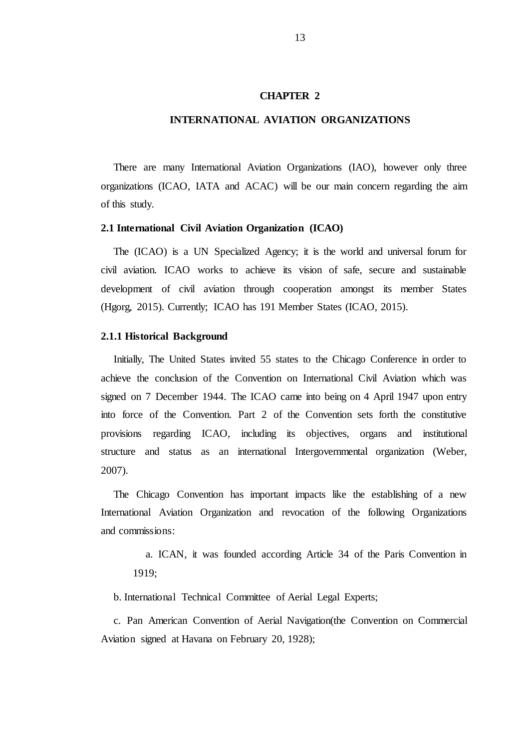# CHAPTER 2

# INTERNATIONAL AVIATION ORGANIZATIONS

There are many International Aviation Organizations (IAO), however only three organizations (ICAO, IATA and ACAC) will be our main concern regarding the aim of this study.

## 2.1 International Civil Aviation Organization (ICAO)

The (ICAO) is a UN Specialized Agency; it is the world and universal forum for civil aviation. ICAO works to achieve its vision of safe, secure and sustainable development of civil aviation through cooperation amongst its member States (Hgorg, 2015). Currently; ICAO has 191 Member States (ICAO, 2015).

### 2.1.1 Historical Background

Initially, The United States invited 55 states to the Chicago Conference in order to achieve the conclusion of the Convention on International Civil Aviation which was signed on 7 December 1944. The ICAO came into being on 4 April 1947 upon entry into force of the Convention. Part 2 of the Convention sets forth the constitutive provisions regarding ICAO, including its objectives, organs and institutional structure and status as an international Intergovernmental organization (Weber, 2007).

The Chicago Convention has important impacts like the establishing of a new International Aviation Organization and revocation of the following Organizations and commissions:

a. ICAN, it was founded according Article 34 of the Paris Convention in 1919;

b. International Technical Committee of Aerial Legal Experts;

c. Pan American Convention of Aerial Navigation(the Convention on Commercial Aviation signed at Havana on February 20, 1928);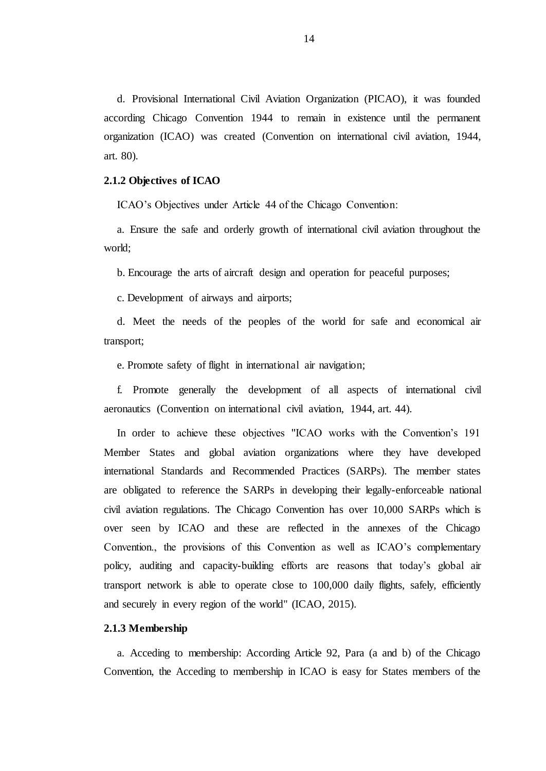d. Provisional International Civil Aviation Organization (PICAO), it was founded according Chicago Convention 1944 to remain in existence until the permanent organization (ICAO) was created (Convention on international civil aviation, 1944, art. 80).

### 2.1.2 Objectives of ICAO

ICAO's Objectives under Article 44 of the Chicago Convention:

a. Ensure the safe and orderly growth of international civil aviation throughout the world;

b. Encourage the arts of aircraft design and operation for peaceful purposes;

c. Development of airways and airports;

d. Meet the needs of the peoples of the world for safe and economical air transport;

e. Promote safety of flight in international air navigation;

f. Promote generally the development of all aspects of international civil aeronautics (Convention on international civil aviation, 1944, art. 44).

In order to achieve these objectives "ICAO works with the Convention's 191 Member States and global aviation organizations where they have developed international Standards and Recommended Practices (SARPs). The member states are obligated to reference the SARPs in developing their legally-enforceable national civil aviation regulations. The Chicago Convention has over 10,000 SARPs which is over seen by ICAO and these are reflected in the annexes of the Chicago Convention., the provisions of this Convention as well as ICAO's complementary policy, auditing and capacity-building efforts are reasons that today's global air transport network is able to operate close to 100,000 daily flights, safely, efficiently and securely in every region of the world" (ICAO, 2015).

### 2.1.3 Membership

a. Acceding to membership: According Article 92, Para (a and b) of the Chicago Convention, the Acceding to membership in ICAO is easy for States members of the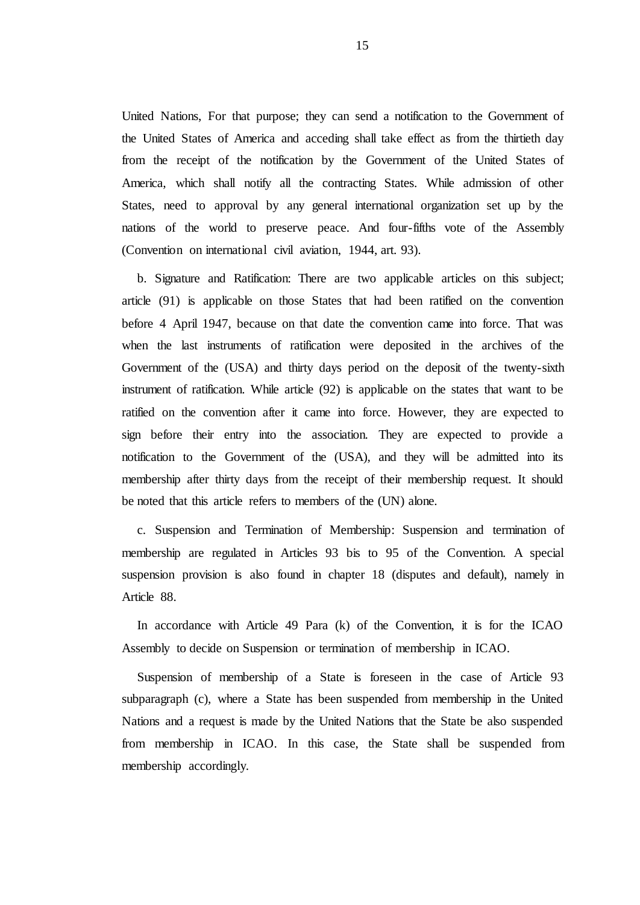United Nations, For that purpose; they can send a notification to the Government of the United States of America and acceding shall take effect as from the thirtieth day from the receipt of the notification by the Government of the United States of America, which shall notify all the contracting States. While admission of other States, need to approval by any general international organization set up by the nations of the world to preserve peace. And four-fifths vote of the Assembly (Convention on international civil aviation, 1944, art. 93).

b. Signature and Ratification: There are two applicable articles on this subject; article (91) is applicable on those States that had been ratified on the convention before 4 April 1947, because on that date the convention came into force. That was when the last instruments of ratification were deposited in the archives of the Government of the (USA) and thirty days period on the deposit of the twenty-sixth instrument of ratification. While article (92) is applicable on the states that want to be ratified on the convention after it came into force. However, they are expected to sign before their entry into the association. They are expected to provide a notification to the Government of the (USA), and they will be admitted into its membership after thirty days from the receipt of their membership request. It should be noted that this article refers to members of the (UN) alone.

c. Suspension and Termination of Membership: Suspension and termination of membership are regulated in Articles 93 bis to 95 of the Convention. A special suspension provision is also found in chapter 18 (disputes and default), namely in Article 88.

In accordance with Article 49 Para (k) of the Convention, it is for the ICAO Assembly to decide on Suspension or termination of membership in ICAO.

Suspension of membership of a State is foreseen in the case of Article 93 subparagraph (c), where a State has been suspended from membership in the United Nations and a request is made by the United Nations that the State be also suspended from membership in ICAO. In this case, the State shall be suspended from membership accordingly.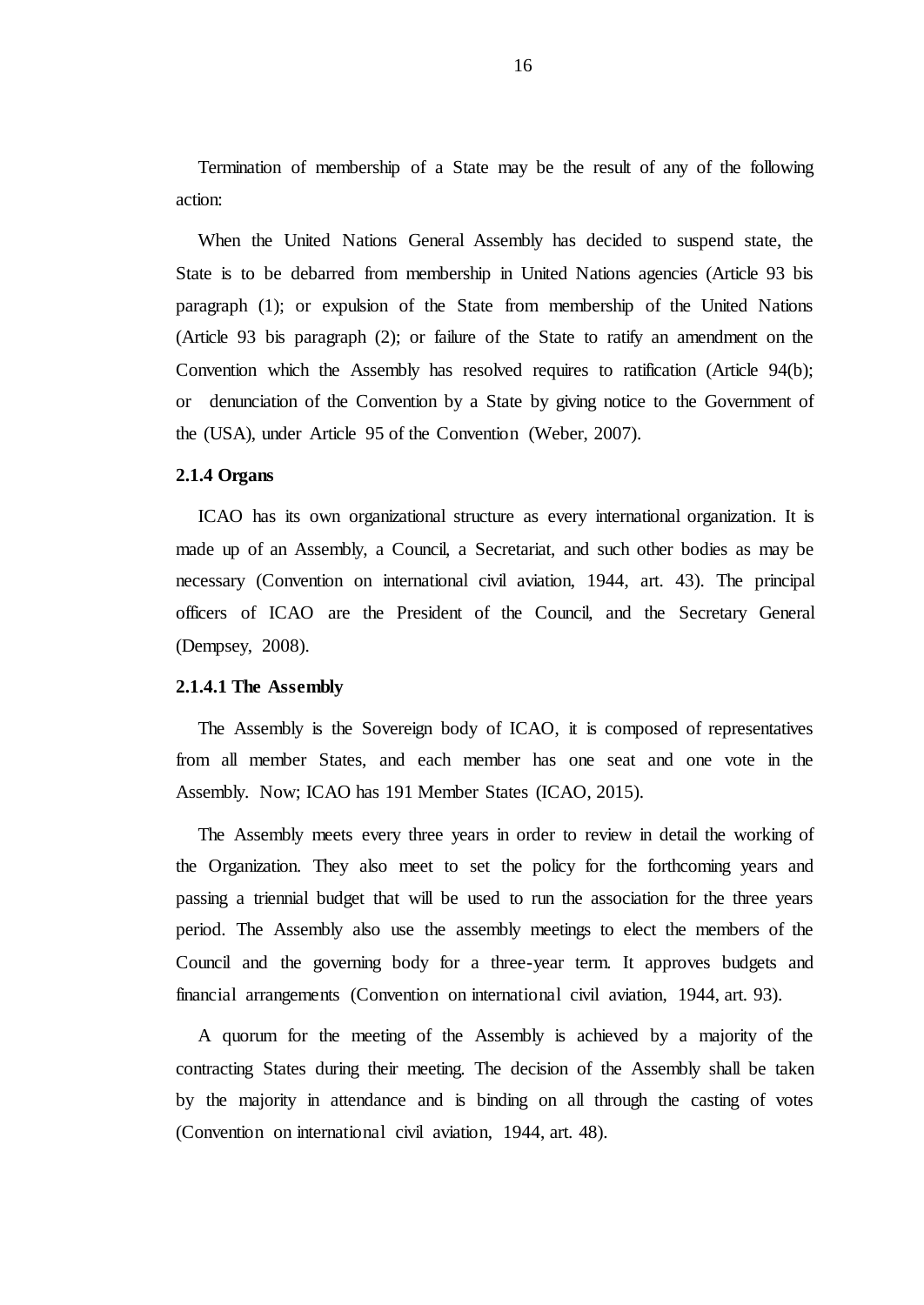Termination of membership of a State may be the result of any of the following action:

When the United Nations General Assembly has decided to suspend state, the State is to be debarred from membership in United Nations agencies (Article 93 bis paragraph (1); or expulsion of the State from membership of the United Nations (Article 93 bis paragraph (2); or failure of the State to ratify an amendment on the Convention which the Assembly has resolved requires to ratification (Article 94(b); or denunciation of the Convention by a State by giving notice to the Government of the (USA), under Article 95 of the Convention (Weber, 2007).

#### 2.1.4 Organs

ICAO has its own organizational structure as every international organization. It is made up of an Assembly, a Council, a Secretariat, and such other bodies as may be necessary (Convention on international civil aviation, 1944, art. 43). The principal officers of ICAO are the President of the Council, and the Secretary General (Dempsey, 2008).

##### 2.1.4.1 The Assembly

The Assembly is the Sovereign body of ICAO, it is composed of representatives from all member States, and each member has one seat and one vote in the Assembly. Now; ICAO has 191 Member States (ICAO, 2015).

The Assembly meets every three years in order to review in detail the working of the Organization. They also meet to set the policy for the forthcoming years and passing a triennial budget that will be used to run the association for the three years period. The Assembly also use the assembly meetings to elect the members of the Council and the governing body for a three-year term. It approves budgets and financial arrangements (Convention on international civil aviation, 1944, art. 93).

A quorum for the meeting of the Assembly is achieved by a majority of the contracting States during their meeting. The decision of the Assembly shall be taken by the majority in attendance and is binding on all through the casting of votes (Convention on international civil aviation, 1944, art. 48).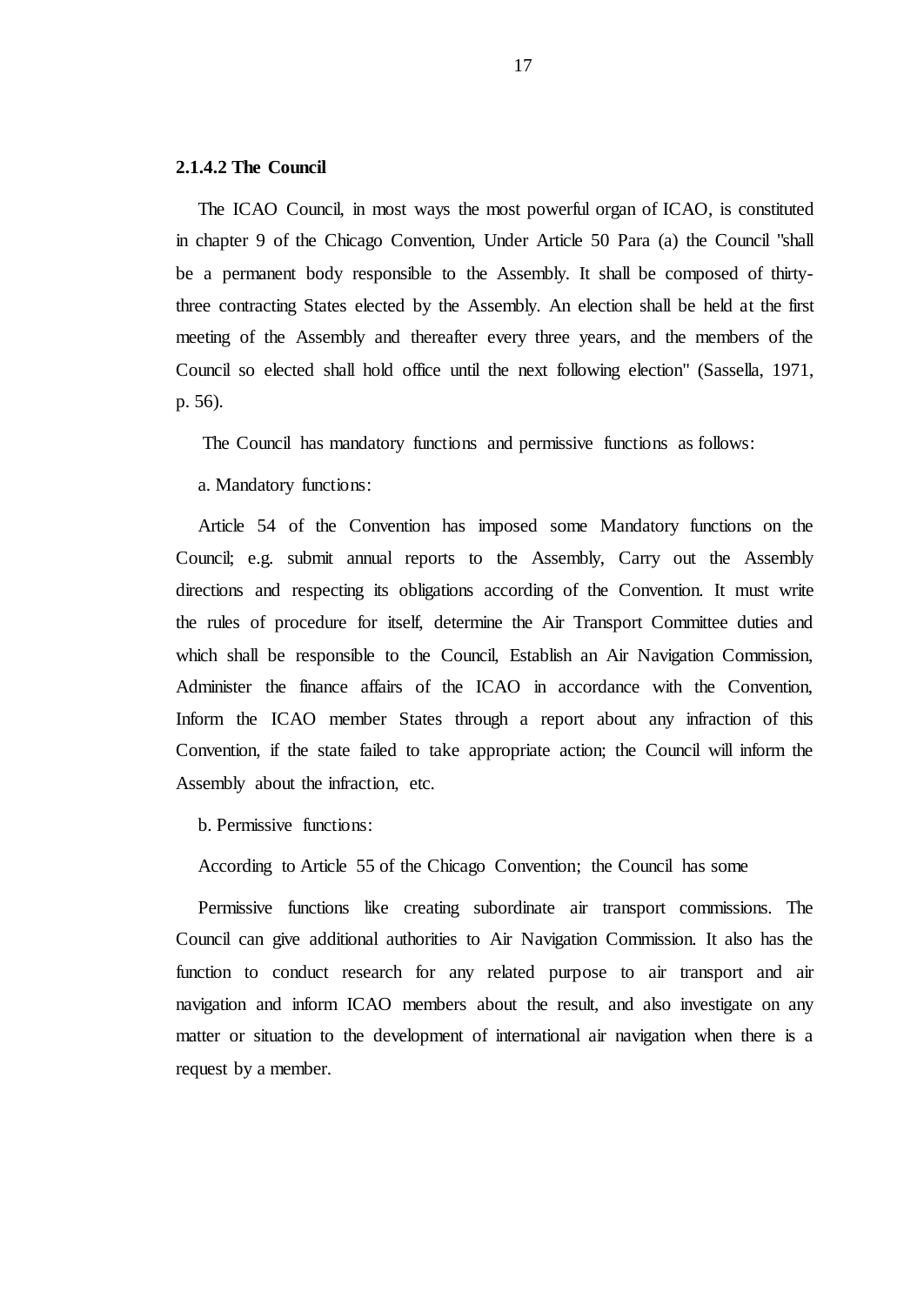#### 2.1.4.2 The Council

The ICAO Council, in most ways the most powerful organ of ICAO, is constituted in chapter 9 of the Chicago Convention, Under Article 50 Para (a) the Council "shall be a permanent body responsible to the Assembly. It shall be composed of thirty-three contracting States elected by the Assembly. An election shall be held at the first meeting of the Assembly and thereafter every three years, and the members of the Council so elected shall hold office until the next following election" (Sassella, 1971, p. 56).

The Council has mandatory functions and permissive functions as follows:

a. Mandatory functions:

Article 54 of the Convention has imposed some Mandatory functions on the Council; e.g. submit annual reports to the Assembly, Carry out the Assembly directions and respecting its obligations according of the Convention. It must write the rules of procedure for itself, determine the Air Transport Committee duties and which shall be responsible to the Council, Establish an Air Navigation Commission, Administer the finance affairs of the ICAO in accordance with the Convention, Inform the ICAO member States through a report about any infraction of this Convention, if the state failed to take appropriate action; the Council will inform the Assembly about the infraction, etc.

b. Permissive functions:

According to Article 55 of the Chicago Convention; the Council has some

Permissive functions like creating subordinate air transport commissions. The Council can give additional authorities to Air Navigation Commission. It also has the function to conduct research for any related purpose to air transport and air navigation and inform ICAO members about the result, and also investigate on any matter or situation to the development of international air navigation when there is a request by a member.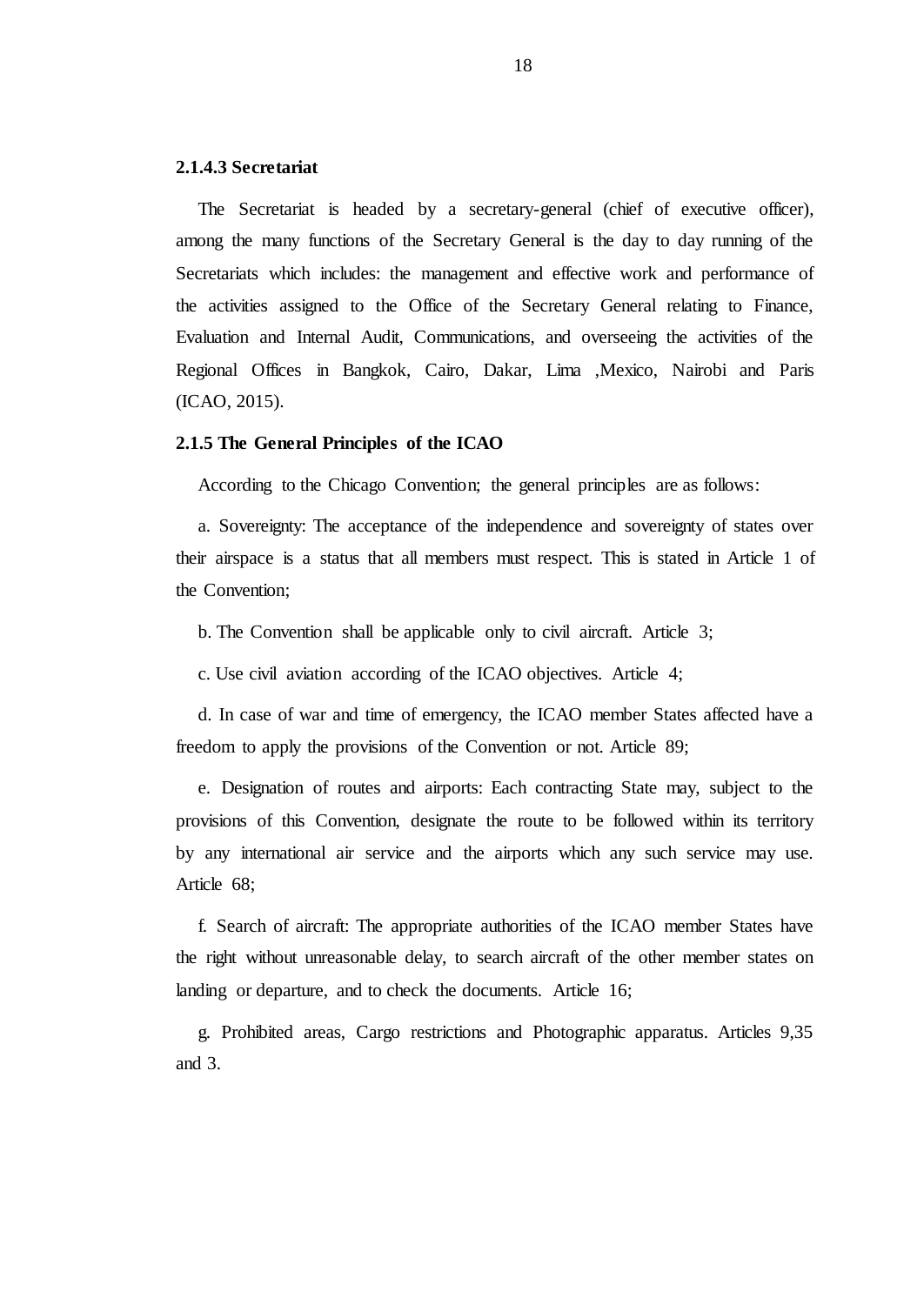#### 2.1.4.3 Secretariat

The Secretariat is headed by a secretary-general (chief of executive officer), among the many functions of the Secretary General is the day to day running of the Secretariats which includes: the management and effective work and performance of the activities assigned to the Office of the Secretary General relating to Finance, Evaluation and Internal Audit, Communications, and overseeing the activities of the Regional Offices in Bangkok, Cairo, Dakar, Lima ,Mexico, Nairobi and Paris (ICAO, 2015).

### 2.1.5 The General Principles of the ICAO

According to the Chicago Convention; the general principles are as follows:

a. Sovereignty: The acceptance of the independence and sovereignty of states over their airspace is a status that all members must respect. This is stated in Article 1 of the Convention;

b. The Convention shall be applicable only to civil aircraft. Article 3;

c. Use civil aviation according of the ICAO objectives. Article 4;

d. In case of war and time of emergency, the ICAO member States affected have a freedom to apply the provisions of the Convention or not. Article 89;

e. Designation of routes and airports: Each contracting State may, subject to the provisions of this Convention, designate the route to be followed within its territory by any international air service and the airports which any such service may use. Article 68;

f. Search of aircraft: The appropriate authorities of the ICAO member States have the right without unreasonable delay, to search aircraft of the other member states on landing or departure, and to check the documents. Article 16;

g. Prohibited areas, Cargo restrictions and Photographic apparatus. Articles 9,35 and 3.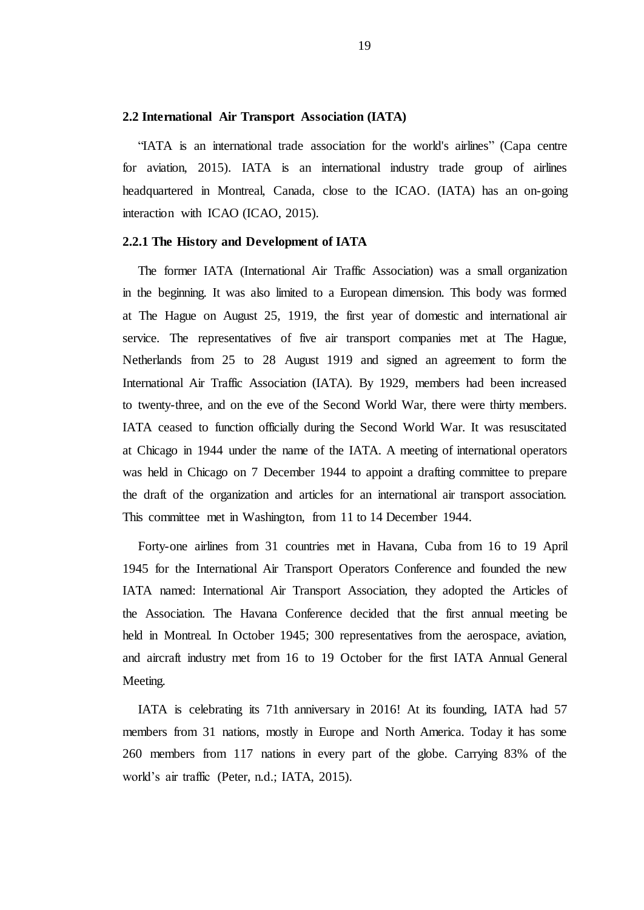## 2.2 International Air Transport Association (IATA)

"IATA is an international trade association for the world's airlines" (Capa centre for aviation, 2015). IATA is an international industry trade group of airlines headquartered in Montreal, Canada, close to the ICAO. (IATA) has an on-going interaction with ICAO (ICAO, 2015).

### 2.2.1 The History and Development of IATA

The former IATA (International Air Traffic Association) was a small organization in the beginning. It was also limited to a European dimension. This body was formed at The Hague on August 25, 1919, the first year of domestic and international air service. The representatives of five air transport companies met at The Hague, Netherlands from 25 to 28 August 1919 and signed an agreement to form the International Air Traffic Association (IATA). By 1929, members had been increased to twenty-three, and on the eve of the Second World War, there were thirty members. IATA ceased to function officially during the Second World War. It was resuscitated at Chicago in 1944 under the name of the IATA. A meeting of international operators was held in Chicago on 7 December 1944 to appoint a drafting committee to prepare the draft of the organization and articles for an international air transport association. This committee met in Washington, from 11 to 14 December 1944.

Forty-one airlines from 31 countries met in Havana, Cuba from 16 to 19 April 1945 for the International Air Transport Operators Conference and founded the new IATA named: International Air Transport Association, they adopted the Articles of the Association. The Havana Conference decided that the first annual meeting be held in Montreal. In October 1945; 300 representatives from the aerospace, aviation, and aircraft industry met from 16 to 19 October for the first IATA Annual General Meeting.

IATA is celebrating its 71th anniversary in 2016! At its founding, IATA had 57 members from 31 nations, mostly in Europe and North America. Today it has some 260 members from 117 nations in every part of the globe. Carrying 83% of the world's air traffic (Peter, n.d.; IATA, 2015).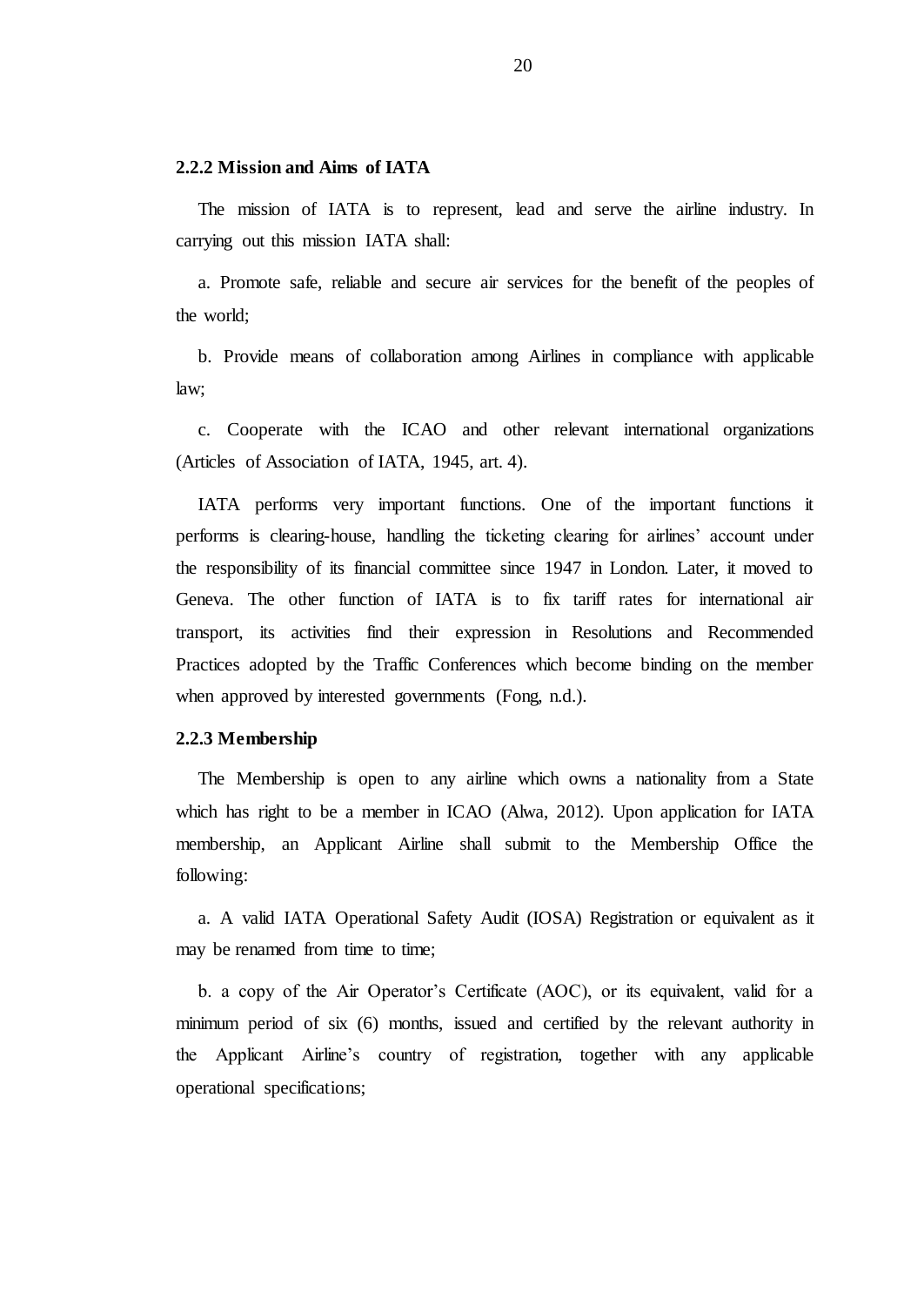### 2.2.2 Mission and Aims of IATA

The mission of IATA is to represent, lead and serve the airline industry. In carrying out this mission IATA shall:

a. Promote safe, reliable and secure air services for the benefit of the peoples of the world;

b. Provide means of collaboration among Airlines in compliance with applicable law;

c. Cooperate with the ICAO and other relevant international organizations (Articles of Association of IATA, 1945, art. 4).

IATA performs very important functions. One of the important functions it performs is clearing-house, handling the ticketing clearing for airlines' account under the responsibility of its financial committee since 1947 in London. Later, it moved to Geneva. The other function of IATA is to fix tariff rates for international air transport, its activities find their expression in Resolutions and Recommended Practices adopted by the Traffic Conferences which become binding on the member when approved by interested governments (Fong, n.d.).

### 2.2.3 Membership

The Membership is open to any airline which owns a nationality from a State which has right to be a member in ICAO (Alwa, 2012). Upon application for IATA membership, an Applicant Airline shall submit to the Membership Office the following:

a. A valid IATA Operational Safety Audit (IOSA) Registration or equivalent as it may be renamed from time to time;

b. a copy of the Air Operator's Certificate (AOC), or its equivalent, valid for a minimum period of six (6) months, issued and certified by the relevant authority in the Applicant Airline's country of registration, together with any applicable operational specifications;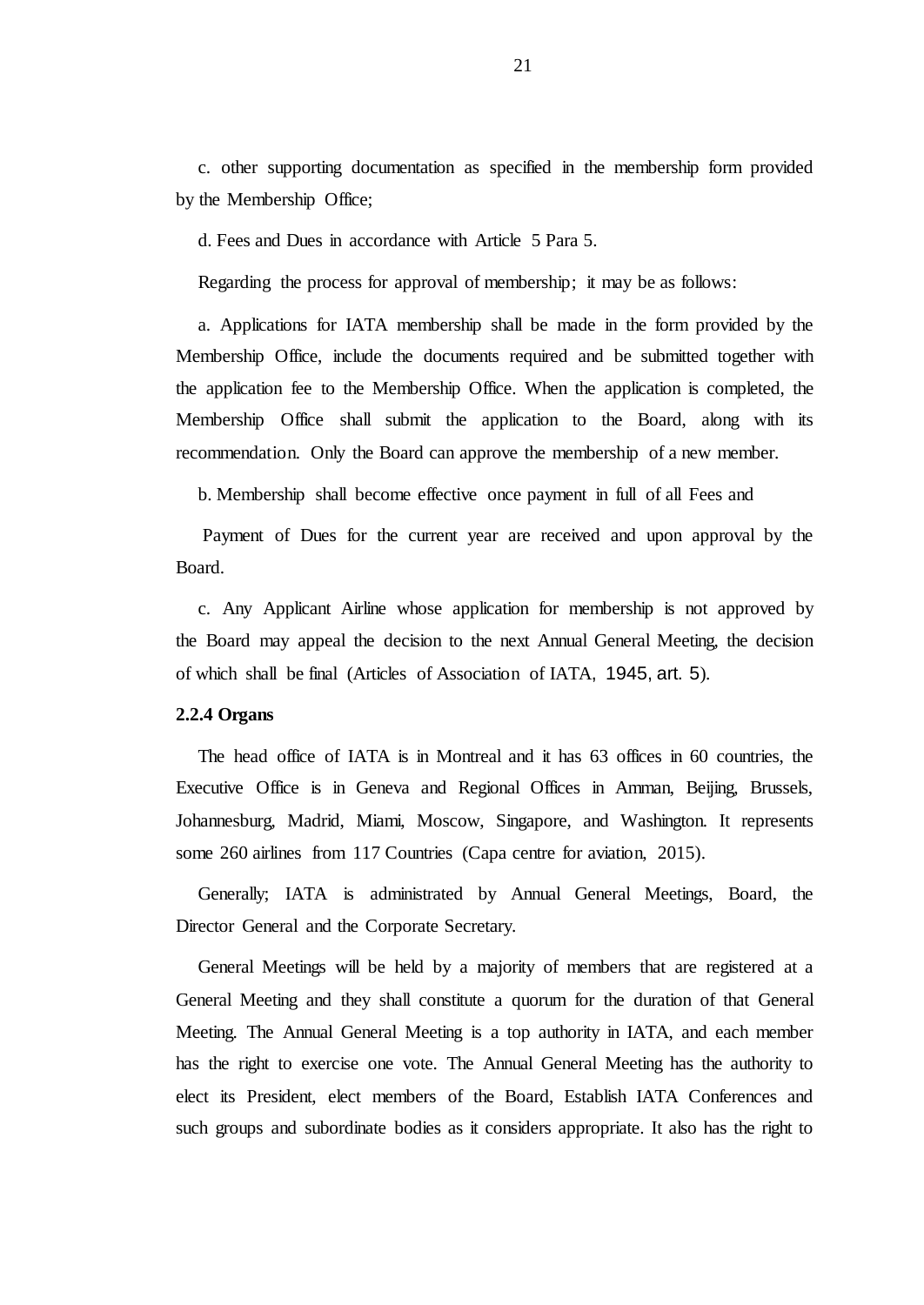c. other supporting documentation as specified in the membership form provided by the Membership Office;

d. Fees and Dues in accordance with Article 5 Para 5.

Regarding the process for approval of membership; it may be as follows:

a. Applications for IATA membership shall be made in the form provided by the Membership Office, include the documents required and be submitted together with the application fee to the Membership Office. When the application is completed, the Membership Office shall submit the application to the Board, along with its recommendation. Only the Board can approve the membership of a new member.

b. Membership shall become effective once payment in full of all Fees and

Payment of Dues for the current year are received and upon approval by the Board.

c. Any Applicant Airline whose application for membership is not approved by the Board may appeal the decision to the next Annual General Meeting, the decision of which shall be final (Articles of Association of IATA, 1945, art. 5).

**2.2.4 Organs**

The head office of IATA is in Montreal and it has 63 offices in 60 countries, the Executive Office is in Geneva and Regional Offices in Amman, Beijing, Brussels, Johannesburg, Madrid, Miami, Moscow, Singapore, and Washington. It represents some 260 airlines from 117 Countries (Capa centre for aviation, 2015).

Generally; IATA is administrated by Annual General Meetings, Board, the Director General and the Corporate Secretary.

General Meetings will be held by a majority of members that are registered at a General Meeting and they shall constitute a quorum for the duration of that General Meeting. The Annual General Meeting is a top authority in IATA, and each member has the right to exercise one vote. The Annual General Meeting has the authority to elect its President, elect members of the Board, Establish IATA Conferences and such groups and subordinate bodies as it considers appropriate. It also has the right to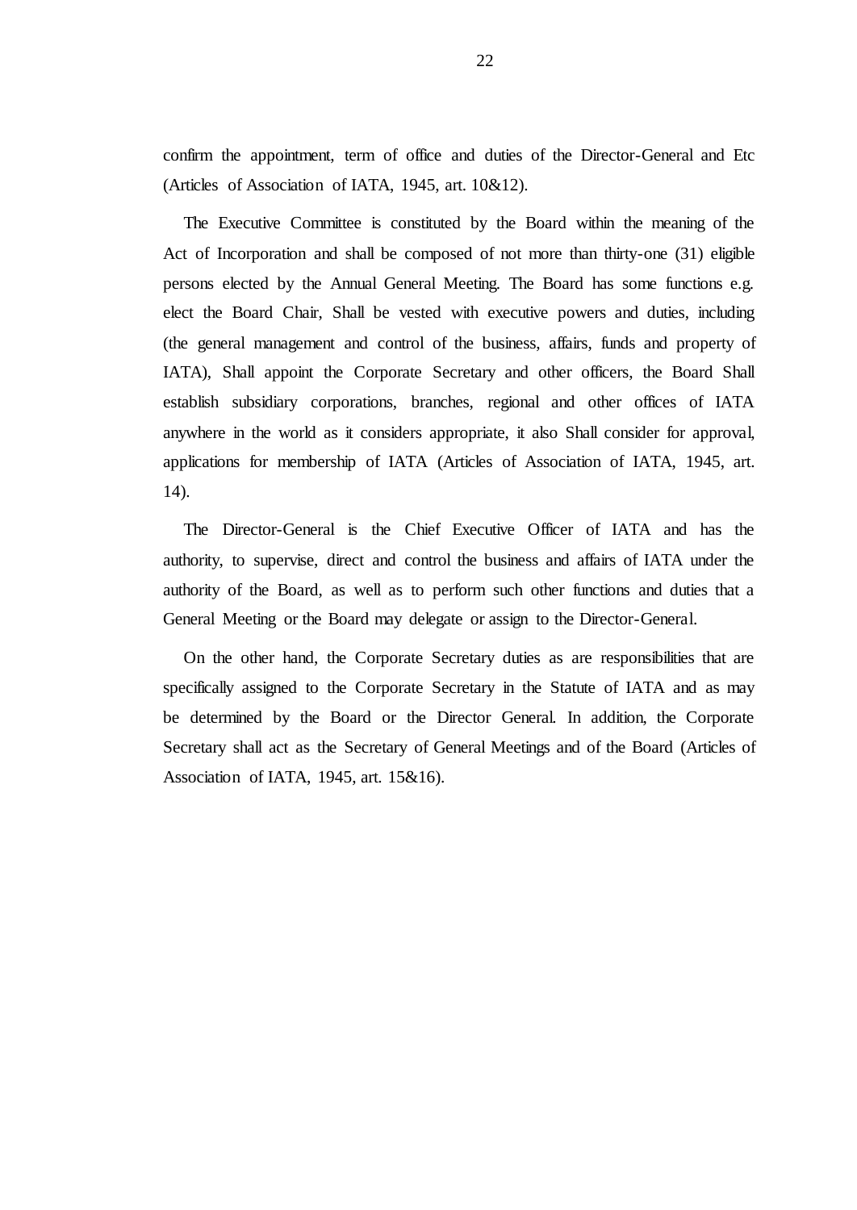confirm the appointment, term of office and duties of the Director-General and Etc (Articles of Association of IATA, 1945, art. 10&12).

The Executive Committee is constituted by the Board within the meaning of the Act of Incorporation and shall be composed of not more than thirty-one (31) eligible persons elected by the Annual General Meeting. The Board has some functions e.g. elect the Board Chair, Shall be vested with executive powers and duties, including (the general management and control of the business, affairs, funds and property of IATA), Shall appoint the Corporate Secretary and other officers, the Board Shall establish subsidiary corporations, branches, regional and other offices of IATA anywhere in the world as it considers appropriate, it also Shall consider for approval, applications for membership of IATA (Articles of Association of IATA, 1945, art. 14).

The Director-General is the Chief Executive Officer of IATA and has the authority, to supervise, direct and control the business and affairs of IATA under the authority of the Board, as well as to perform such other functions and duties that a General Meeting or the Board may delegate or assign to the Director-General.

On the other hand, the Corporate Secretary duties as are responsibilities that are specifically assigned to the Corporate Secretary in the Statute of IATA and as may be determined by the Board or the Director General. In addition, the Corporate Secretary shall act as the Secretary of General Meetings and of the Board (Articles of Association of IATA, 1945, art. 15&16).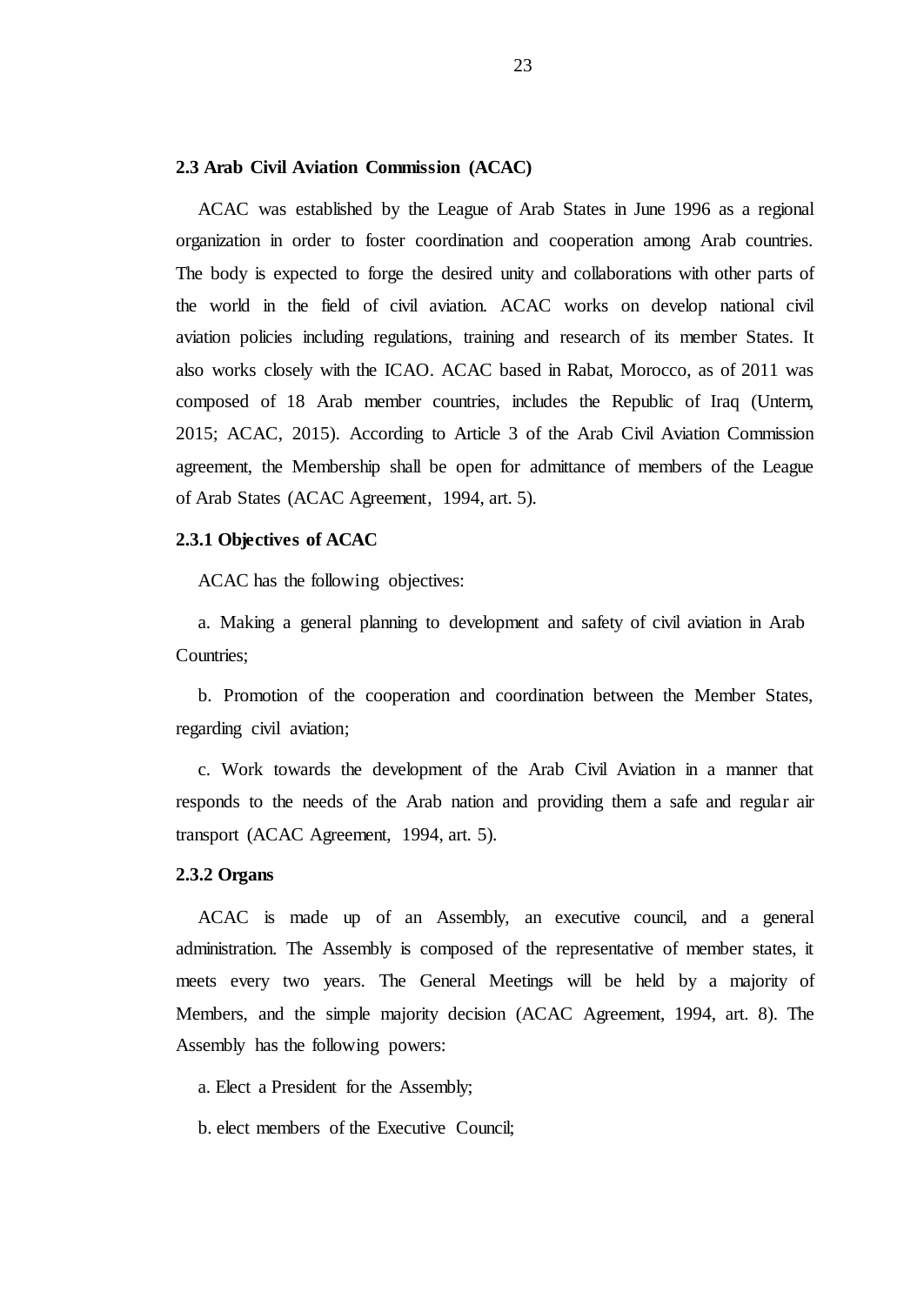### 2.3 Arab Civil Aviation Commission (ACAC)

ACAC was established by the League of Arab States in June 1996 as a regional organization in order to foster coordination and cooperation among Arab countries. The body is expected to forge the desired unity and collaborations with other parts of the world in the field of civil aviation. ACAC works on develop national civil aviation policies including regulations, training and research of its member States. It also works closely with the ICAO. ACAC based in Rabat, Morocco, as of 2011 was composed of 18 Arab member countries, includes the Republic of Iraq (Unterm, 2015; ACAC, 2015). According to Article 3 of the Arab Civil Aviation Commission agreement, the Membership shall be open for admittance of members of the League of Arab States (ACAC Agreement, 1994, art. 5).

#### 2.3.1 Objectives of ACAC

ACAC has the following objectives:

a. Making a general planning to development and safety of civil aviation in Arab Countries;

b. Promotion of the cooperation and coordination between the Member States, regarding civil aviation;

c. Work towards the development of the Arab Civil Aviation in a manner that responds to the needs of the Arab nation and providing them a safe and regular air transport (ACAC Agreement, 1994, art. 5).

#### 2.3.2 Organs

ACAC is made up of an Assembly, an executive council, and a general administration. The Assembly is composed of the representative of member states, it meets every two years. The General Meetings will be held by a majority of Members, and the simple majority decision (ACAC Agreement, 1994, art. 8). The Assembly has the following powers:

a. Elect a President for the Assembly;

b. elect members of the Executive Council;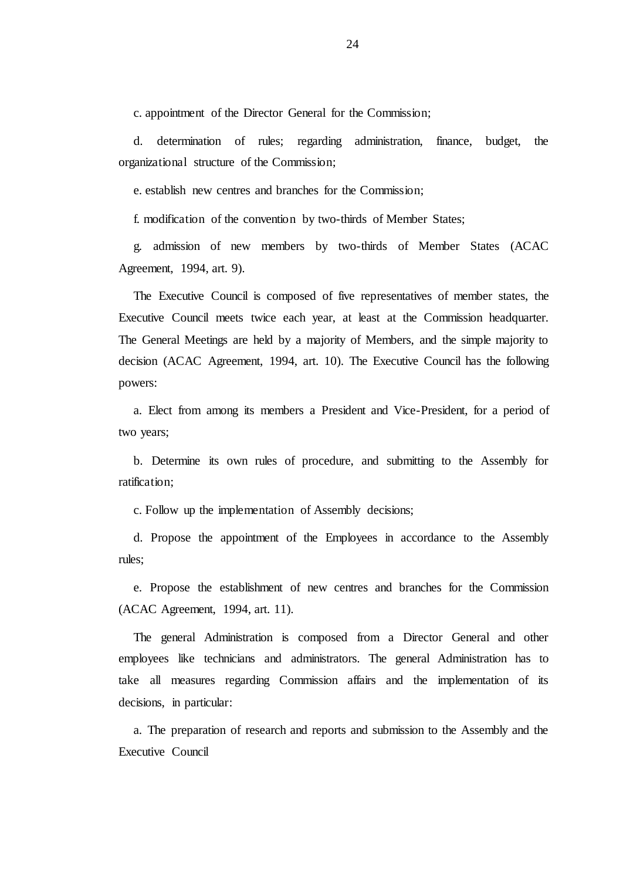c. appointment of the Director General for the Commission;

d. determination of rules; regarding administration, finance, budget, the organizational structure of the Commission;

e. establish new centres and branches for the Commission;

f. modification of the convention by two-thirds of Member States;

g. admission of new members by two-thirds of Member States (ACAC Agreement, 1994, art. 9).

The Executive Council is composed of five representatives of member states, the Executive Council meets twice each year, at least at the Commission headquarter. The General Meetings are held by a majority of Members, and the simple majority to decision (ACAC Agreement, 1994, art. 10). The Executive Council has the following powers:

a. Elect from among its members a President and Vice-President, for a period of two years;

b. Determine its own rules of procedure, and submitting to the Assembly for ratification;

c. Follow up the implementation of Assembly decisions;

d. Propose the appointment of the Employees in accordance to the Assembly rules;

e. Propose the establishment of new centres and branches for the Commission (ACAC Agreement, 1994, art. 11).

The general Administration is composed from a Director General and other employees like technicians and administrators. The general Administration has to take all measures regarding Commission affairs and the implementation of its decisions, in particular:

a. The preparation of research and reports and submission to the Assembly and the Executive Council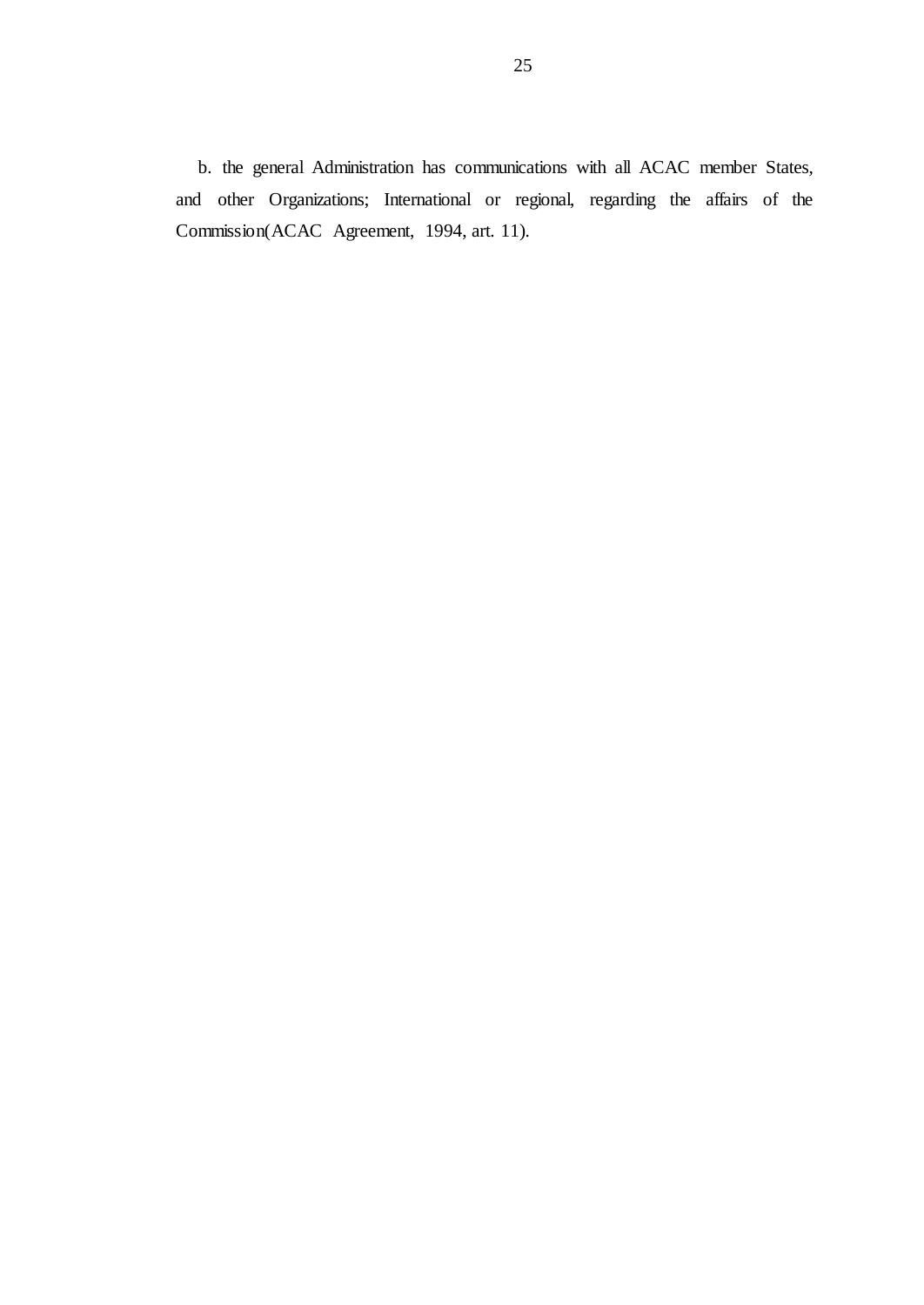b. the general Administration has communications with all ACAC member States, and other Organizations; International or regional, regarding the affairs of the Commission(ACAC Agreement, 1994, art. 11).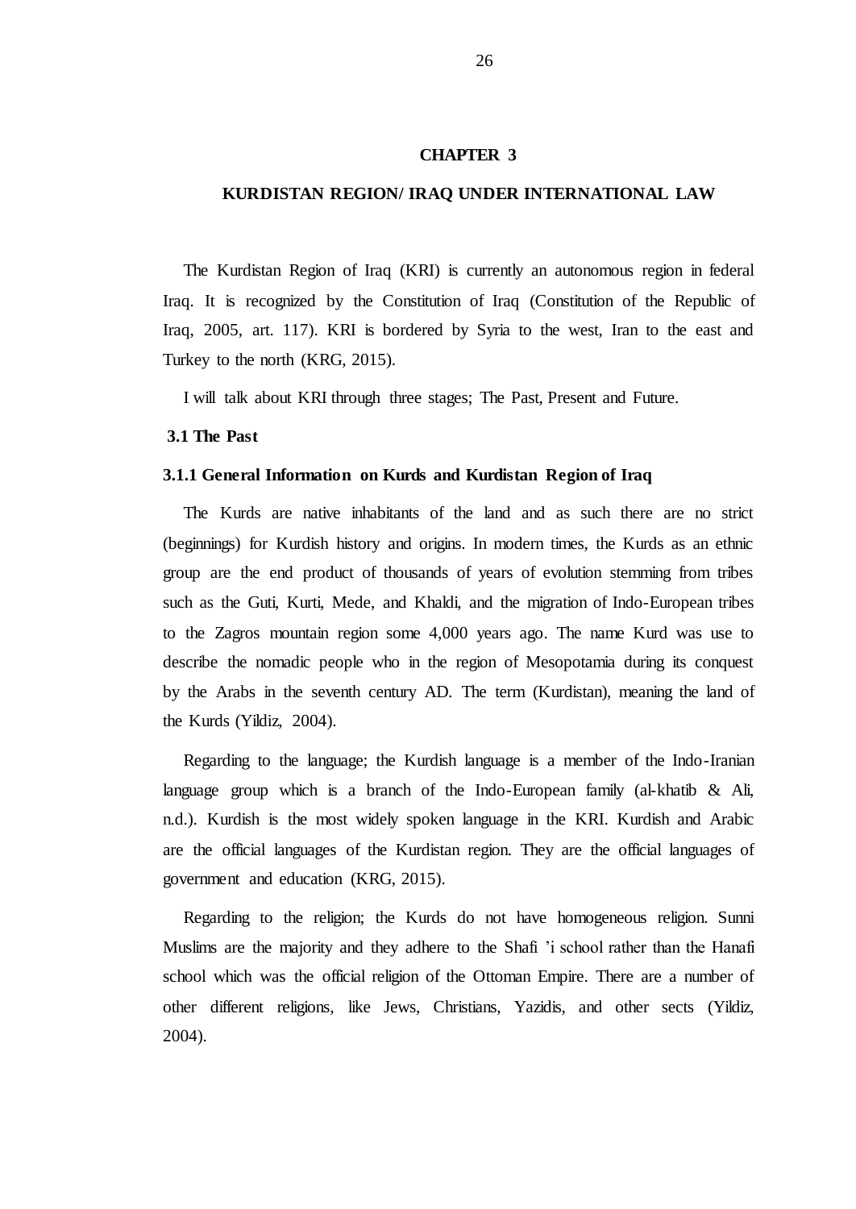# CHAPTER 3

# KURDISTAN REGION/ IRAQ UNDER INTERNATIONAL LAW

The Kurdistan Region of Iraq (KRI) is currently an autonomous region in federal Iraq. It is recognized by the Constitution of Iraq (Constitution of the Republic of Iraq, 2005, art. 117). KRI is bordered by Syria to the west, Iran to the east and Turkey to the north (KRG, 2015).

I will talk about KRI through three stages; The Past, Present and Future.

## 3.1 The Past

### 3.1.1 General Information on Kurds and Kurdistan Region of Iraq

The Kurds are native inhabitants of the land and as such there are no strict (beginnings) for Kurdish history and origins. In modern times, the Kurds as an ethnic group are the end product of thousands of years of evolution stemming from tribes such as the Guti, Kurti, Mede, and Khaldi, and the migration of Indo-European tribes to the Zagros mountain region some 4,000 years ago. The name Kurd was use to describe the nomadic people who in the region of Mesopotamia during its conquest by the Arabs in the seventh century AD. The term (Kurdistan), meaning the land of the Kurds (Yildiz, 2004).

Regarding to the language; the Kurdish language is a member of the Indo-Iranian language group which is a branch of the Indo-European family (al-khatib & Ali, n.d.). Kurdish is the most widely spoken language in the KRI. Kurdish and Arabic are the official languages of the Kurdistan region. They are the official languages of government and education (KRG, 2015).

Regarding to the religion; the Kurds do not have homogeneous religion. Sunni Muslims are the majority and they adhere to the Shafi 'i school rather than the Hanafi school which was the official religion of the Ottoman Empire. There are a number of other different religions, like Jews, Christians, Yazidis, and other sects (Yildiz, 2004).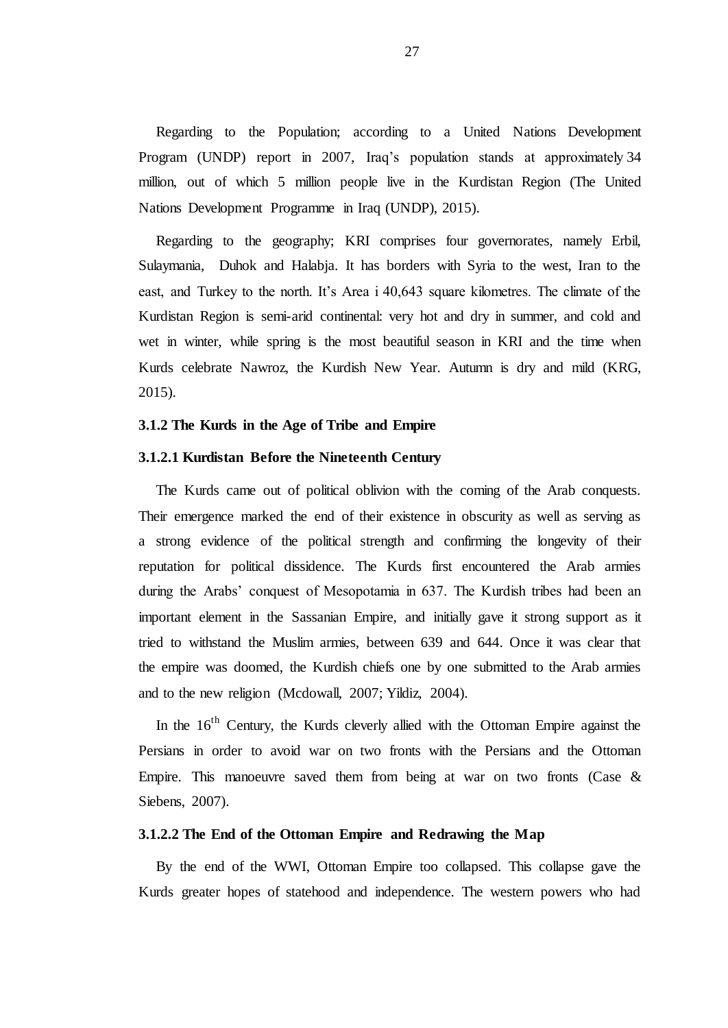Regarding to the Population; according to a United Nations Development Program (UNDP) report in 2007, Iraq's population stands at approximately 34 million, out of which 5 million people live in the Kurdistan Region (The United Nations Development Programme in Iraq (UNDP), 2015).

Regarding to the geography; KRI comprises four governorates, namely Erbil, Sulaymania, Duhok and Halabja. It has borders with Syria to the west, Iran to the east, and Turkey to the north. It's Area i 40,643 square kilometres. The climate of the Kurdistan Region is semi-arid continental: very hot and dry in summer, and cold and wet in winter, while spring is the most beautiful season in KRI and the time when Kurds celebrate Nawroz, the Kurdish New Year. Autumn is dry and mild (KRG, 2015).

### 3.1.2 The Kurds in the Age of Tribe and Empire

#### 3.1.2.1 Kurdistan Before the Nineteenth Century

The Kurds came out of political oblivion with the coming of the Arab conquests. Their emergence marked the end of their existence in obscurity as well as serving as a strong evidence of the political strength and confirming the longevity of their reputation for political dissidence. The Kurds first encountered the Arab armies during the Arabs' conquest of Mesopotamia in 637. The Kurdish tribes had been an important element in the Sassanian Empire, and initially gave it strong support as it tried to withstand the Muslim armies, between 639 and 644. Once it was clear that the empire was doomed, the Kurdish chiefs one by one submitted to the Arab armies and to the new religion (Mcdowall, 2007; Yildiz, 2004).

In the 16th Century, the Kurds cleverly allied with the Ottoman Empire against the Persians in order to avoid war on two fronts with the Persians and the Ottoman Empire. This manoeuvre saved them from being at war on two fronts (Case & Siebens, 2007).

#### 3.1.2.2 The End of the Ottoman Empire and Redrawing the Map

By the end of the WWI, Ottoman Empire too collapsed. This collapse gave the Kurds greater hopes of statehood and independence. The western powers who had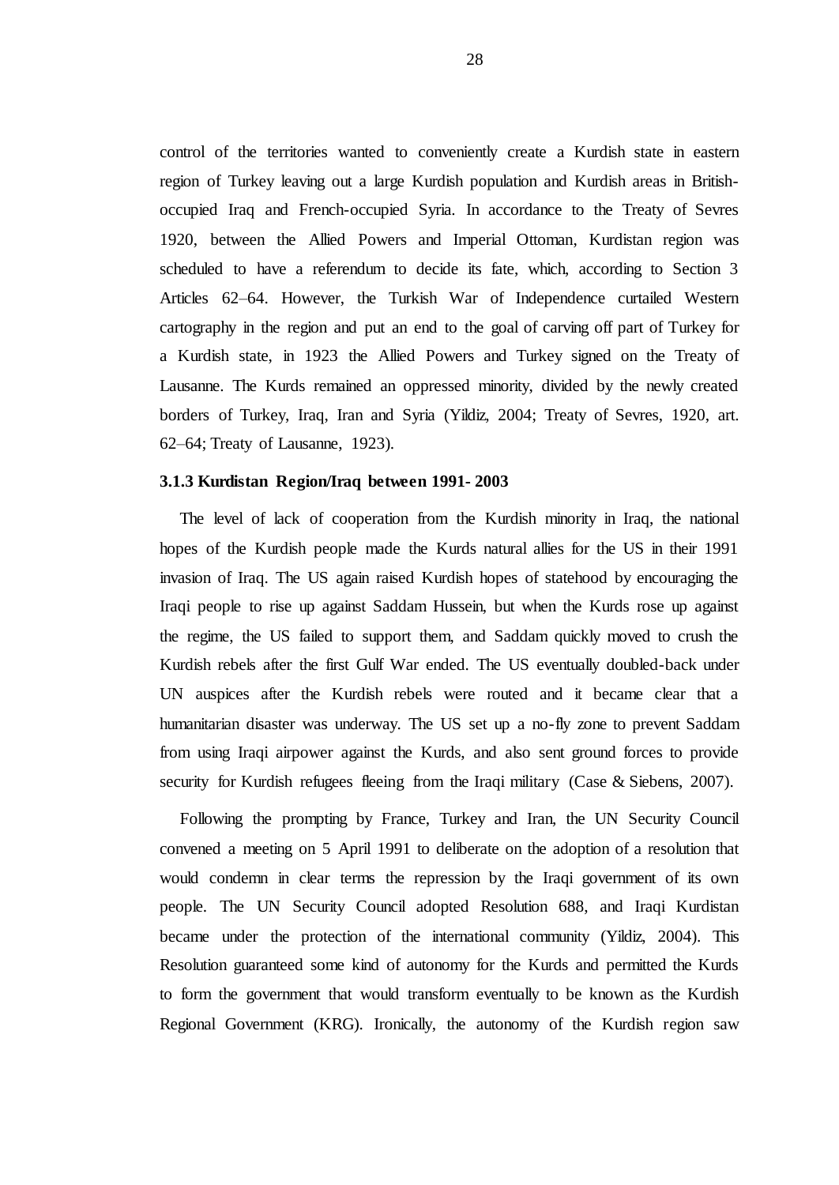control of the territories wanted to conveniently create a Kurdish state in eastern region of Turkey leaving out a large Kurdish population and Kurdish areas in British-occupied Iraq and French-occupied Syria. In accordance to the Treaty of Sevres 1920, between the Allied Powers and Imperial Ottoman, Kurdistan region was scheduled to have a referendum to decide its fate, which, according to Section 3 Articles 62–64. However, the Turkish War of Independence curtailed Western cartography in the region and put an end to the goal of carving off part of Turkey for a Kurdish state, in 1923 the Allied Powers and Turkey signed on the Treaty of Lausanne. The Kurds remained an oppressed minority, divided by the newly created borders of Turkey, Iraq, Iran and Syria (Yildiz, 2004; Treaty of Sevres, 1920, art. 62–64; Treaty of Lausanne, 1923).

### 3.1.3 Kurdistan Region/Iraq between 1991- 2003

The level of lack of cooperation from the Kurdish minority in Iraq, the national hopes of the Kurdish people made the Kurds natural allies for the US in their 1991 invasion of Iraq. The US again raised Kurdish hopes of statehood by encouraging the Iraqi people to rise up against Saddam Hussein, but when the Kurds rose up against the regime, the US failed to support them, and Saddam quickly moved to crush the Kurdish rebels after the first Gulf War ended. The US eventually doubled-back under UN auspices after the Kurdish rebels were routed and it became clear that a humanitarian disaster was underway. The US set up a no-fly zone to prevent Saddam from using Iraqi airpower against the Kurds, and also sent ground forces to provide security for Kurdish refugees fleeing from the Iraqi military (Case & Siebens, 2007).

Following the prompting by France, Turkey and Iran, the UN Security Council convened a meeting on 5 April 1991 to deliberate on the adoption of a resolution that would condemn in clear terms the repression by the Iraqi government of its own people. The UN Security Council adopted Resolution 688, and Iraqi Kurdistan became under the protection of the international community (Yildiz, 2004). This Resolution guaranteed some kind of autonomy for the Kurds and permitted the Kurds to form the government that would transform eventually to be known as the Kurdish Regional Government (KRG). Ironically, the autonomy of the Kurdish region saw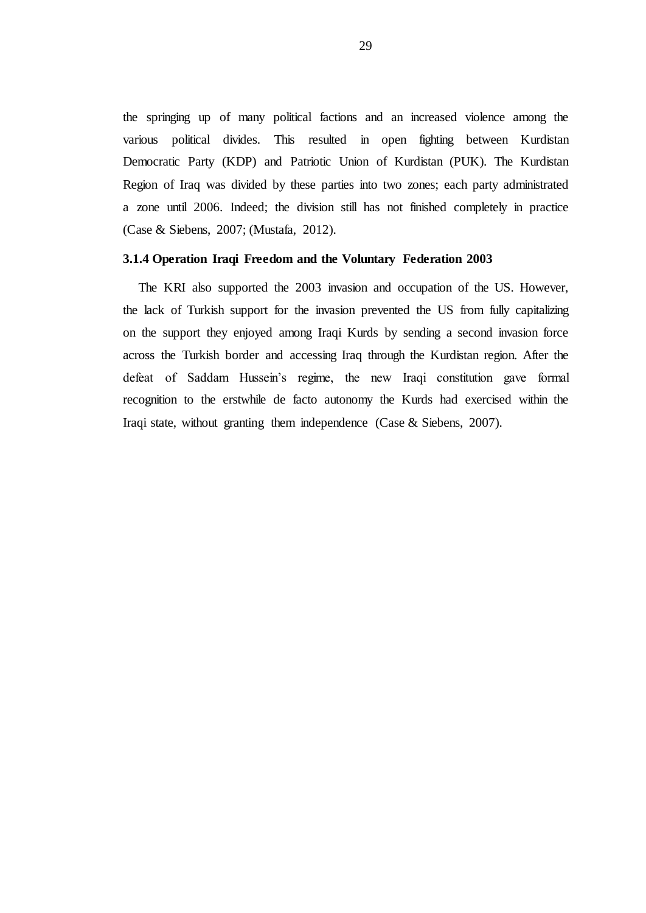the springing up of many political factions and an increased violence among the various political divides. This resulted in open fighting between Kurdistan Democratic Party (KDP) and Patriotic Union of Kurdistan (PUK). The Kurdistan Region of Iraq was divided by these parties into two zones; each party administrated a zone until 2006. Indeed; the division still has not finished completely in practice (Case & Siebens, 2007; (Mustafa, 2012).

### 3.1.4 Operation Iraqi Freedom and the Voluntary Federation 2003

The KRI also supported the 2003 invasion and occupation of the US. However, the lack of Turkish support for the invasion prevented the US from fully capitalizing on the support they enjoyed among Iraqi Kurds by sending a second invasion force across the Turkish border and accessing Iraq through the Kurdistan region. After the defeat of Saddam Hussein's regime, the new Iraqi constitution gave formal recognition to the erstwhile de facto autonomy the Kurds had exercised within the Iraqi state, without granting them independence (Case & Siebens, 2007).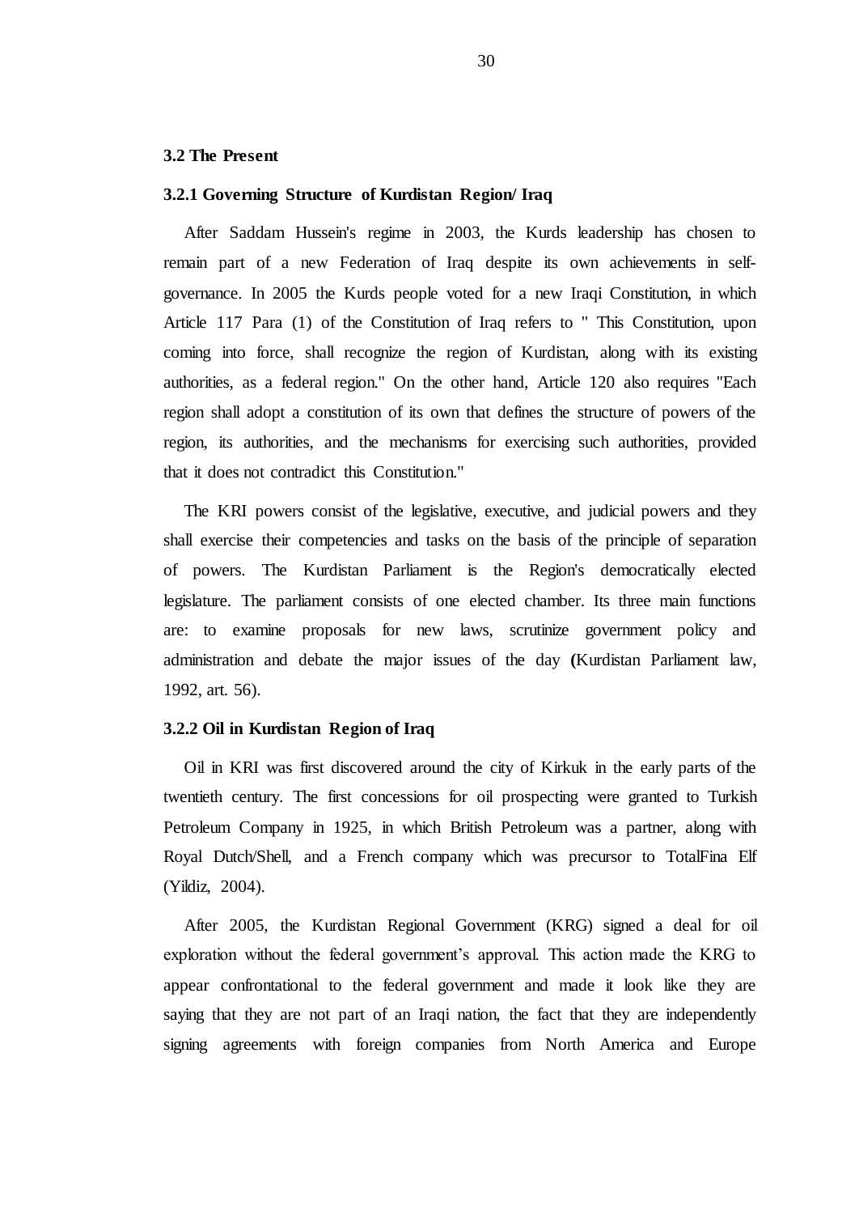### 3.2 The Present

#### 3.2.1 Governing Structure of Kurdistan Region/ Iraq

After Saddam Hussein's regime in 2003, the Kurds leadership has chosen to remain part of a new Federation of Iraq despite its own achievements in self-governance. In 2005 the Kurds people voted for a new Iraqi Constitution, in which Article 117 Para (1) of the Constitution of Iraq refers to " This Constitution, upon coming into force, shall recognize the region of Kurdistan, along with its existing authorities, as a federal region." On the other hand, Article 120 also requires "Each region shall adopt a constitution of its own that defines the structure of powers of the region, its authorities, and the mechanisms for exercising such authorities, provided that it does not contradict this Constitution."

The KRI powers consist of the legislative, executive, and judicial powers and they shall exercise their competencies and tasks on the basis of the principle of separation of powers. The Kurdistan Parliament is the Region's democratically elected legislature. The parliament consists of one elected chamber. Its three main functions are: to examine proposals for new laws, scrutinize government policy and administration and debate the major issues of the day **(**Kurdistan Parliament law, 1992, art. 56).

#### 3.2.2 Oil in Kurdistan Region of Iraq

Oil in KRI was first discovered around the city of Kirkuk in the early parts of the twentieth century. The first concessions for oil prospecting were granted to Turkish Petroleum Company in 1925, in which British Petroleum was a partner, along with Royal Dutch/Shell, and a French company which was precursor to TotalFina Elf (Yildiz, 2004).

After 2005, the Kurdistan Regional Government (KRG) signed a deal for oil exploration without the federal government's approval. This action made the KRG to appear confrontational to the federal government and made it look like they are saying that they are not part of an Iraqi nation, the fact that they are independently signing agreements with foreign companies from North America and Europe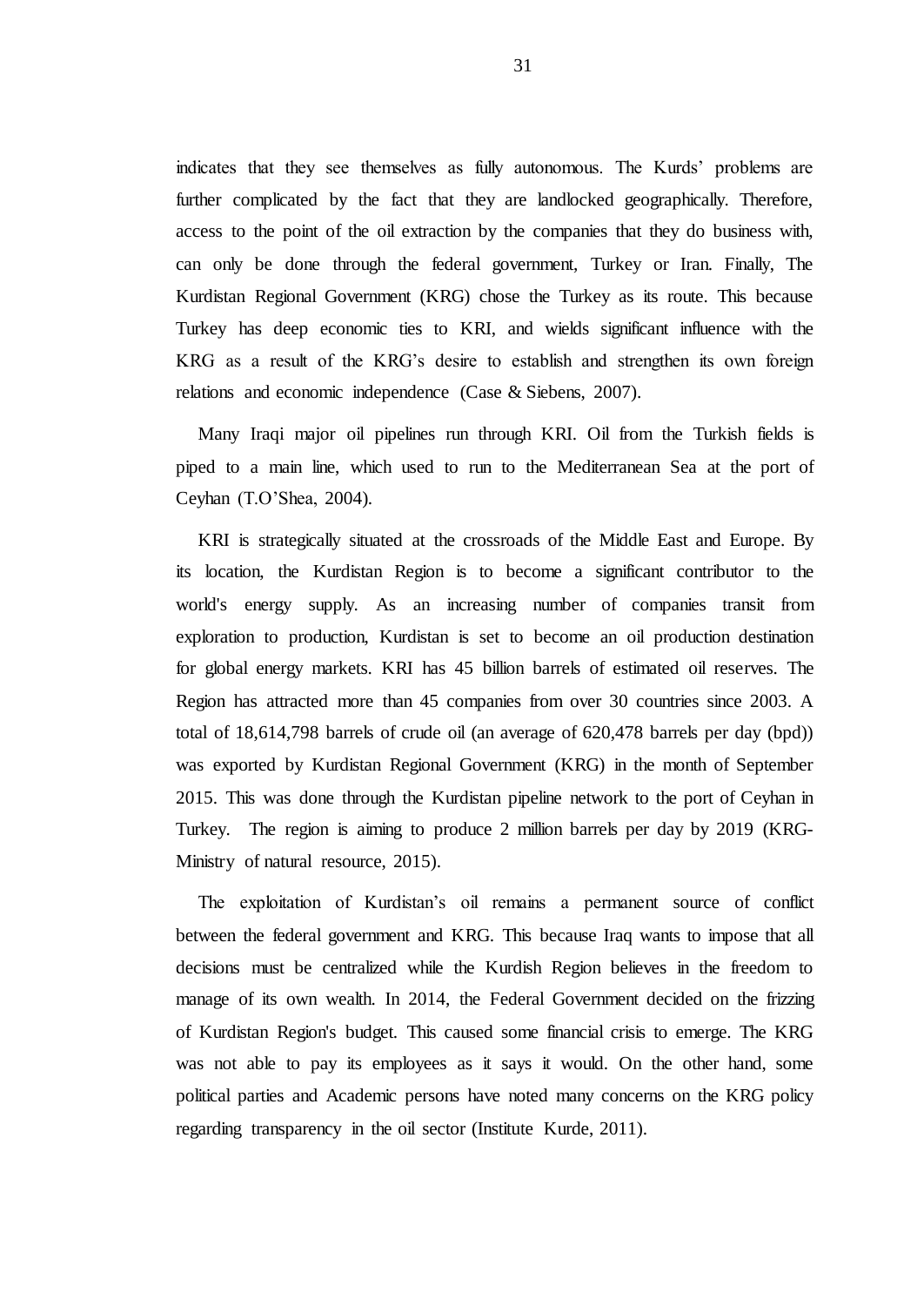indicates that they see themselves as fully autonomous. The Kurds' problems are further complicated by the fact that they are landlocked geographically. Therefore, access to the point of the oil extraction by the companies that they do business with, can only be done through the federal government, Turkey or Iran. Finally, The Kurdistan Regional Government (KRG) chose the Turkey as its route. This because Turkey has deep economic ties to KRI, and wields significant influence with the KRG as a result of the KRG's desire to establish and strengthen its own foreign relations and economic independence (Case & Siebens, 2007).

Many Iraqi major oil pipelines run through KRI. Oil from the Turkish fields is piped to a main line, which used to run to the Mediterranean Sea at the port of Ceyhan (T.O'Shea, 2004).

KRI is strategically situated at the crossroads of the Middle East and Europe. By its location, the Kurdistan Region is to become a significant contributor to the world's energy supply. As an increasing number of companies transit from exploration to production, Kurdistan is set to become an oil production destination for global energy markets. KRI has 45 billion barrels of estimated oil reserves. The Region has attracted more than 45 companies from over 30 countries since 2003. A total of 18,614,798 barrels of crude oil (an average of 620,478 barrels per day (bpd)) was exported by Kurdistan Regional Government (KRG) in the month of September 2015. This was done through the Kurdistan pipeline network to the port of Ceyhan in Turkey. The region is aiming to produce 2 million barrels per day by 2019 (KRG-Ministry of natural resource, 2015).

The exploitation of Kurdistan's oil remains a permanent source of conflict between the federal government and KRG. This because Iraq wants to impose that all decisions must be centralized while the Kurdish Region believes in the freedom to manage of its own wealth. In 2014, the Federal Government decided on the frizzing of Kurdistan Region's budget. This caused some financial crisis to emerge. The KRG was not able to pay its employees as it says it would. On the other hand, some political parties and Academic persons have noted many concerns on the KRG policy regarding transparency in the oil sector (Institute Kurde, 2011).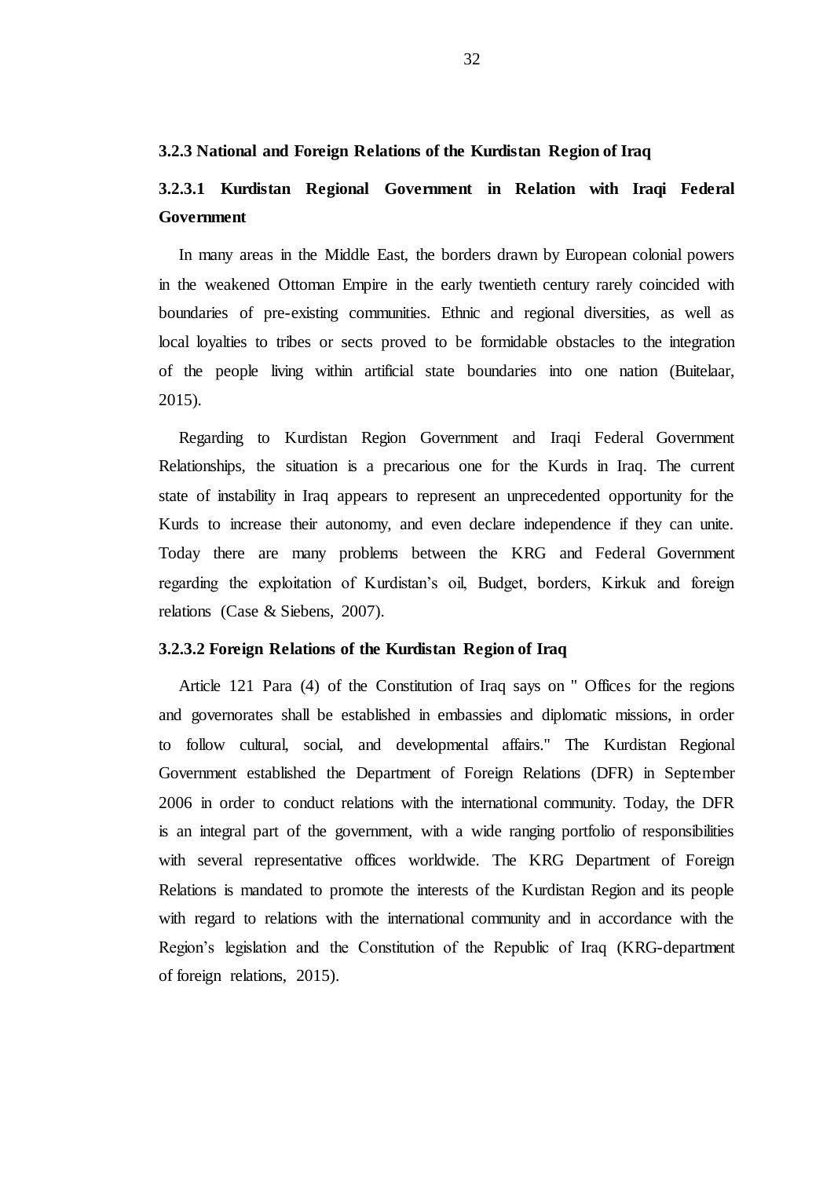### 3.2.3 National and Foreign Relations of the Kurdistan Region of Iraq

#### 3.2.3.1 Kurdistan Regional Government in Relation with Iraqi Federal Government

In many areas in the Middle East, the borders drawn by European colonial powers in the weakened Ottoman Empire in the early twentieth century rarely coincided with boundaries of pre-existing communities. Ethnic and regional diversities, as well as local loyalties to tribes or sects proved to be formidable obstacles to the integration of the people living within artificial state boundaries into one nation (Buitelaar, 2015).

Regarding to Kurdistan Region Government and Iraqi Federal Government Relationships, the situation is a precarious one for the Kurds in Iraq. The current state of instability in Iraq appears to represent an unprecedented opportunity for the Kurds to increase their autonomy, and even declare independence if they can unite. Today there are many problems between the KRG and Federal Government regarding the exploitation of Kurdistan's oil, Budget, borders, Kirkuk and foreign relations (Case & Siebens, 2007).

#### 3.2.3.2 Foreign Relations of the Kurdistan Region of Iraq

Article 121 Para (4) of the Constitution of Iraq says on " Offices for the regions and governorates shall be established in embassies and diplomatic missions, in order to follow cultural, social, and developmental affairs." The Kurdistan Regional Government established the Department of Foreign Relations (DFR) in September 2006 in order to conduct relations with the international community. Today, the DFR is an integral part of the government, with a wide ranging portfolio of responsibilities with several representative offices worldwide. The KRG Department of Foreign Relations is mandated to promote the interests of the Kurdistan Region and its people with regard to relations with the international community and in accordance with the Region's legislation and the Constitution of the Republic of Iraq (KRG-department of foreign relations, 2015).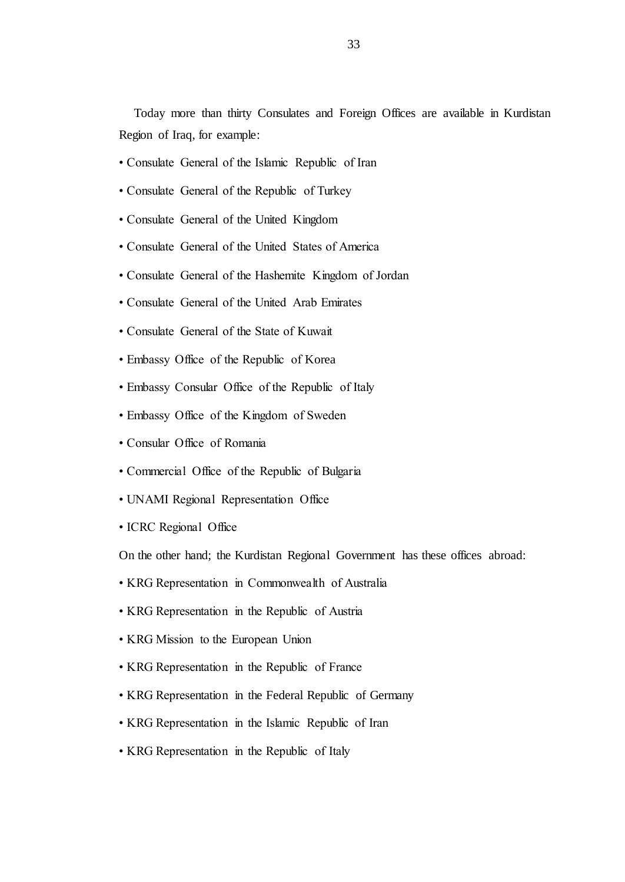Today more than thirty Consulates and Foreign Offices are available in Kurdistan Region of Iraq, for example:

- Consulate General of the Islamic Republic of Iran
- Consulate General of the Republic of Turkey
- Consulate General of the United Kingdom
- Consulate General of the United States of America
- Consulate General of the Hashemite Kingdom of Jordan
- Consulate General of the United Arab Emirates
- Consulate General of the State of Kuwait
- Embassy Office of the Republic of Korea
- Embassy Consular Office of the Republic of Italy
- Embassy Office of the Kingdom of Sweden
- Consular Office of Romania
- Commercial Office of the Republic of Bulgaria
- UNAMI Regional Representation Office
- ICRC Regional Office

On the other hand; the Kurdistan Regional Government has these offices abroad:

- KRG Representation in Commonwealth of Australia
- KRG Representation in the Republic of Austria
- KRG Mission to the European Union
- KRG Representation in the Republic of France
- KRG Representation in the Federal Republic of Germany
- KRG Representation in the Islamic Republic of Iran
- KRG Representation in the Republic of Italy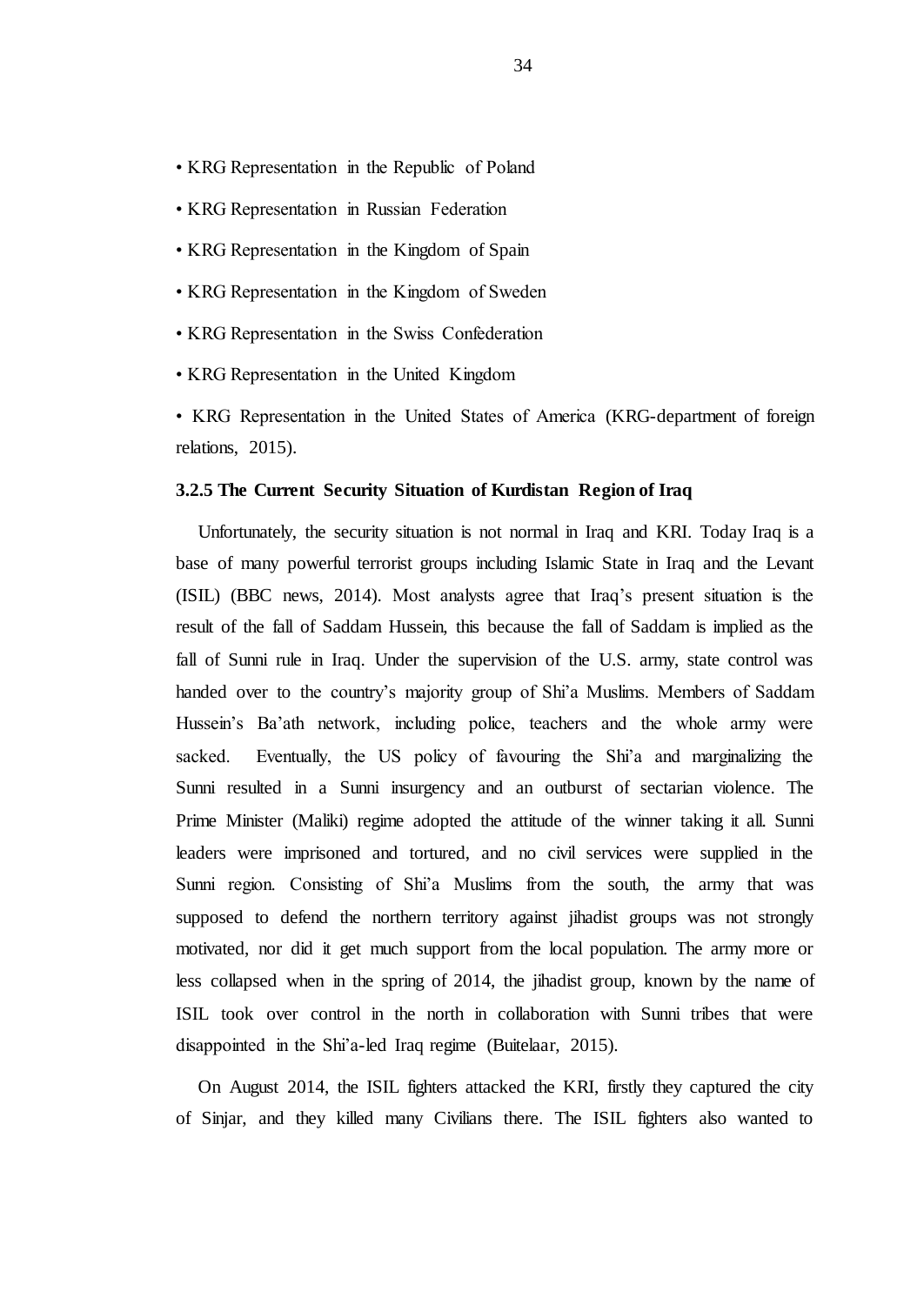- KRG Representation in the Republic of Poland
- KRG Representation in Russian Federation
- KRG Representation in the Kingdom of Spain
- KRG Representation in the Kingdom of Sweden
- KRG Representation in the Swiss Confederation
- KRG Representation in the United Kingdom
- KRG Representation in the United States of America (KRG-department of foreign relations, 2015).

### 3.2.5 The Current Security Situation of Kurdistan Region of Iraq

Unfortunately, the security situation is not normal in Iraq and KRI. Today Iraq is a base of many powerful terrorist groups including Islamic State in Iraq and the Levant (ISIL) (BBC news, 2014). Most analysts agree that Iraq's present situation is the result of the fall of Saddam Hussein, this because the fall of Saddam is implied as the fall of Sunni rule in Iraq. Under the supervision of the U.S. army, state control was handed over to the country's majority group of Shi'a Muslims. Members of Saddam Hussein's Ba'ath network, including police, teachers and the whole army were sacked. Eventually, the US policy of favouring the Shi'a and marginalizing the Sunni resulted in a Sunni insurgency and an outburst of sectarian violence. The Prime Minister (Maliki) regime adopted the attitude of the winner taking it all. Sunni leaders were imprisoned and tortured, and no civil services were supplied in the Sunni region. Consisting of Shi'a Muslims from the south, the army that was supposed to defend the northern territory against jihadist groups was not strongly motivated, nor did it get much support from the local population. The army more or less collapsed when in the spring of 2014, the jihadist group, known by the name of ISIL took over control in the north in collaboration with Sunni tribes that were disappointed in the Shi'a-led Iraq regime (Buitelaar, 2015).

On August 2014, the ISIL fighters attacked the KRI, firstly they captured the city of Sinjar, and they killed many Civilians there. The ISIL fighters also wanted to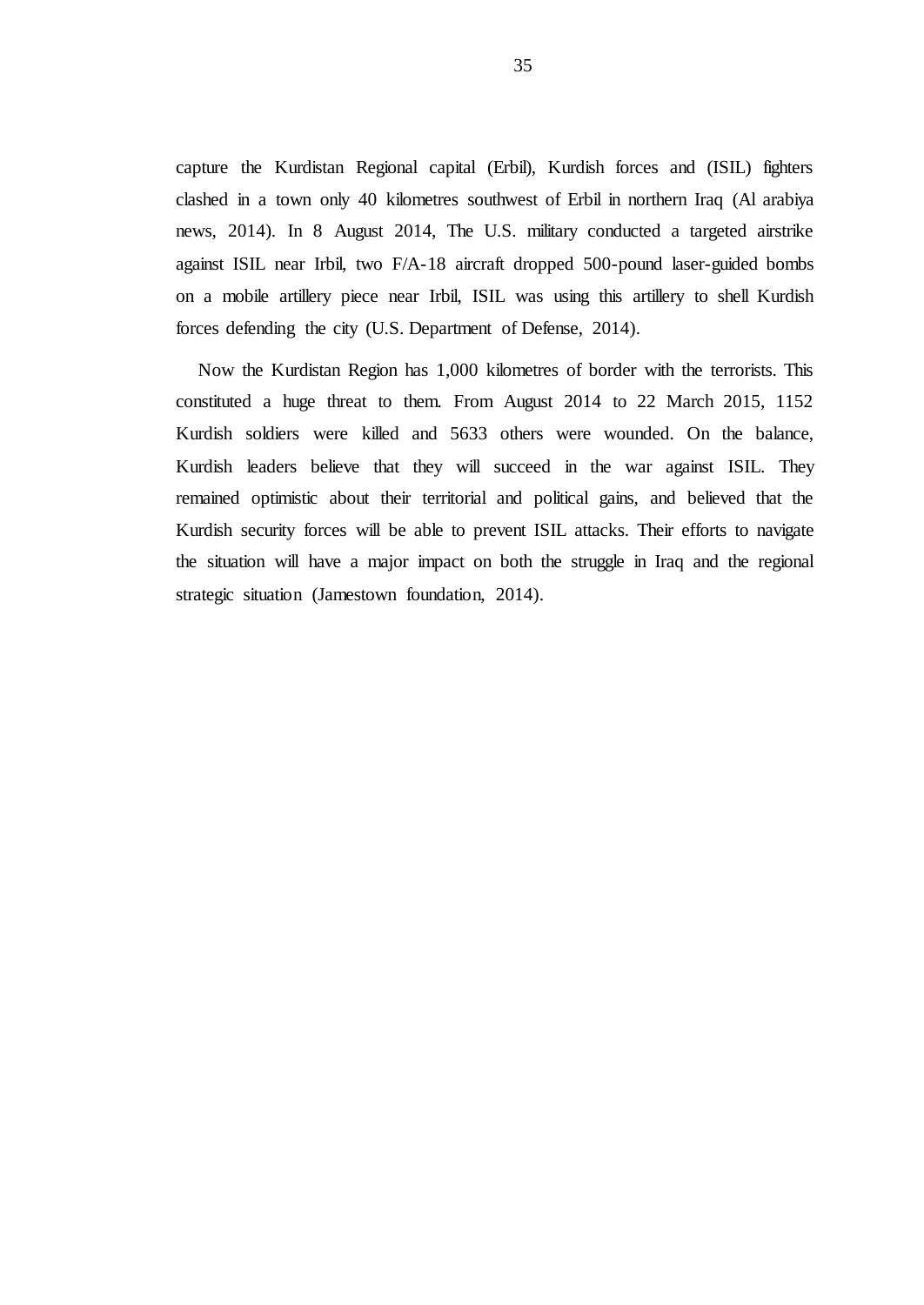capture the Kurdistan Regional capital (Erbil), Kurdish forces and (ISIL) fighters clashed in a town only 40 kilometres southwest of Erbil in northern Iraq (Al arabiya news, 2014). In 8 August 2014, The U.S. military conducted a targeted airstrike against ISIL near Irbil, two F/A-18 aircraft dropped 500-pound laser-guided bombs on a mobile artillery piece near Irbil, ISIL was using this artillery to shell Kurdish forces defending the city (U.S. Department of Defense, 2014).

Now the Kurdistan Region has 1,000 kilometres of border with the terrorists. This constituted a huge threat to them. From August 2014 to 22 March 2015, 1152 Kurdish soldiers were killed and 5633 others were wounded. On the balance, Kurdish leaders believe that they will succeed in the war against ISIL. They remained optimistic about their territorial and political gains, and believed that the Kurdish security forces will be able to prevent ISIL attacks. Their efforts to navigate the situation will have a major impact on both the struggle in Iraq and the regional strategic situation (Jamestown foundation, 2014).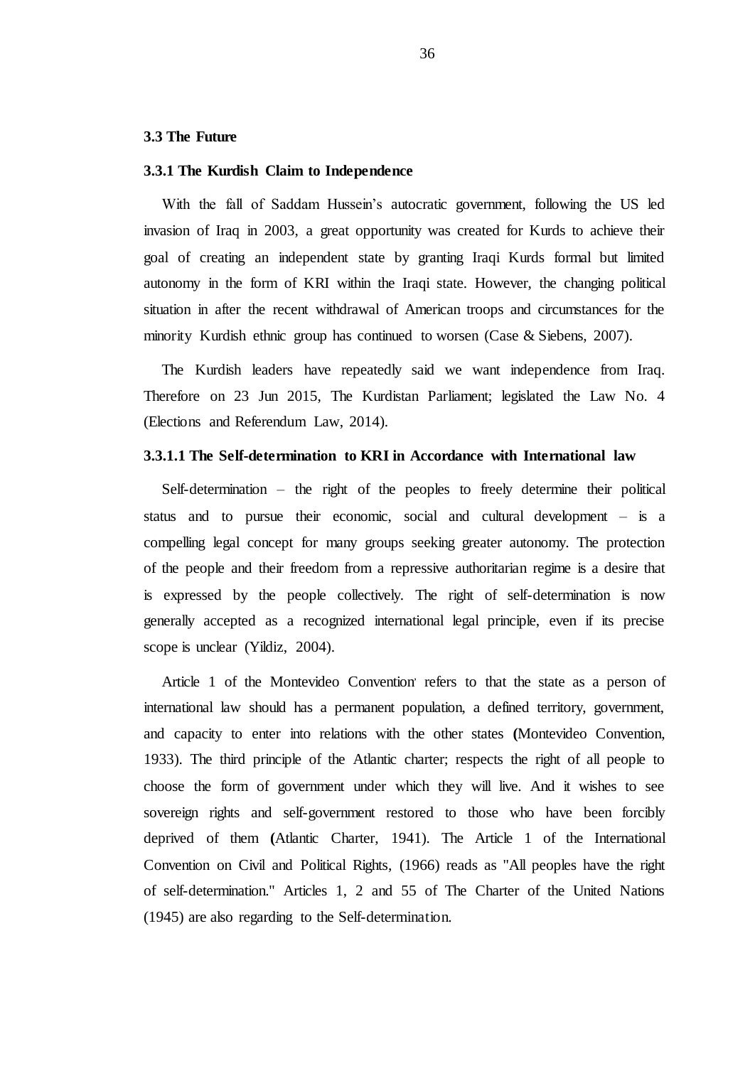### 3.3 The Future

#### 3.3.1 The Kurdish Claim to Independence

With the fall of Saddam Hussein's autocratic government, following the US led invasion of Iraq in 2003, a great opportunity was created for Kurds to achieve their goal of creating an independent state by granting Iraqi Kurds formal but limited autonomy in the form of KRI within the Iraqi state. However, the changing political situation in after the recent withdrawal of American troops and circumstances for the minority Kurdish ethnic group has continued to worsen (Case & Siebens, 2007).

The Kurdish leaders have repeatedly said we want independence from Iraq. Therefore on 23 Jun 2015, The Kurdistan Parliament; legislated the Law No. 4 (Elections and Referendum Law, 2014).

##### 3.3.1.1 The Self-determination to KRI in Accordance with International law

Self-determination – the right of the peoples to freely determine their political status and to pursue their economic, social and cultural development – is a compelling legal concept for many groups seeking greater autonomy. The protection of the people and their freedom from a repressive authoritarian regime is a desire that is expressed by the people collectively. The right of self-determination is now generally accepted as a recognized international legal principle, even if its precise scope is unclear (Yildiz, 2004).

Article 1 of the Montevideo Convention' refers to that the state as a person of international law should has a permanent population, a defined territory, government, and capacity to enter into relations with the other states **(**Montevideo Convention, 1933). The third principle of the Atlantic charter; respects the right of all people to choose the form of government under which they will live. And it wishes to see sovereign rights and self-government restored to those who have been forcibly deprived of them **(**Atlantic Charter, 1941). The Article 1 of the International Convention on Civil and Political Rights, (1966) reads as "All peoples have the right of self-determination." Articles 1, 2 and 55 of The Charter of the United Nations (1945) are also regarding to the Self-determination.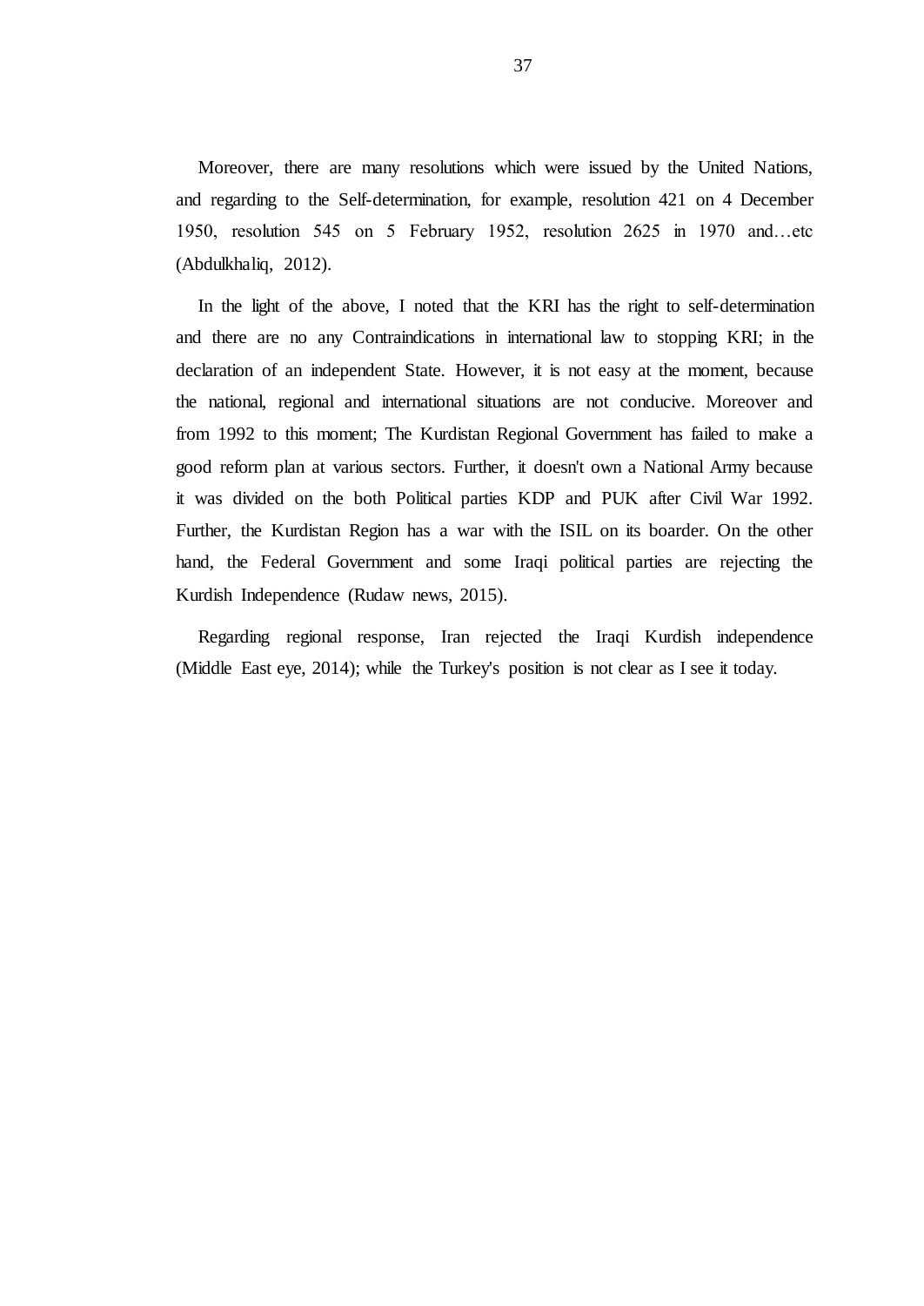Moreover, there are many resolutions which were issued by the United Nations, and regarding to the Self-determination, for example, resolution 421 on 4 December 1950, resolution 545 on 5 February 1952, resolution 2625 in 1970 and…etc (Abdulkhaliq, 2012).

In the light of the above, I noted that the KRI has the right to self-determination and there are no any Contraindications in international law to stopping KRI; in the declaration of an independent State. However, it is not easy at the moment, because the national, regional and international situations are not conducive. Moreover and from 1992 to this moment; The Kurdistan Regional Government has failed to make a good reform plan at various sectors. Further, it doesn't own a National Army because it was divided on the both Political parties KDP and PUK after Civil War 1992. Further, the Kurdistan Region has a war with the ISIL on its boarder. On the other hand, the Federal Government and some Iraqi political parties are rejecting the Kurdish Independence (Rudaw news, 2015).

Regarding regional response, Iran rejected the Iraqi Kurdish independence (Middle East eye, 2014); while the Turkey's position is not clear as I see it today.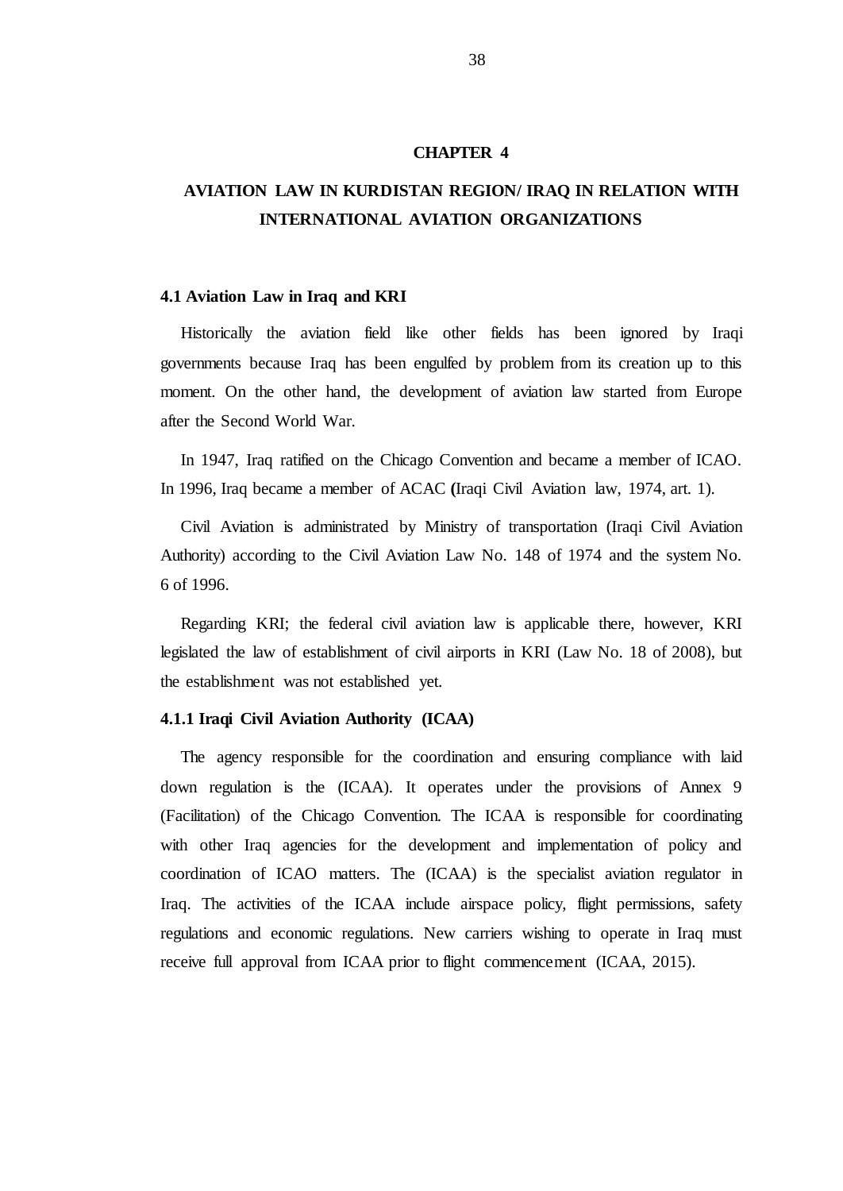# CHAPTER 4

# AVIATION LAW IN KURDISTAN REGION/ IRAQ IN RELATION WITH INTERNATIONAL AVIATION ORGANIZATIONS

## 4.1 Aviation Law in Iraq and KRI

Historically the aviation field like other fields has been ignored by Iraqi governments because Iraq has been engulfed by problem from its creation up to this moment. On the other hand, the development of aviation law started from Europe after the Second World War.

In 1947, Iraq ratified on the Chicago Convention and became a member of ICAO. In 1996, Iraq became a member of ACAC (Iraqi Civil Aviation law, 1974, art. 1).

Civil Aviation is administrated by Ministry of transportation (Iraqi Civil Aviation Authority) according to the Civil Aviation Law No. 148 of 1974 and the system No. 6 of 1996.

Regarding KRI; the federal civil aviation law is applicable there, however, KRI legislated the law of establishment of civil airports in KRI (Law No. 18 of 2008), but the establishment was not established yet.

### 4.1.1 Iraqi Civil Aviation Authority (ICAA)

The agency responsible for the coordination and ensuring compliance with laid down regulation is the (ICAA). It operates under the provisions of Annex 9 (Facilitation) of the Chicago Convention. The ICAA is responsible for coordinating with other Iraq agencies for the development and implementation of policy and coordination of ICAO matters. The (ICAA) is the specialist aviation regulator in Iraq. The activities of the ICAA include airspace policy, flight permissions, safety regulations and economic regulations. New carriers wishing to operate in Iraq must receive full approval from ICAA prior to flight commencement (ICAA, 2015).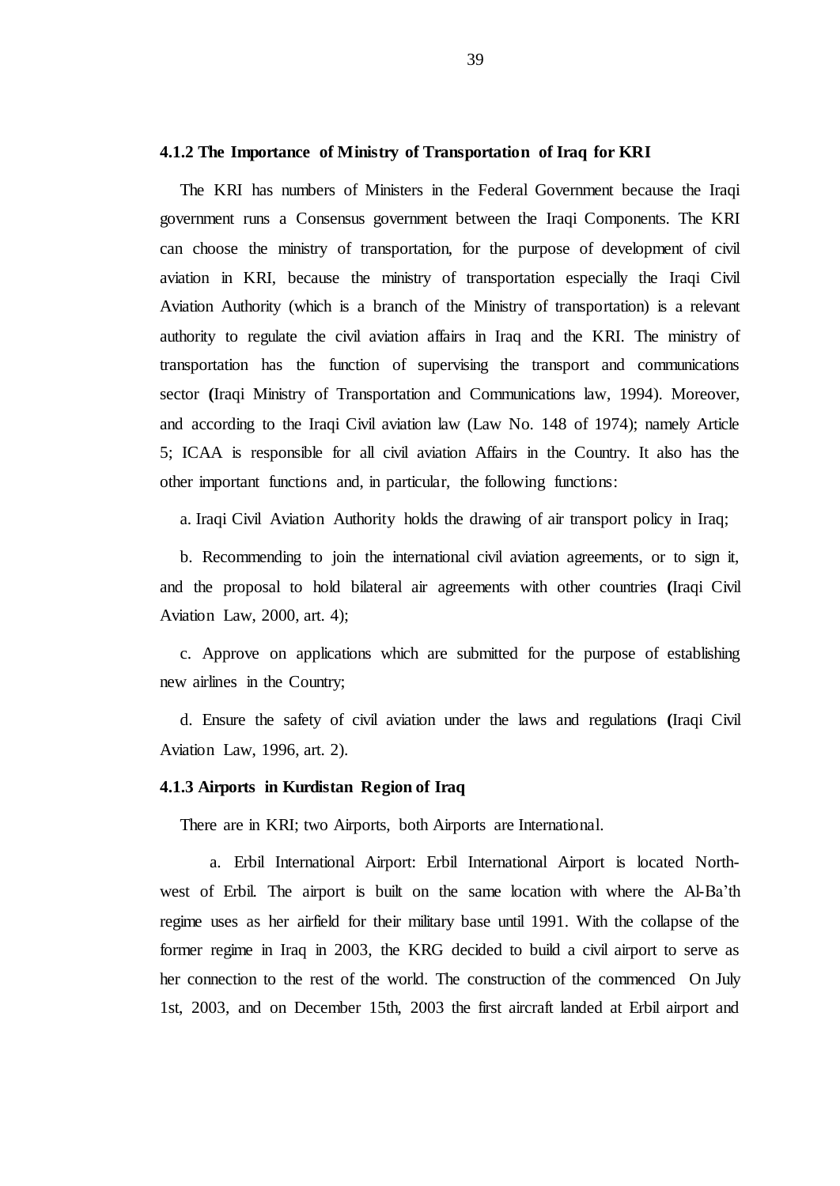### 4.1.2 The Importance of Ministry of Transportation of Iraq for KRI

The KRI has numbers of Ministers in the Federal Government because the Iraqi government runs a Consensus government between the Iraqi Components. The KRI can choose the ministry of transportation, for the purpose of development of civil aviation in KRI, because the ministry of transportation especially the Iraqi Civil Aviation Authority (which is a branch of the Ministry of transportation) is a relevant authority to regulate the civil aviation affairs in Iraq and the KRI. The ministry of transportation has the function of supervising the transport and communications sector **(**Iraqi Ministry of Transportation and Communications law, 1994). Moreover, and according to the Iraqi Civil aviation law (Law No. 148 of 1974); namely Article 5; ICAA is responsible for all civil aviation Affairs in the Country. It also has the other important functions and, in particular, the following functions:

a. Iraqi Civil Aviation Authority holds the drawing of air transport policy in Iraq;

b. Recommending to join the international civil aviation agreements, or to sign it, and the proposal to hold bilateral air agreements with other countries **(**Iraqi Civil Aviation Law, 2000, art. 4);

c. Approve on applications which are submitted for the purpose of establishing new airlines in the Country;

d. Ensure the safety of civil aviation under the laws and regulations **(**Iraqi Civil Aviation Law, 1996, art. 2).

### 4.1.3 Airports in Kurdistan Region of Iraq

There are in KRI; two Airports, both Airports are International.

a. Erbil International Airport: Erbil International Airport is located North-west of Erbil. The airport is built on the same location with where the Al-Ba'th regime uses as her airfield for their military base until 1991. With the collapse of the former regime in Iraq in 2003, the KRG decided to build a civil airport to serve as her connection to the rest of the world. The construction of the commenced On July 1st, 2003, and on December 15th, 2003 the first aircraft landed at Erbil airport and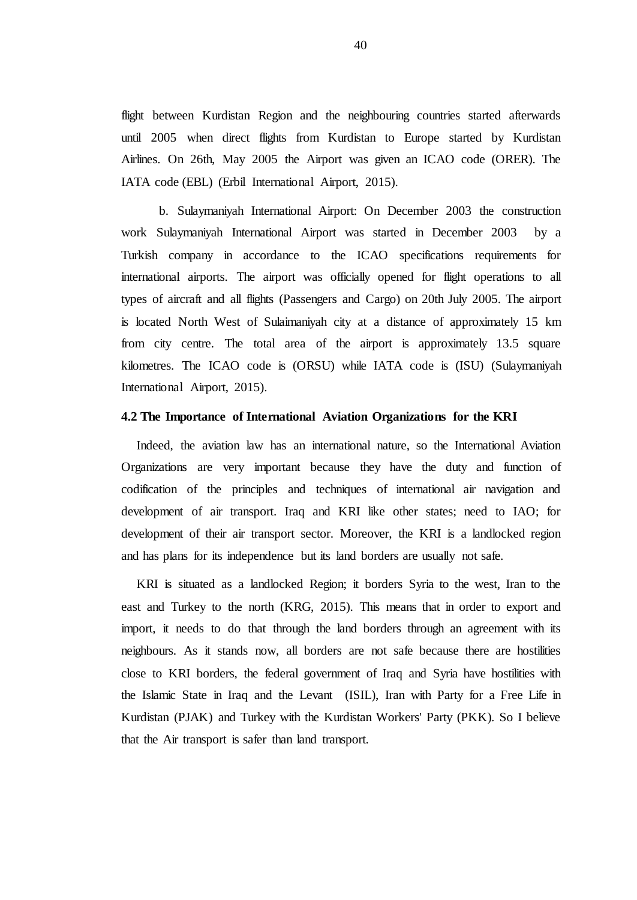flight between Kurdistan Region and the neighbouring countries started afterwards until 2005 when direct flights from Kurdistan to Europe started by Kurdistan Airlines. On 26th, May 2005 the Airport was given an ICAO code (ORER). The IATA code (EBL) (Erbil International Airport, 2015).

b. Sulaymaniyah International Airport: On December 2003 the construction work Sulaymaniyah International Airport was started in December 2003 by a Turkish company in accordance to the ICAO specifications requirements for international airports. The airport was officially opened for flight operations to all types of aircraft and all flights (Passengers and Cargo) on 20th July 2005. The airport is located North West of Sulaimaniyah city at a distance of approximately 15 km from city centre. The total area of the airport is approximately 13.5 square kilometres. The ICAO code is (ORSU) while IATA code is (ISU) (Sulaymaniyah International Airport, 2015).

### 4.2 The Importance of International Aviation Organizations for the KRI

Indeed, the aviation law has an international nature, so the International Aviation Organizations are very important because they have the duty and function of codification of the principles and techniques of international air navigation and development of air transport. Iraq and KRI like other states; need to IAO; for development of their air transport sector. Moreover, the KRI is a landlocked region and has plans for its independence but its land borders are usually not safe.

KRI is situated as a landlocked Region; it borders Syria to the west, Iran to the east and Turkey to the north (KRG, 2015). This means that in order to export and import, it needs to do that through the land borders through an agreement with its neighbours. As it stands now, all borders are not safe because there are hostilities close to KRI borders, the federal government of Iraq and Syria have hostilities with the Islamic State in Iraq and the Levant (ISIL), Iran with Party for a Free Life in Kurdistan (PJAK) and Turkey with the Kurdistan Workers' Party (PKK). So I believe that the Air transport is safer than land transport.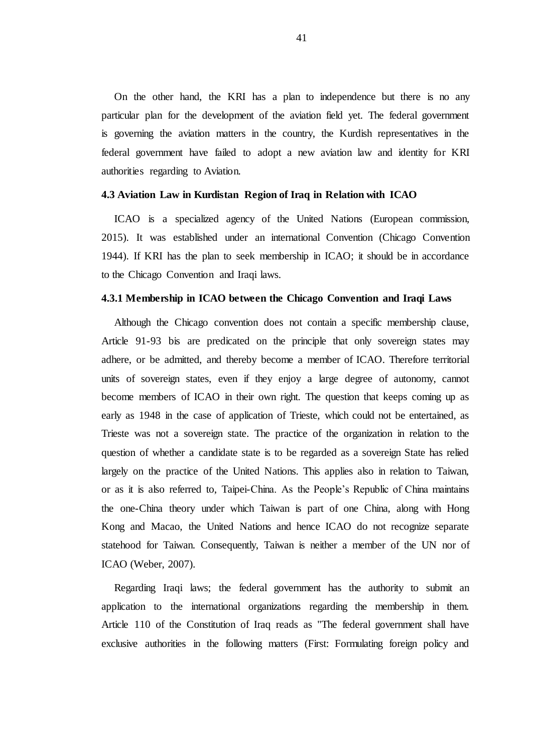On the other hand, the KRI has a plan to independence but there is no any particular plan for the development of the aviation field yet. The federal government is governing the aviation matters in the country, the Kurdish representatives in the federal government have failed to adopt a new aviation law and identity for KRI authorities regarding to Aviation.

### 4.3 Aviation Law in Kurdistan Region of Iraq in Relation with ICAO

ICAO is a specialized agency of the United Nations (European commission, 2015). It was established under an international Convention (Chicago Convention 1944). If KRI has the plan to seek membership in ICAO; it should be in accordance to the Chicago Convention and Iraqi laws.

#### 4.3.1 Membership in ICAO between the Chicago Convention and Iraqi Laws

Although the Chicago convention does not contain a specific membership clause, Article 91-93 bis are predicated on the principle that only sovereign states may adhere, or be admitted, and thereby become a member of ICAO. Therefore territorial units of sovereign states, even if they enjoy a large degree of autonomy, cannot become members of ICAO in their own right. The question that keeps coming up as early as 1948 in the case of application of Trieste, which could not be entertained, as Trieste was not a sovereign state. The practice of the organization in relation to the question of whether a candidate state is to be regarded as a sovereign State has relied largely on the practice of the United Nations. This applies also in relation to Taiwan, or as it is also referred to, Taipei-China. As the People's Republic of China maintains the one-China theory under which Taiwan is part of one China, along with Hong Kong and Macao, the United Nations and hence ICAO do not recognize separate statehood for Taiwan. Consequently, Taiwan is neither a member of the UN nor of ICAO (Weber, 2007).

Regarding Iraqi laws; the federal government has the authority to submit an application to the international organizations regarding the membership in them. Article 110 of the Constitution of Iraq reads as "The federal government shall have exclusive authorities in the following matters (First: Formulating foreign policy and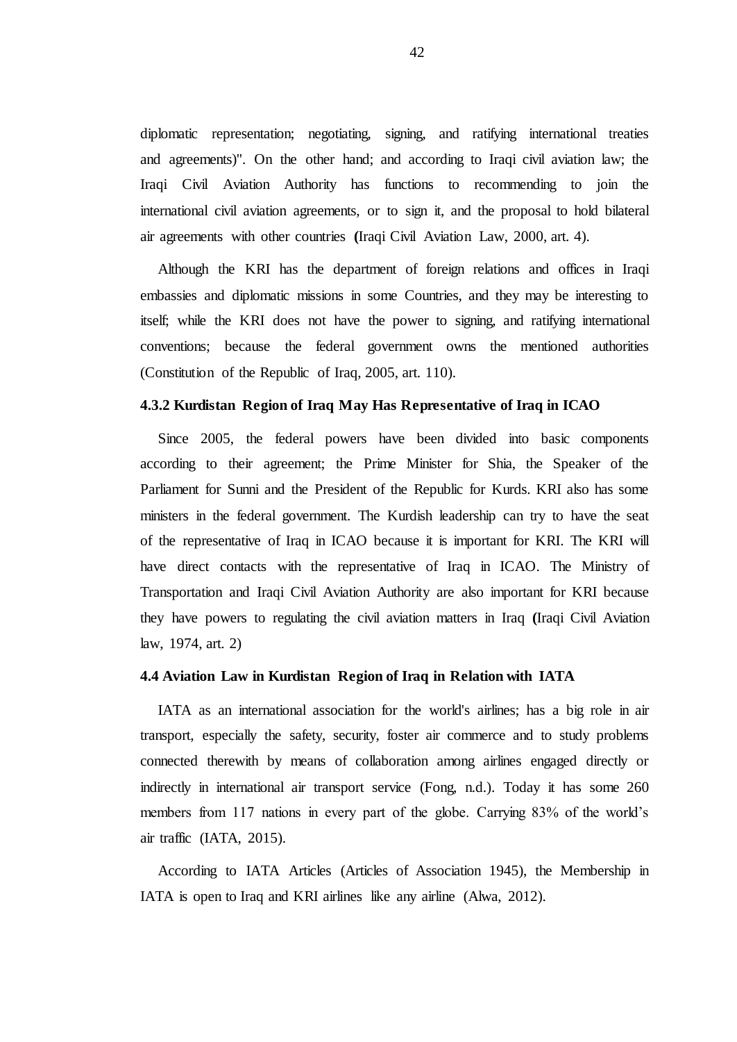diplomatic representation; negotiating, signing, and ratifying international treaties and agreements)". On the other hand; and according to Iraqi civil aviation law; the Iraqi Civil Aviation Authority has functions to recommending to join the international civil aviation agreements, or to sign it, and the proposal to hold bilateral air agreements with other countries (Iraqi Civil Aviation Law, 2000, art. 4).

Although the KRI has the department of foreign relations and offices in Iraqi embassies and diplomatic missions in some Countries, and they may be interesting to itself; while the KRI does not have the power to signing, and ratifying international conventions; because the federal government owns the mentioned authorities (Constitution of the Republic of Iraq, 2005, art. 110).

### 4.3.2 Kurdistan Region of Iraq May Has Representative of Iraq in ICAO

Since 2005, the federal powers have been divided into basic components according to their agreement; the Prime Minister for Shia, the Speaker of the Parliament for Sunni and the President of the Republic for Kurds. KRI also has some ministers in the federal government. The Kurdish leadership can try to have the seat of the representative of Iraq in ICAO because it is important for KRI. The KRI will have direct contacts with the representative of Iraq in ICAO. The Ministry of Transportation and Iraqi Civil Aviation Authority are also important for KRI because they have powers to regulating the civil aviation matters in Iraq (Iraqi Civil Aviation law, 1974, art. 2)

## 4.4 Aviation Law in Kurdistan Region of Iraq in Relation with IATA

IATA as an international association for the world's airlines; has a big role in air transport, especially the safety, security, foster air commerce and to study problems connected therewith by means of collaboration among airlines engaged directly or indirectly in international air transport service (Fong, n.d.). Today it has some 260 members from 117 nations in every part of the globe. Carrying 83% of the world's air traffic (IATA, 2015).

According to IATA Articles (Articles of Association 1945), the Membership in IATA is open to Iraq and KRI airlines like any airline (Alwa, 2012).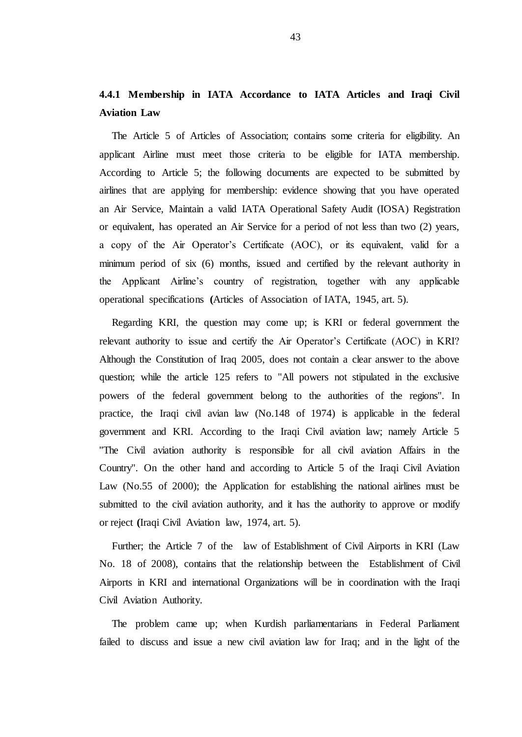### 4.4.1 Membership in IATA Accordance to IATA Articles and Iraqi Civil Aviation Law

The Article 5 of Articles of Association; contains some criteria for eligibility. An applicant Airline must meet those criteria to be eligible for IATA membership. According to Article 5; the following documents are expected to be submitted by airlines that are applying for membership: evidence showing that you have operated an Air Service, Maintain a valid IATA Operational Safety Audit (IOSA) Registration or equivalent, has operated an Air Service for a period of not less than two (2) years, a copy of the Air Operator's Certificate (AOC), or its equivalent, valid for a minimum period of six (6) months, issued and certified by the relevant authority in the Applicant Airline's country of registration, together with any applicable operational specifications **(**Articles of Association of IATA, 1945, art. 5).

Regarding KRI, the question may come up; is KRI or federal government the relevant authority to issue and certify the Air Operator's Certificate (AOC) in KRI? Although the Constitution of Iraq 2005, does not contain a clear answer to the above question; while the article 125 refers to "All powers not stipulated in the exclusive powers of the federal government belong to the authorities of the regions". In practice, the Iraqi civil avian law (No.148 of 1974) is applicable in the federal government and KRI. According to the Iraqi Civil aviation law; namely Article 5 "The Civil aviation authority is responsible for all civil aviation Affairs in the Country". On the other hand and according to Article 5 of the Iraqi Civil Aviation Law (No.55 of 2000); the Application for establishing the national airlines must be submitted to the civil aviation authority, and it has the authority to approve or modify or reject **(**Iraqi Civil Aviation law, 1974, art. 5).

Further; the Article 7 of the law of Establishment of Civil Airports in KRI (Law No. 18 of 2008), contains that the relationship between the Establishment of Civil Airports in KRI and international Organizations will be in coordination with the Iraqi Civil Aviation Authority.

The problem came up; when Kurdish parliamentarians in Federal Parliament failed to discuss and issue a new civil aviation law for Iraq; and in the light of the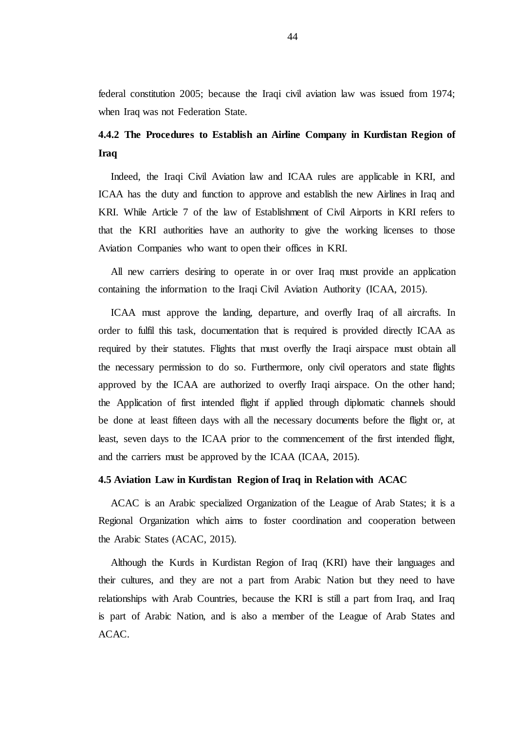federal constitution 2005; because the Iraqi civil aviation law was issued from 1974; when Iraq was not Federation State.

### 4.4.2 The Procedures to Establish an Airline Company in Kurdistan Region of Iraq

Indeed, the Iraqi Civil Aviation law and ICAA rules are applicable in KRI, and ICAA has the duty and function to approve and establish the new Airlines in Iraq and KRI. While Article 7 of the law of Establishment of Civil Airports in KRI refers to that the KRI authorities have an authority to give the working licenses to those Aviation Companies who want to open their offices in KRI.

All new carriers desiring to operate in or over Iraq must provide an application containing the information to the Iraqi Civil Aviation Authority (ICAA, 2015).

ICAA must approve the landing, departure, and overfly Iraq of all aircrafts. In order to fulfil this task, documentation that is required is provided directly ICAA as required by their statutes. Flights that must overfly the Iraqi airspace must obtain all the necessary permission to do so. Furthermore, only civil operators and state flights approved by the ICAA are authorized to overfly Iraqi airspace. On the other hand; the Application of first intended flight if applied through diplomatic channels should be done at least fifteen days with all the necessary documents before the flight or, at least, seven days to the ICAA prior to the commencement of the first intended flight, and the carriers must be approved by the ICAA (ICAA, 2015).

### 4.5 Aviation Law in Kurdistan Region of Iraq in Relation with ACAC

ACAC is an Arabic specialized Organization of the League of Arab States; it is a Regional Organization which aims to foster coordination and cooperation between the Arabic States (ACAC, 2015).

Although the Kurds in Kurdistan Region of Iraq (KRI) have their languages and their cultures, and they are not a part from Arabic Nation but they need to have relationships with Arab Countries, because the KRI is still a part from Iraq, and Iraq is part of Arabic Nation, and is also a member of the League of Arab States and ACAC.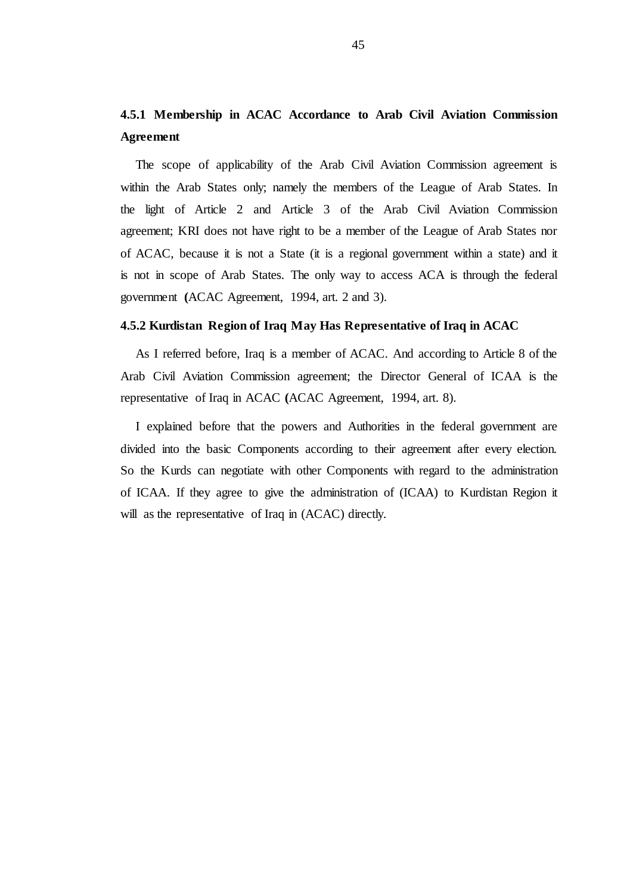### 4.5.1 Membership in ACAC Accordance to Arab Civil Aviation Commission Agreement

The scope of applicability of the Arab Civil Aviation Commission agreement is within the Arab States only; namely the members of the League of Arab States. In the light of Article 2 and Article 3 of the Arab Civil Aviation Commission agreement; KRI does not have right to be a member of the League of Arab States nor of ACAC, because it is not a State (it is a regional government within a state) and it is not in scope of Arab States. The only way to access ACA is through the federal government (ACAC Agreement, 1994, art. 2 and 3).

### 4.5.2 Kurdistan Region of Iraq May Has Representative of Iraq in ACAC

As I referred before, Iraq is a member of ACAC. And according to Article 8 of the Arab Civil Aviation Commission agreement; the Director General of ICAA is the representative of Iraq in ACAC (ACAC Agreement, 1994, art. 8).

I explained before that the powers and Authorities in the federal government are divided into the basic Components according to their agreement after every election. So the Kurds can negotiate with other Components with regard to the administration of ICAA. If they agree to give the administration of (ICAA) to Kurdistan Region it will as the representative of Iraq in (ACAC) directly.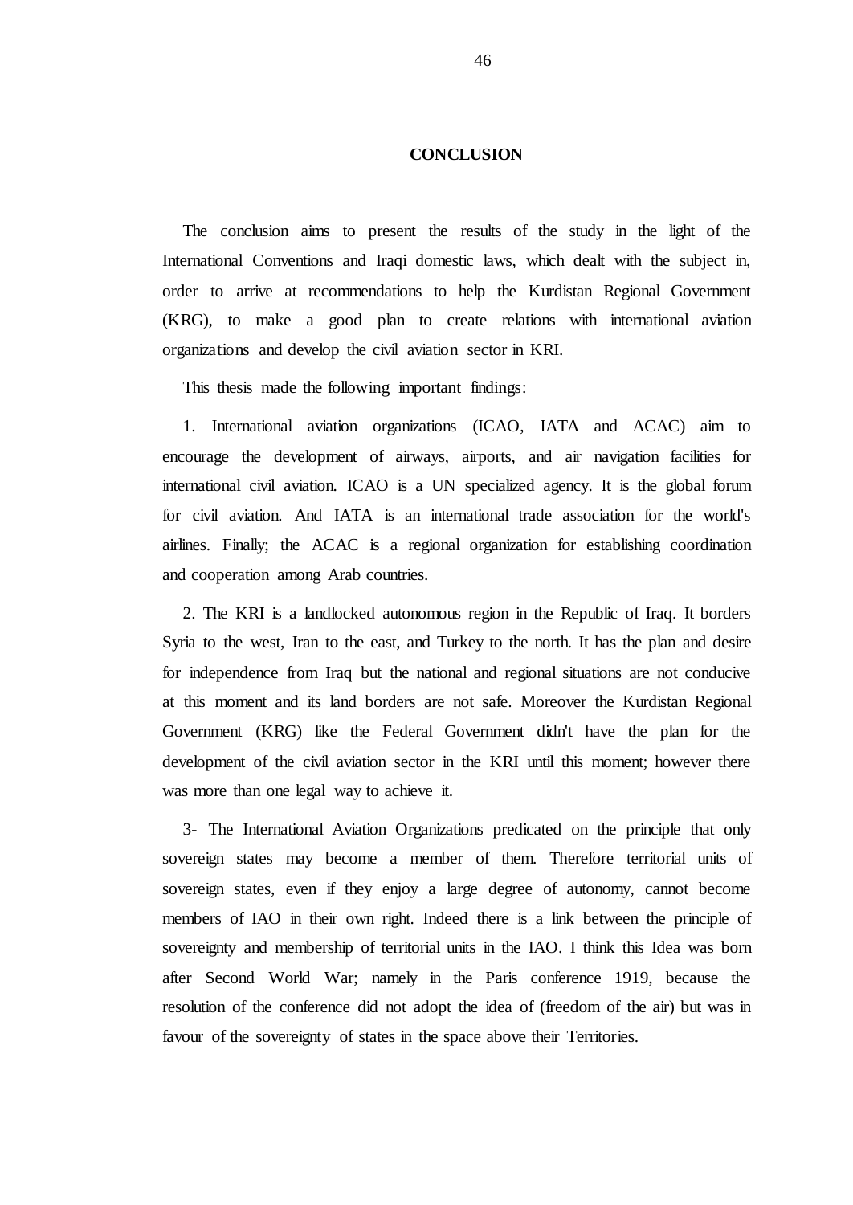# CONCLUSION

The conclusion aims to present the results of the study in the light of the International Conventions and Iraqi domestic laws, which dealt with the subject in, order to arrive at recommendations to help the Kurdistan Regional Government (KRG), to make a good plan to create relations with international aviation organizations and develop the civil aviation sector in KRI.

This thesis made the following important findings:

1. International aviation organizations (ICAO, IATA and ACAC) aim to encourage the development of airways, airports, and air navigation facilities for international civil aviation. ICAO is a UN specialized agency. It is the global forum for civil aviation. And IATA is an international trade association for the world's airlines. Finally; the ACAC is a regional organization for establishing coordination and cooperation among Arab countries.

2. The KRI is a landlocked autonomous region in the Republic of Iraq. It borders Syria to the west, Iran to the east, and Turkey to the north. It has the plan and desire for independence from Iraq but the national and regional situations are not conducive at this moment and its land borders are not safe. Moreover the Kurdistan Regional Government (KRG) like the Federal Government didn't have the plan for the development of the civil aviation sector in the KRI until this moment; however there was more than one legal way to achieve it.

3- The International Aviation Organizations predicated on the principle that only sovereign states may become a member of them. Therefore territorial units of sovereign states, even if they enjoy a large degree of autonomy, cannot become members of IAO in their own right. Indeed there is a link between the principle of sovereignty and membership of territorial units in the IAO. I think this Idea was born after Second World War; namely in the Paris conference 1919, because the resolution of the conference did not adopt the idea of (freedom of the air) but was in favour of the sovereignty of states in the space above their Territories.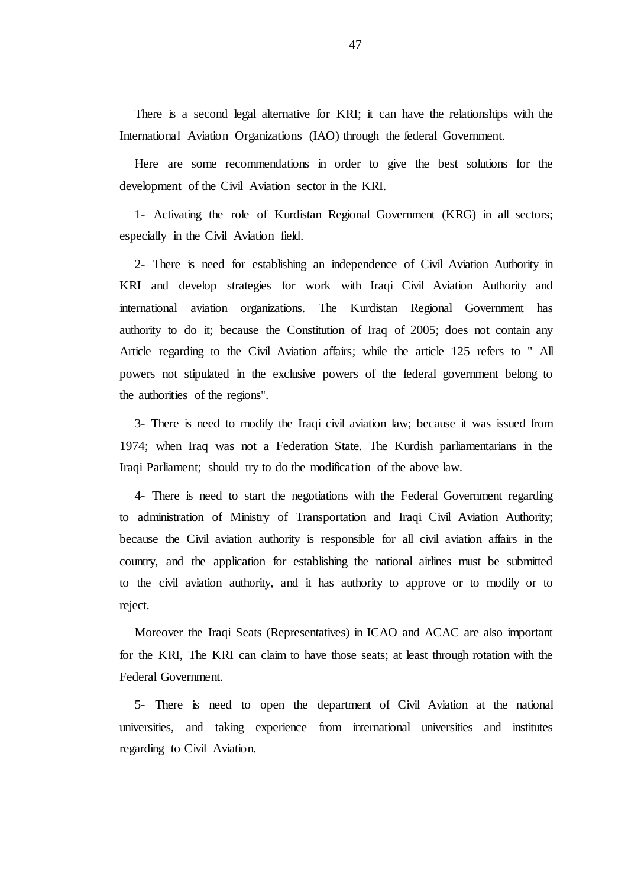There is a second legal alternative for KRI; it can have the relationships with the International Aviation Organizations (IAO) through the federal Government.

Here are some recommendations in order to give the best solutions for the development of the Civil Aviation sector in the KRI.

1- Activating the role of Kurdistan Regional Government (KRG) in all sectors; especially in the Civil Aviation field.

2- There is need for establishing an independence of Civil Aviation Authority in KRI and develop strategies for work with Iraqi Civil Aviation Authority and international aviation organizations. The Kurdistan Regional Government has authority to do it; because the Constitution of Iraq of 2005; does not contain any Article regarding to the Civil Aviation affairs; while the article 125 refers to " All powers not stipulated in the exclusive powers of the federal government belong to the authorities of the regions".

3- There is need to modify the Iraqi civil aviation law; because it was issued from 1974; when Iraq was not a Federation State. The Kurdish parliamentarians in the Iraqi Parliament; should try to do the modification of the above law.

4- There is need to start the negotiations with the Federal Government regarding to administration of Ministry of Transportation and Iraqi Civil Aviation Authority; because the Civil aviation authority is responsible for all civil aviation affairs in the country, and the application for establishing the national airlines must be submitted to the civil aviation authority, and it has authority to approve or to modify or to reject.

Moreover the Iraqi Seats (Representatives) in ICAO and ACAC are also important for the KRI, The KRI can claim to have those seats; at least through rotation with the Federal Government.

5- There is need to open the department of Civil Aviation at the national universities, and taking experience from international universities and institutes regarding to Civil Aviation.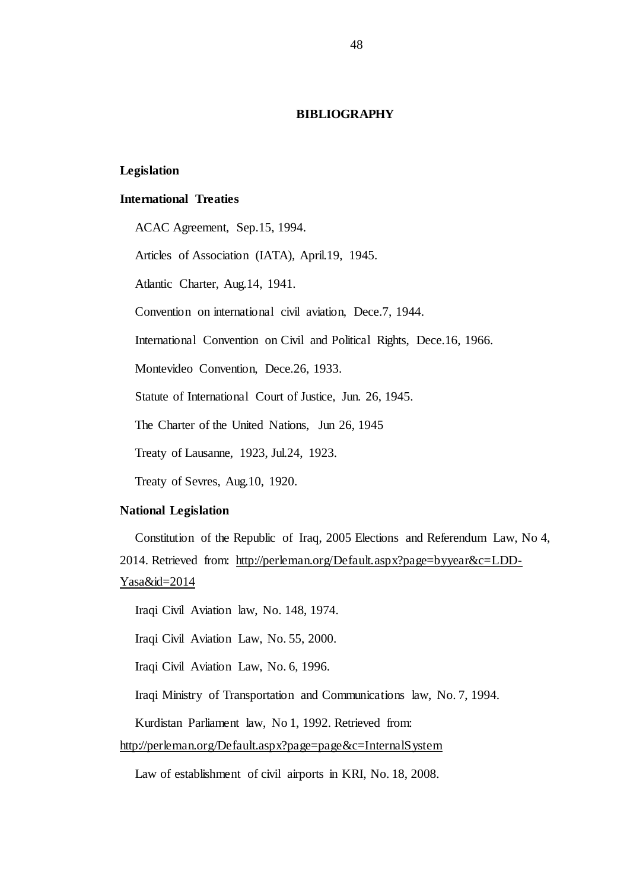# BIBLIOGRAPHY

## Legislation

### International Treaties

ACAC Agreement, Sep.15, 1994.

Articles of Association (IATA), April.19, 1945.

Atlantic Charter, Aug.14, 1941.

Convention on international civil aviation, Dece.7, 1944.

International Convention on Civil and Political Rights, Dece.16, 1966.

Montevideo Convention, Dece.26, 1933.

Statute of International Court of Justice, Jun. 26, 1945.

The Charter of the United Nations, Jun 26, 1945

Treaty of Lausanne, 1923, Jul.24, 1923.

Treaty of Sevres, Aug.10, 1920.

### National Legislation

Constitution of the Republic of Iraq, 2005 Elections and Referendum Law, No 4, 2014. Retrieved from: http://perleman.org/Default.aspx?page=byyear&c=LDD-Yasa&id=2014

Iraqi Civil Aviation law, No. 148, 1974.

Iraqi Civil Aviation Law, No. 55, 2000.

Iraqi Civil Aviation Law, No. 6, 1996.

Iraqi Ministry of Transportation and Communications law, No. 7, 1994.

Kurdistan Parliament law, No 1, 1992. Retrieved from: http://perleman.org/Default.aspx?page=page&c=InternalSystem

Law of establishment of civil airports in KRI, No. 18, 2008.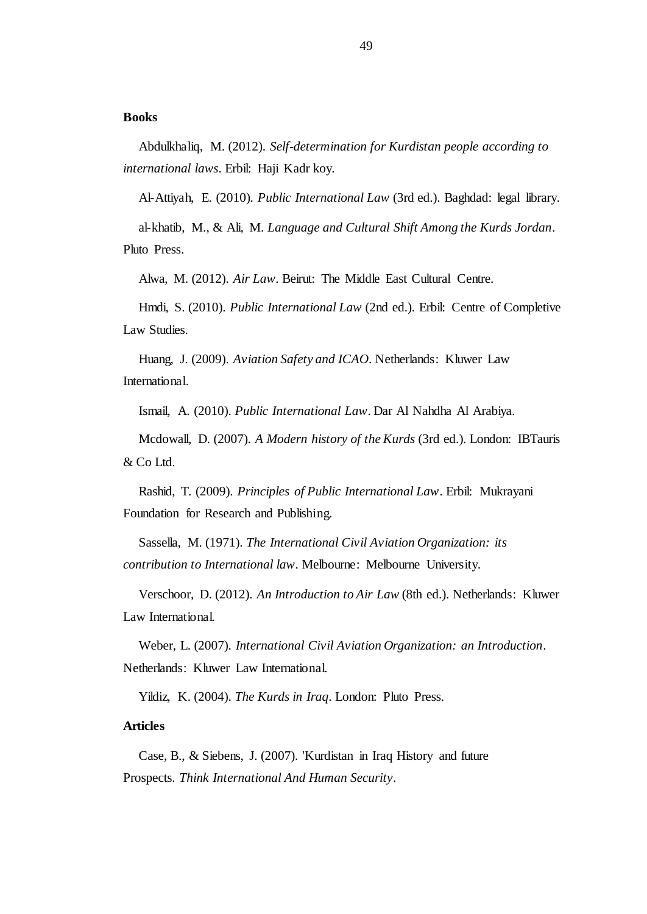**Books**

Abdulkhaliq, M. (2012). *Self-determination for Kurdistan people according to international laws*. Erbil: Haji Kadr koy.

Al-Attiyah, E. (2010). *Public International Law* (3rd ed.). Baghdad: legal library.

al-khatib, M., & Ali, M. *Language and Cultural Shift Among the Kurds Jordan*. Pluto Press.

Alwa, M. (2012). *Air Law*. Beirut: The Middle East Cultural Centre.

Hmdi, S. (2010). *Public International Law* (2nd ed.). Erbil: Centre of Completive Law Studies.

Huang, J. (2009). *Aviation Safety and ICAO*. Netherlands: Kluwer Law International.

Ismail, A. (2010). *Public International Law*. Dar Al Nahdha Al Arabiya.

Mcdowall, D. (2007). *A Modern history of the Kurds* (3rd ed.). London: IBTauris & Co Ltd.

Rashid, T. (2009). *Principles of Public International Law*. Erbil: Mukrayani Foundation for Research and Publishing.

Sassella, M. (1971). *The International Civil Aviation Organization: its contribution to International law*. Melbourne: Melbourne University.

Verschoor, D. (2012). *An Introduction to Air Law* (8th ed.). Netherlands: Kluwer Law International.

Weber, L. (2007). *International Civil Aviation Organization: an Introduction*. Netherlands: Kluwer Law International.

Yildiz, K. (2004). *The Kurds in Iraq*. London: Pluto Press.

**Articles**

Case, B., & Siebens, J. (2007). 'Kurdistan in Iraq History and future Prospects. *Think International And Human Security*.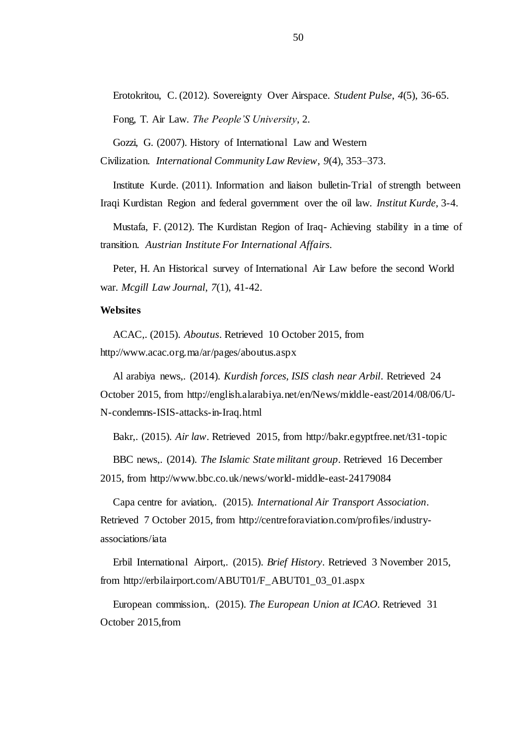Erotokritou, C. (2012). Sovereignty Over Airspace. *Student Pulse*, *4*(5), 36-65.

Fong, T. Air Law. *The People'S University*, 2.

Gozzi, G. (2007). History of International Law and Western Civilization. *International Community Law Review*, *9*(4), 353–373.

Institute Kurde. (2011). Information and liaison bulletin-Trial of strength between Iraqi Kurdistan Region and federal government over the oil law. *Institut Kurde*, 3-4.

Mustafa, F. (2012). The Kurdistan Region of Iraq- Achieving stability in a time of transition. *Austrian Institute For International Affairs*.

Peter, H. An Historical survey of International Air Law before the second World war. *Mcgill Law Journal*, *7*(1), 41-42.

**Websites**

ACAC,. (2015). *Aboutus*. Retrieved 10 October 2015, from http://www.acac.org.ma/ar/pages/aboutus.aspx

Al arabiya news,. (2014). *Kurdish forces, ISIS clash near Arbil*. Retrieved 24 October 2015, from http://english.alarabiya.net/en/News/middle-east/2014/08/06/U-N-condemns-ISIS-attacks-in-Iraq.html

Bakr,. (2015). *Air law*. Retrieved 2015, from http://bakr.egyptfree.net/t31-topic

BBC news,. (2014). *The Islamic State militant group*. Retrieved 16 December 2015, from http://www.bbc.co.uk/news/world-middle-east-24179084

Capa centre for aviation,. (2015). *International Air Transport Association*. Retrieved 7 October 2015, from http://centreforaviation.com/profiles/industry-associations/iata

Erbil International Airport,. (2015). *Brief History*. Retrieved 3 November 2015, from http://erbilairport.com/ABUT01/F_ABUT01_03_01.aspx

European commission,. (2015). *The European Union at ICAO*. Retrieved 31 October 2015,from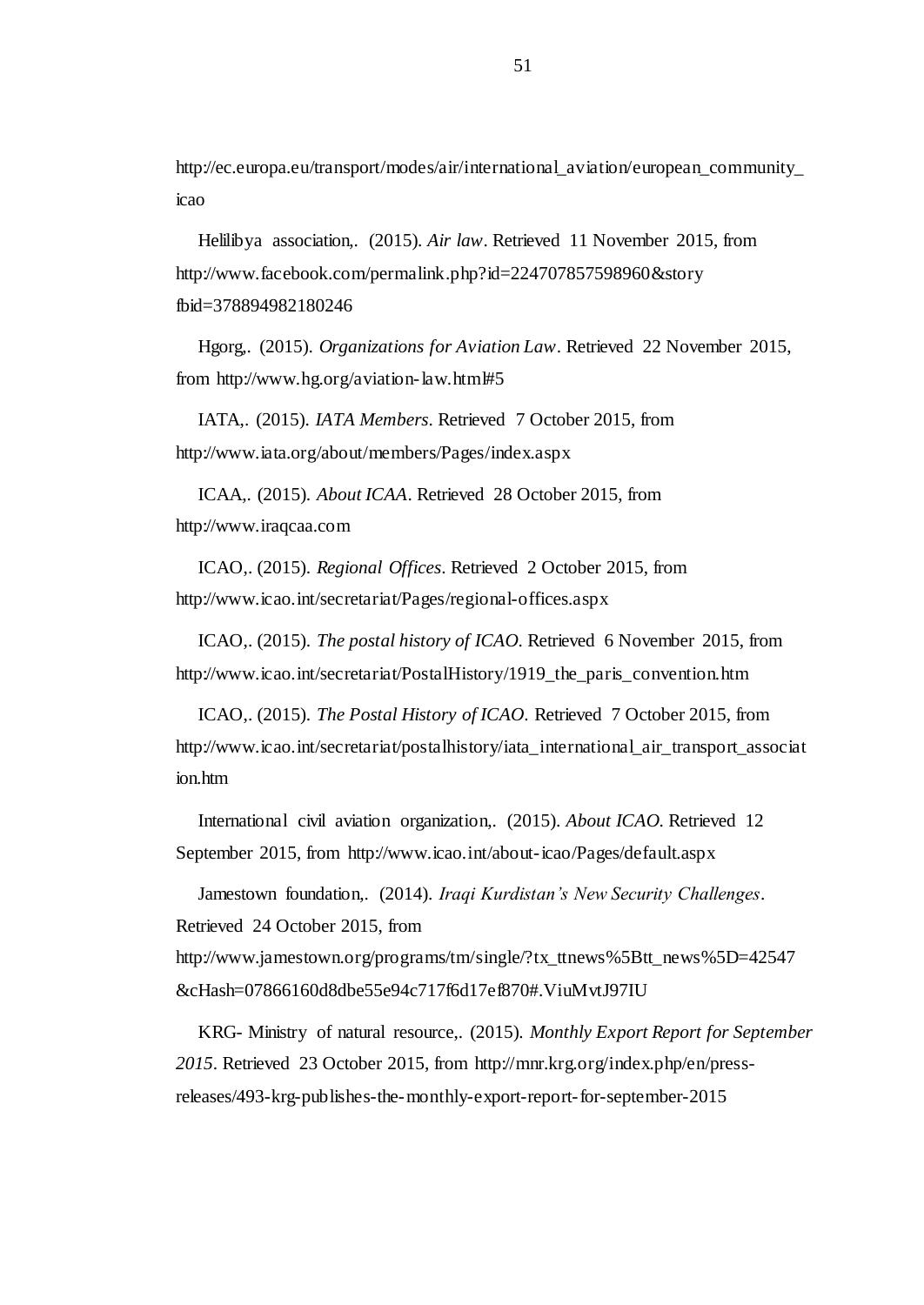http://ec.europa.eu/transport/modes/air/international_aviation/european_community_icao

Helilibya association,. (2015). *Air law*. Retrieved 11 November 2015, from http://www.facebook.com/permalink.php?id=224707857598960&story fbid=378894982180246

Hgorg,. (2015). *Organizations for Aviation Law*. Retrieved 22 November 2015, from http://www.hg.org/aviation-law.html#5

IATA,. (2015). *IATA Members*. Retrieved 7 October 2015, from http://www.iata.org/about/members/Pages/index.aspx

ICAA,. (2015). *About ICAA*. Retrieved 28 October 2015, from http://www.iraqcaa.com

ICAO,. (2015). *Regional Offices*. Retrieved 2 October 2015, from http://www.icao.int/secretariat/Pages/regional-offices.aspx

ICAO,. (2015). *The postal history of ICAO*. Retrieved 6 November 2015, from http://www.icao.int/secretariat/PostalHistory/1919_the_paris_convention.htm

ICAO,. (2015). *The Postal History of ICAO*. Retrieved 7 October 2015, from http://www.icao.int/secretariat/postalhistory/iata_international_air_transport_association.htm

International civil aviation organization,. (2015). *About ICAO*. Retrieved 12 September 2015, from http://www.icao.int/about-icao/Pages/default.aspx

Jamestown foundation,. (2014). *Iraqi Kurdistan's New Security Challenges*. Retrieved 24 October 2015, from http://www.jamestown.org/programs/tm/single/?tx_ttnews%5Btt_news%5D=42547&cHash=07866160d8dbe55e94c717f6d17ef870#.ViuMvtJ97IU

KRG- Ministry of natural resource,. (2015). *Monthly Export Report for September 2015*. Retrieved 23 October 2015, from http://mnr.krg.org/index.php/en/press-releases/493-krg-publishes-the-monthly-export-report-for-september-2015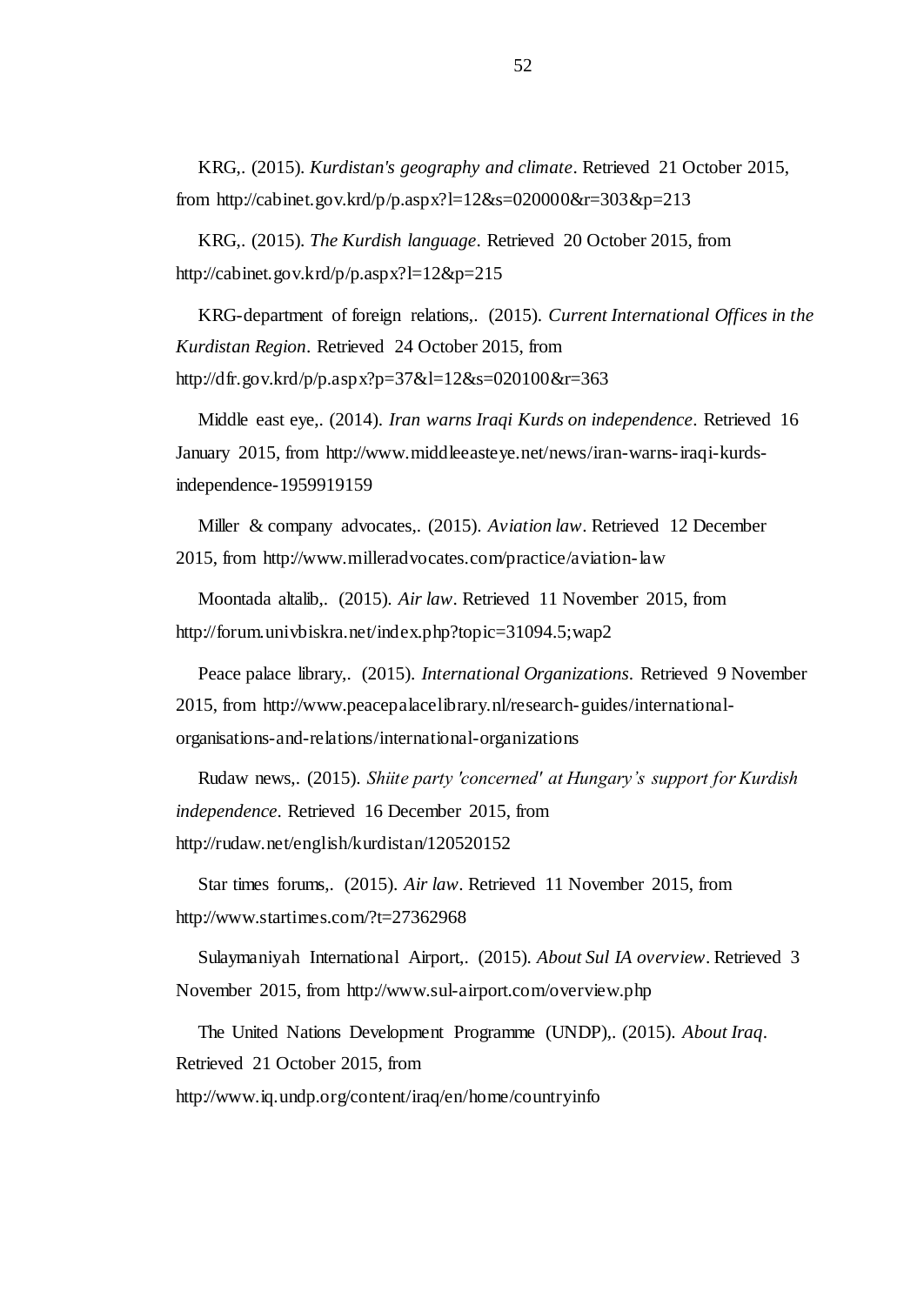KRG,. (2015). *Kurdistan's geography and climate*. Retrieved 21 October 2015, from http://cabinet.gov.krd/p/p.aspx?l=12&s=020000&r=303&p=213

KRG,. (2015). *The Kurdish language*. Retrieved 20 October 2015, from http://cabinet.gov.krd/p/p.aspx?l=12&p=215

KRG-department of foreign relations,. (2015). *Current International Offices in the Kurdistan Region*. Retrieved 24 October 2015, from http://dfr.gov.krd/p/p.aspx?p=37&l=12&s=020100&r=363

Middle east eye,. (2014). *Iran warns Iraqi Kurds on independence*. Retrieved 16 January 2015, from http://www.middleeasteye.net/news/iran-warns-iraqi-kurds-independence-1959919159

Miller & company advocates,. (2015). *Aviation law*. Retrieved 12 December 2015, from http://www.milleradvocates.com/practice/aviation-law

Moontada altalib,. (2015). *Air law*. Retrieved 11 November 2015, from http://forum.univbiskra.net/index.php?topic=31094.5;wap2

Peace palace library,. (2015). *International Organizations*. Retrieved 9 November 2015, from http://www.peacepalacelibrary.nl/research-guides/international-organisations-and-relations/international-organizations

Rudaw news,. (2015). *Shiite party 'concerned' at Hungary's support for Kurdish independence*. Retrieved 16 December 2015, from http://rudaw.net/english/kurdistan/120520152

Star times forums,. (2015). *Air law*. Retrieved 11 November 2015, from http://www.startimes.com/?t=27362968

Sulaymaniyah International Airport,. (2015). *About Sul IA overview*. Retrieved 3 November 2015, from http://www.sul-airport.com/overview.php

The United Nations Development Programme (UNDP),. (2015). *About Iraq*. Retrieved 21 October 2015, from http://www.iq.undp.org/content/iraq/en/home/countryinfo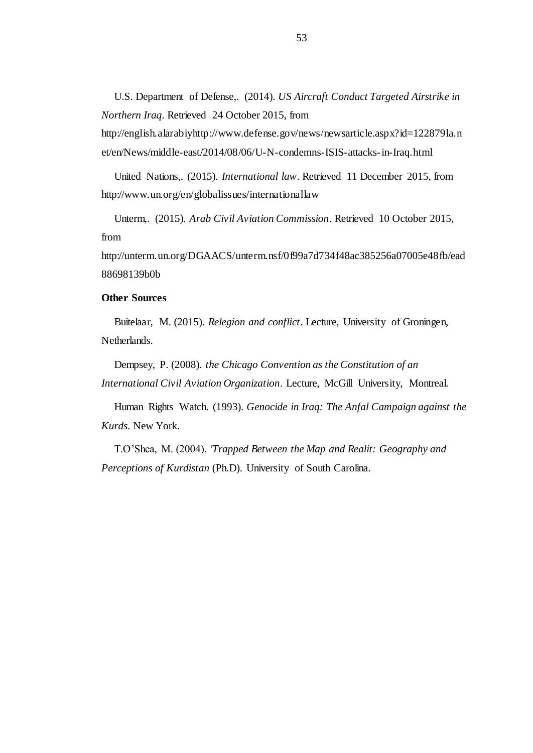U.S. Department of Defense,. (2014). *US Aircraft Conduct Targeted Airstrike in Northern Iraq*. Retrieved 24 October 2015, from http://english.alarabiyhttp://www.defense.gov/news/newsarticle.aspx?id=122879la.net/en/News/middle-east/2014/08/06/U-N-condemns-ISIS-attacks-in-Iraq.html

United Nations,. (2015). *International law*. Retrieved 11 December 2015, from http://www.un.org/en/globalissues/internationallaw

Unterm,. (2015). *Arab Civil Aviation Commission*. Retrieved 10 October 2015, from http://unterm.un.org/DGAACS/unterm.nsf/0f99a7d734f48ac385256a07005e48fb/ead88698139b0b

**Other Sources**

Buitelaar, M. (2015). *Relegion and conflict*. Lecture, University of Groningen, Netherlands.

Dempsey, P. (2008). *the Chicago Convention as the Constitution of an International Civil Aviation Organization*. Lecture, McGill University, Montreal.

Human Rights Watch. (1993). *Genocide in Iraq: The Anfal Campaign against the Kurds*. New York.

T.O'Shea, M. (2004). *'Trapped Between the Map and Realit: Geography and Perceptions of Kurdistan* (Ph.D). University of South Carolina.